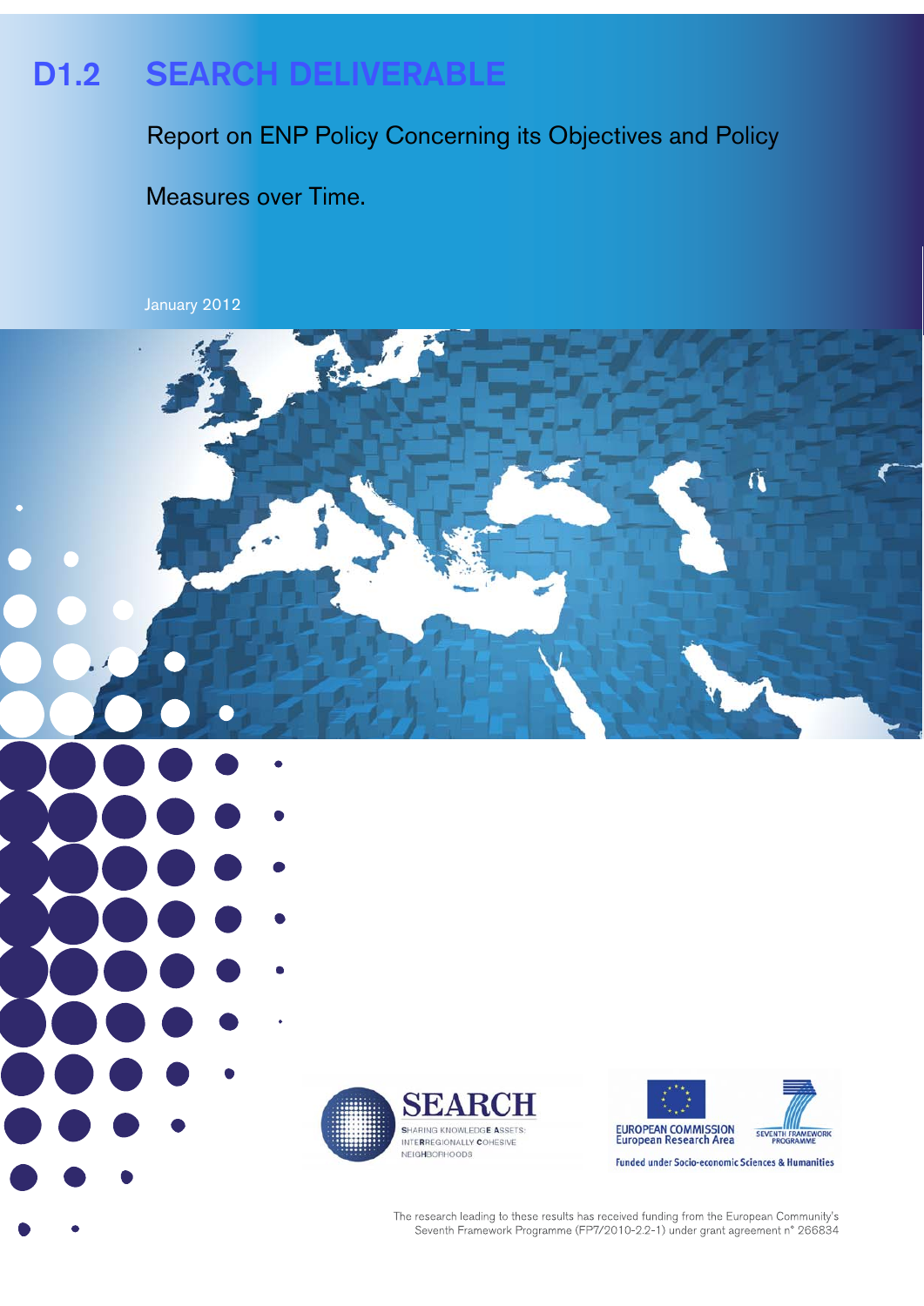# D1.2 SEARCH DELIVERABLE

Report on ENP Policy Concerning its Objectives and Policy Measures over Time.

January 2012

SEARCH
SHARING KNOWLEDGE ASSETS: INTERREGIONALLY COHESIVE NEIGHBORHOODS

EUROPEAN COMMISSION
European Research Area

SEVENTH FRAMEWORK PROGRAMME

Funded under Socio-economic Sciences & Humanities

The research leading to these results has received funding from the European Community's Seventh Framework Programme (FP7/2010-2.2-1) under grant agreement n° 266834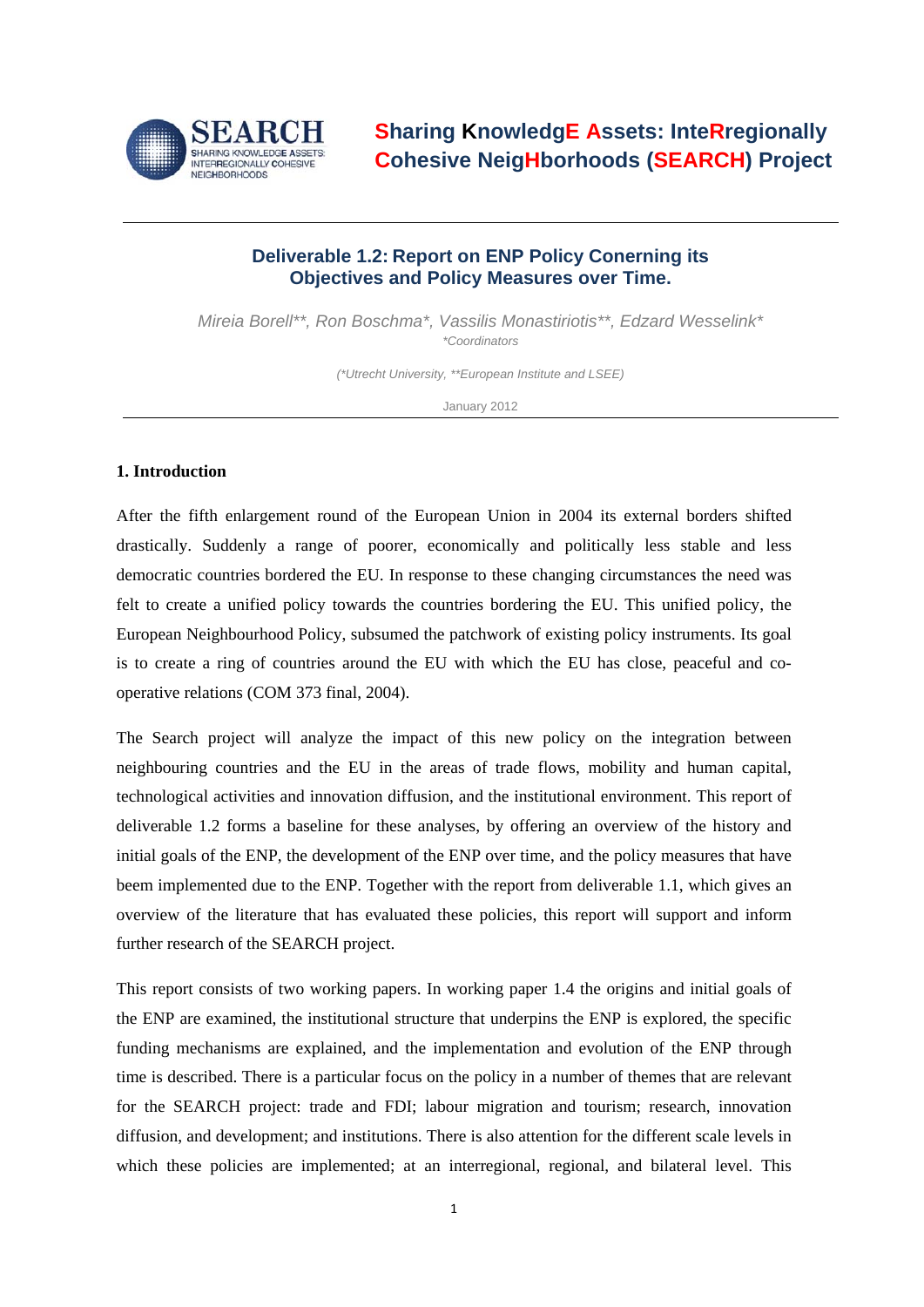**Sharing KnowledgE Assets: InteRregionally Cohesive NeigHborhoods (SEARCH) Project**

---

## Deliverable 1.2: Report on ENP Policy Conerning its Objectives and Policy Measures over Time.

*Mireia Borell\*\*, Ron Boschma\*, Vassilis Monastiriotis\*\*, Edzard Wesselink\**

*\*Coordinators*

*(\*Utrecht University, \*\*European Institute and LSEE)*

January 2012

---

### 1. Introduction

After the fifth enlargement round of the European Union in 2004 its external borders shifted drastically. Suddenly a range of poorer, economically and politically less stable and less democratic countries bordered the EU. In response to these changing circumstances the need was felt to create a unified policy towards the countries bordering the EU. This unified policy, the European Neighbourhood Policy, subsumed the patchwork of existing policy instruments. Its goal is to create a ring of countries around the EU with which the EU has close, peaceful and co-operative relations (COM 373 final, 2004).

The Search project will analyze the impact of this new policy on the integration between neighbouring countries and the EU in the areas of trade flows, mobility and human capital, technological activities and innovation diffusion, and the institutional environment. This report of deliverable 1.2 forms a baseline for these analyses, by offering an overview of the history and initial goals of the ENP, the development of the ENP over time, and the policy measures that have beem implemented due to the ENP. Together with the report from deliverable 1.1, which gives an overview of the literature that has evaluated these policies, this report will support and inform further research of the SEARCH project.

This report consists of two working papers. In working paper 1.4 the origins and initial goals of the ENP are examined, the institutional structure that underpins the ENP is explored, the specific funding mechanisms are explained, and the implementation and evolution of the ENP through time is described. There is a particular focus on the policy in a number of themes that are relevant for the SEARCH project: trade and FDI; labour migration and tourism; research, innovation diffusion, and development; and institutions. There is also attention for the different scale levels in which these policies are implemented; at an interregional, regional, and bilateral level. This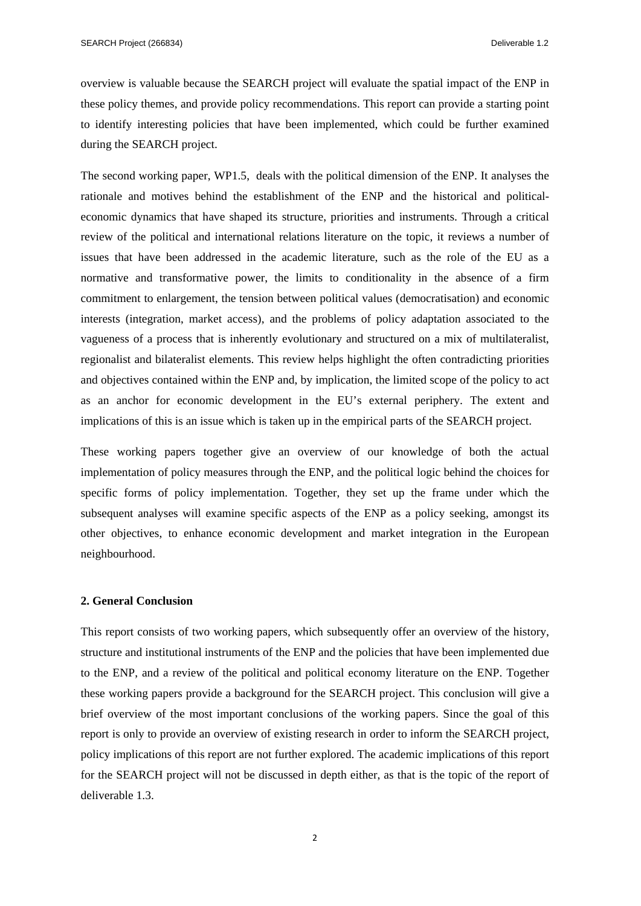overview is valuable because the SEARCH project will evaluate the spatial impact of the ENP in these policy themes, and provide policy recommendations. This report can provide a starting point to identify interesting policies that have been implemented, which could be further examined during the SEARCH project.

The second working paper, WP1.5, deals with the political dimension of the ENP. It analyses the rationale and motives behind the establishment of the ENP and the historical and political-economic dynamics that have shaped its structure, priorities and instruments. Through a critical review of the political and international relations literature on the topic, it reviews a number of issues that have been addressed in the academic literature, such as the role of the EU as a normative and transformative power, the limits to conditionality in the absence of a firm commitment to enlargement, the tension between political values (democratisation) and economic interests (integration, market access), and the problems of policy adaptation associated to the vagueness of a process that is inherently evolutionary and structured on a mix of multilateralist, regionalist and bilateralist elements. This review helps highlight the often contradicting priorities and objectives contained within the ENP and, by implication, the limited scope of the policy to act as an anchor for economic development in the EU's external periphery. The extent and implications of this is an issue which is taken up in the empirical parts of the SEARCH project.

These working papers together give an overview of our knowledge of both the actual implementation of policy measures through the ENP, and the political logic behind the choices for specific forms of policy implementation. Together, they set up the frame under which the subsequent analyses will examine specific aspects of the ENP as a policy seeking, amongst its other objectives, to enhance economic development and market integration in the European neighbourhood.

## 2. General Conclusion

This report consists of two working papers, which subsequently offer an overview of the history, structure and institutional instruments of the ENP and the policies that have been implemented due to the ENP, and a review of the political and political economy literature on the ENP. Together these working papers provide a background for the SEARCH project. This conclusion will give a brief overview of the most important conclusions of the working papers. Since the goal of this report is only to provide an overview of existing research in order to inform the SEARCH project, policy implications of this report are not further explored. The academic implications of this report for the SEARCH project will not be discussed in depth either, as that is the topic of the report of deliverable 1.3.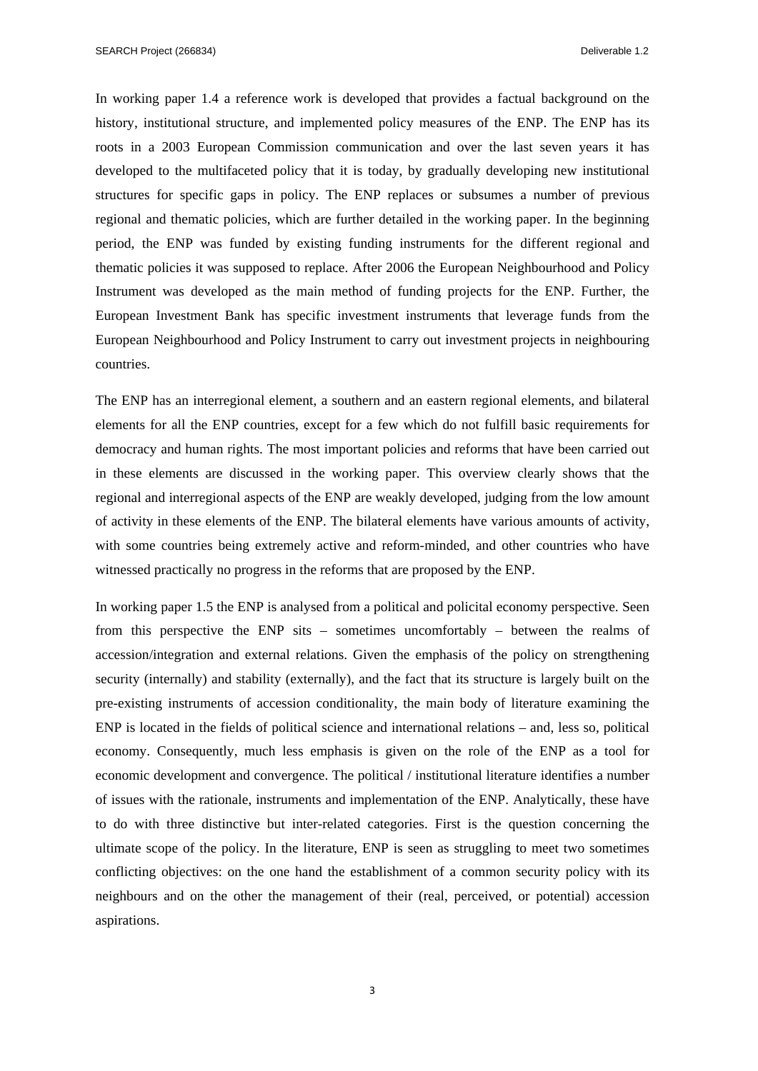In working paper 1.4 a reference work is developed that provides a factual background on the history, institutional structure, and implemented policy measures of the ENP. The ENP has its roots in a 2003 European Commission communication and over the last seven years it has developed to the multifaceted policy that it is today, by gradually developing new institutional structures for specific gaps in policy. The ENP replaces or subsumes a number of previous regional and thematic policies, which are further detailed in the working paper. In the beginning period, the ENP was funded by existing funding instruments for the different regional and thematic policies it was supposed to replace. After 2006 the European Neighbourhood and Policy Instrument was developed as the main method of funding projects for the ENP. Further, the European Investment Bank has specific investment instruments that leverage funds from the European Neighbourhood and Policy Instrument to carry out investment projects in neighbouring countries.

The ENP has an interregional element, a southern and an eastern regional elements, and bilateral elements for all the ENP countries, except for a few which do not fulfill basic requirements for democracy and human rights. The most important policies and reforms that have been carried out in these elements are discussed in the working paper. This overview clearly shows that the regional and interregional aspects of the ENP are weakly developed, judging from the low amount of activity in these elements of the ENP. The bilateral elements have various amounts of activity, with some countries being extremely active and reform-minded, and other countries who have witnessed practically no progress in the reforms that are proposed by the ENP.

In working paper 1.5 the ENP is analysed from a political and policital economy perspective. Seen from this perspective the ENP sits – sometimes uncomfortably – between the realms of accession/integration and external relations. Given the emphasis of the policy on strengthening security (internally) and stability (externally), and the fact that its structure is largely built on the pre-existing instruments of accession conditionality, the main body of literature examining the ENP is located in the fields of political science and international relations – and, less so, political economy. Consequently, much less emphasis is given on the role of the ENP as a tool for economic development and convergence. The political / institutional literature identifies a number of issues with the rationale, instruments and implementation of the ENP. Analytically, these have to do with three distinctive but inter-related categories. First is the question concerning the ultimate scope of the policy. In the literature, ENP is seen as struggling to meet two sometimes conflicting objectives: on the one hand the establishment of a common security policy with its neighbours and on the other the management of their (real, perceived, or potential) accession aspirations.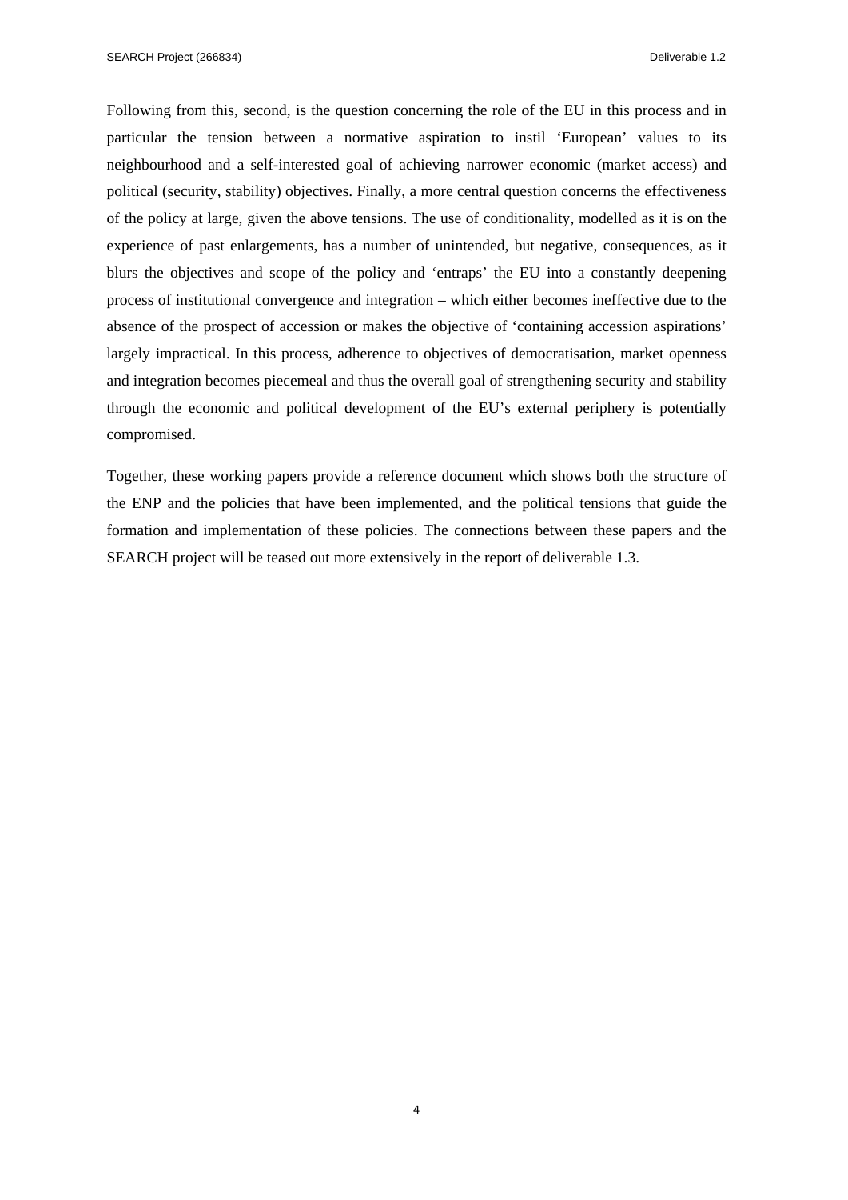Following from this, second, is the question concerning the role of the EU in this process and in particular the tension between a normative aspiration to instil 'European' values to its neighbourhood and a self-interested goal of achieving narrower economic (market access) and political (security, stability) objectives. Finally, a more central question concerns the effectiveness of the policy at large, given the above tensions. The use of conditionality, modelled as it is on the experience of past enlargements, has a number of unintended, but negative, consequences, as it blurs the objectives and scope of the policy and 'entraps' the EU into a constantly deepening process of institutional convergence and integration – which either becomes ineffective due to the absence of the prospect of accession or makes the objective of 'containing accession aspirations' largely impractical. In this process, adherence to objectives of democratisation, market openness and integration becomes piecemeal and thus the overall goal of strengthening security and stability through the economic and political development of the EU's external periphery is potentially compromised.

Together, these working papers provide a reference document which shows both the structure of the ENP and the policies that have been implemented, and the political tensions that guide the formation and implementation of these policies. The connections between these papers and the SEARCH project will be teased out more extensively in the report of deliverable 1.3.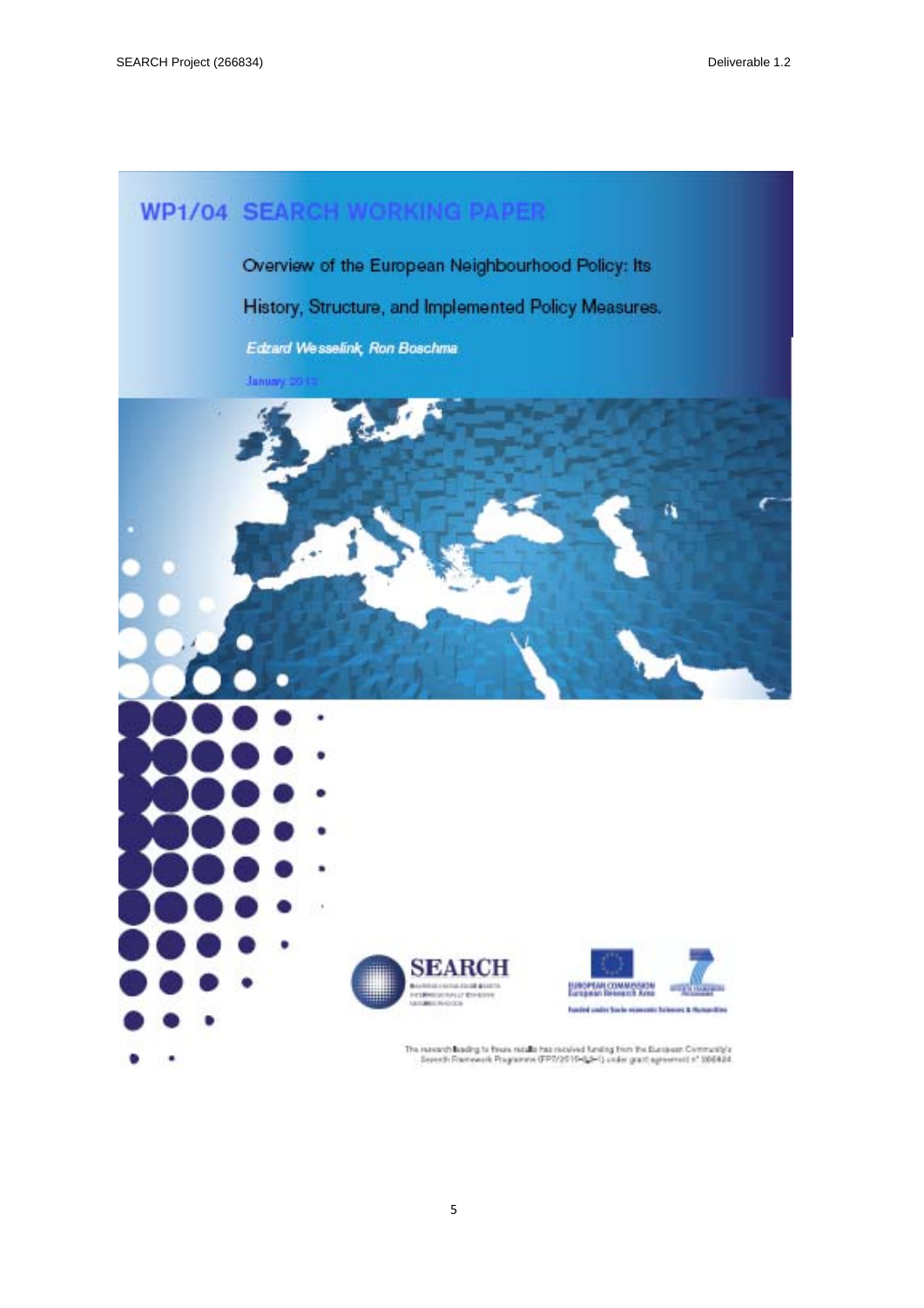# WP1/04 SEARCH WORKING PAPER

Overview of the European Neighbourhood Policy: Its History, Structure, and Implemented Policy Measures.

*Edzard Wesselink, Ron Boschma*

January 2013

SEARCH

EUROPEAN COMMISSION
European Research Area

Funded under Socio-economic Sciences & Humanities

The research leading to these results has received funding from the European Community's Seventh Framework Programme (FP7/2010-2014) under grant agreement n° 266834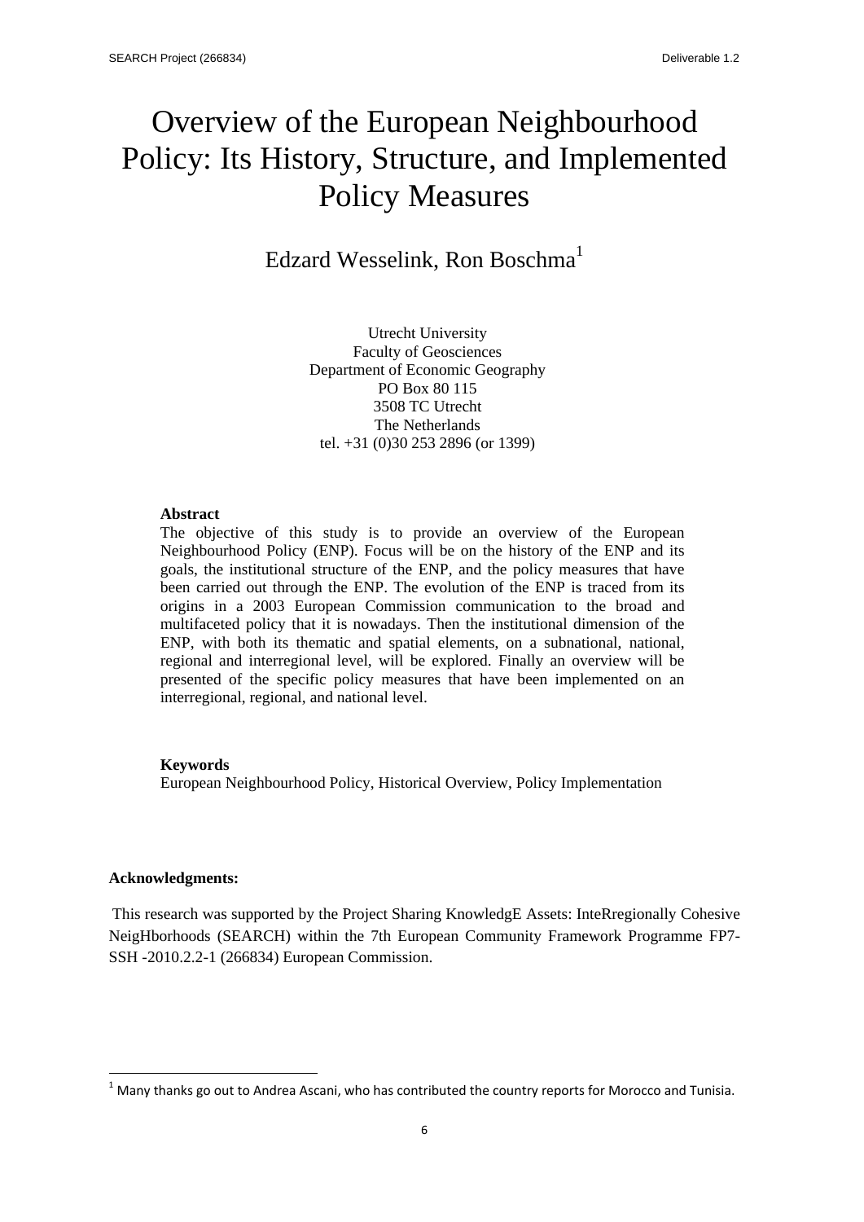# Overview of the European Neighbourhood Policy: Its History, Structure, and Implemented Policy Measures

Edzard Wesselink, Ron Boschma[1]

Utrecht University
Faculty of Geosciences
Department of Economic Geography
PO Box 80 115
3508 TC Utrecht
The Netherlands
tel. +31 (0)30 253 2896 (or 1399)

**Abstract**

The objective of this study is to provide an overview of the European Neighbourhood Policy (ENP). Focus will be on the history of the ENP and its goals, the institutional structure of the ENP, and the policy measures that have been carried out through the ENP. The evolution of the ENP is traced from its origins in a 2003 European Commission communication to the broad and multifaceted policy that it is nowadays. Then the institutional dimension of the ENP, with both its thematic and spatial elements, on a subnational, national, regional and interregional level, will be explored. Finally an overview will be presented of the specific policy measures that have been implemented on an interregional, regional, and national level.

**Keywords**

European Neighbourhood Policy, Historical Overview, Policy Implementation

**Acknowledgments:**

This research was supported by the Project Sharing KnowledgE Assets: InteRregionally Cohesive NeigHborhoods (SEARCH) within the 7th European Community Framework Programme FP7-SSH -2010.2.2-1 (266834) European Commission.

[1] Many thanks go out to Andrea Ascani, who has contributed the country reports for Morocco and Tunisia.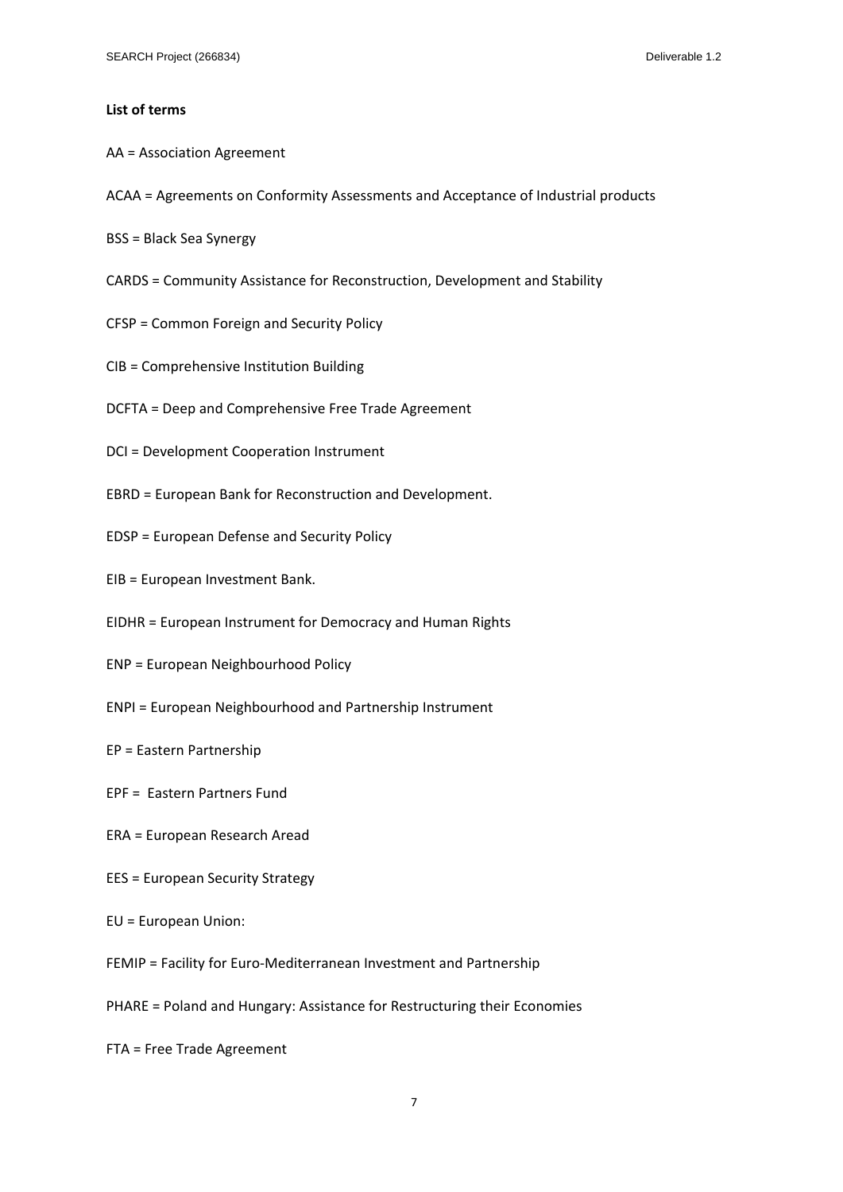**List of terms**

AA = Association Agreement

ACAA = Agreements on Conformity Assessments and Acceptance of Industrial products

BSS = Black Sea Synergy

CARDS = Community Assistance for Reconstruction, Development and Stability

CFSP = Common Foreign and Security Policy

CIB = Comprehensive Institution Building

DCFTA = Deep and Comprehensive Free Trade Agreement

DCI = Development Cooperation Instrument

EBRD = European Bank for Reconstruction and Development.

EDSP = European Defense and Security Policy

EIB = European Investment Bank.

EIDHR = European Instrument for Democracy and Human Rights

ENP = European Neighbourhood Policy

ENPI = European Neighbourhood and Partnership Instrument

EP = Eastern Partnership

EPF = Eastern Partners Fund

ERA = European Research Aread

EES = European Security Strategy

EU = European Union:

FEMIP = Facility for Euro-Mediterranean Investment and Partnership

PHARE = Poland and Hungary: Assistance for Restructuring their Economies

FTA = Free Trade Agreement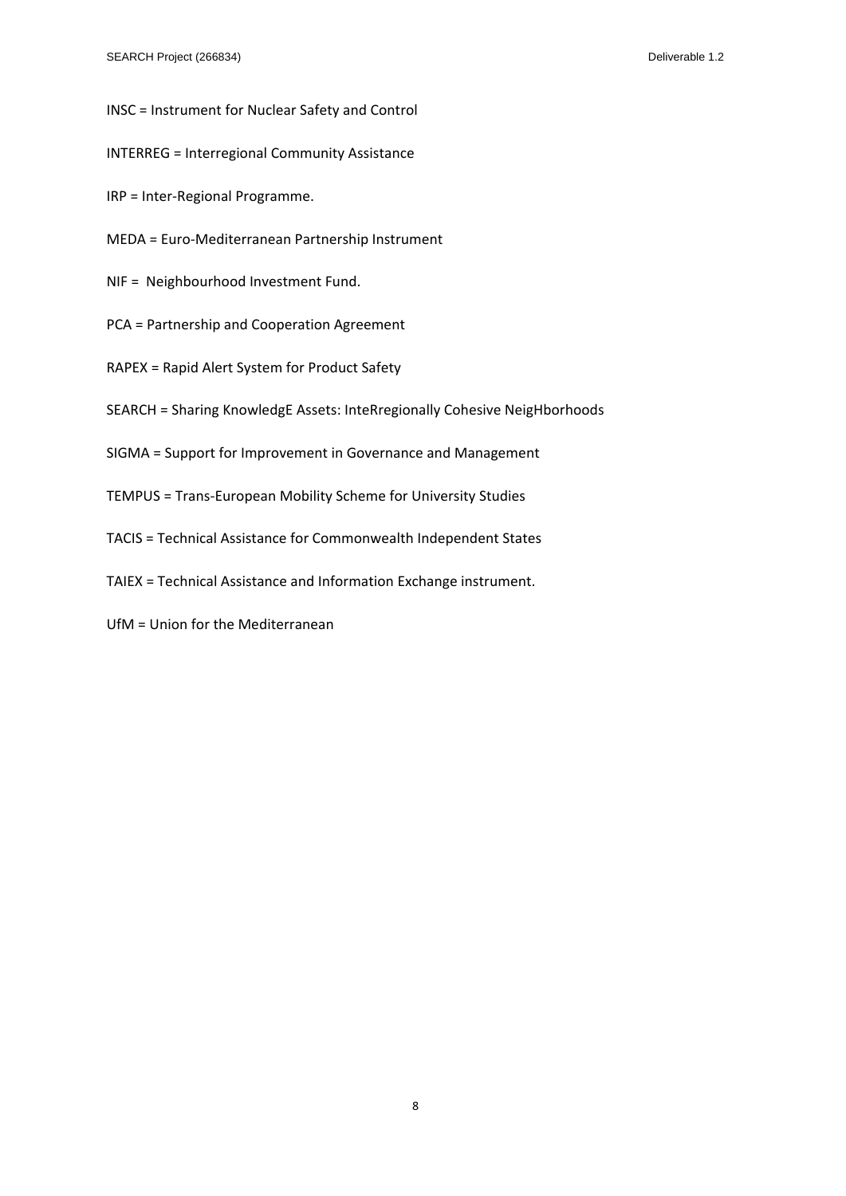INSC = Instrument for Nuclear Safety and Control

INTERREG = Interregional Community Assistance

IRP = Inter-Regional Programme.

MEDA = Euro-Mediterranean Partnership Instrument

NIF =  Neighbourhood Investment Fund.

PCA = Partnership and Cooperation Agreement

RAPEX = Rapid Alert System for Product Safety

SEARCH = Sharing KnowledgE Assets: InteRregionally Cohesive NeigHborhoods

SIGMA = Support for Improvement in Governance and Management

TEMPUS = Trans-European Mobility Scheme for University Studies

TACIS = Technical Assistance for Commonwealth Independent States

TAIEX = Technical Assistance and Information Exchange instrument.

UfM = Union for the Mediterranean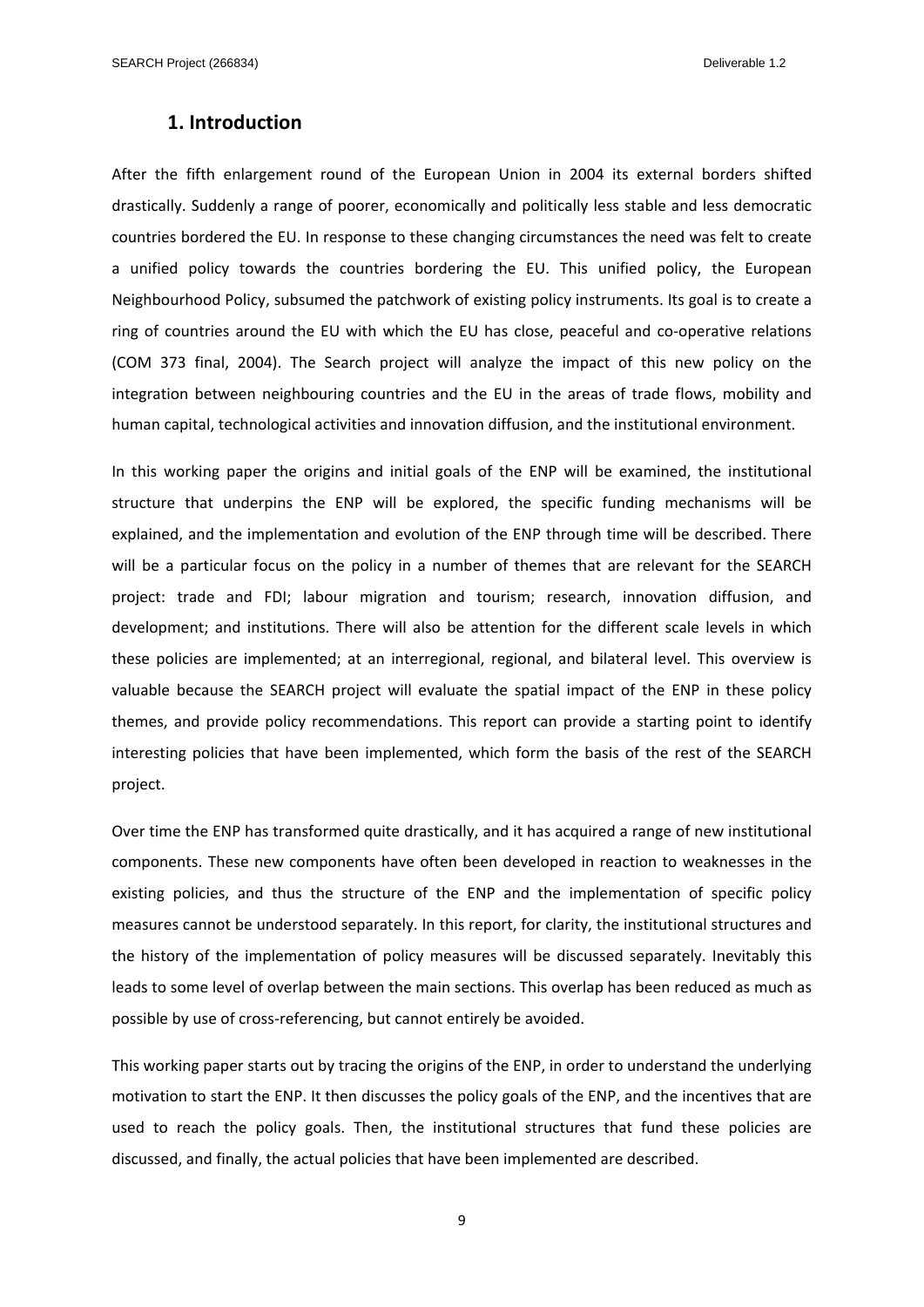## 1. Introduction

After the fifth enlargement round of the European Union in 2004 its external borders shifted drastically. Suddenly a range of poorer, economically and politically less stable and less democratic countries bordered the EU. In response to these changing circumstances the need was felt to create a unified policy towards the countries bordering the EU. This unified policy, the European Neighbourhood Policy, subsumed the patchwork of existing policy instruments. Its goal is to create a ring of countries around the EU with which the EU has close, peaceful and co-operative relations (COM 373 final, 2004). The Search project will analyze the impact of this new policy on the integration between neighbouring countries and the EU in the areas of trade flows, mobility and human capital, technological activities and innovation diffusion, and the institutional environment.

In this working paper the origins and initial goals of the ENP will be examined, the institutional structure that underpins the ENP will be explored, the specific funding mechanisms will be explained, and the implementation and evolution of the ENP through time will be described. There will be a particular focus on the policy in a number of themes that are relevant for the SEARCH project: trade and FDI; labour migration and tourism; research, innovation diffusion, and development; and institutions. There will also be attention for the different scale levels in which these policies are implemented; at an interregional, regional, and bilateral level. This overview is valuable because the SEARCH project will evaluate the spatial impact of the ENP in these policy themes, and provide policy recommendations. This report can provide a starting point to identify interesting policies that have been implemented, which form the basis of the rest of the SEARCH project.

Over time the ENP has transformed quite drastically, and it has acquired a range of new institutional components. These new components have often been developed in reaction to weaknesses in the existing policies, and thus the structure of the ENP and the implementation of specific policy measures cannot be understood separately. In this report, for clarity, the institutional structures and the history of the implementation of policy measures will be discussed separately. Inevitably this leads to some level of overlap between the main sections. This overlap has been reduced as much as possible by use of cross-referencing, but cannot entirely be avoided.

This working paper starts out by tracing the origins of the ENP, in order to understand the underlying motivation to start the ENP. It then discusses the policy goals of the ENP, and the incentives that are used to reach the policy goals. Then, the institutional structures that fund these policies are discussed, and finally, the actual policies that have been implemented are described.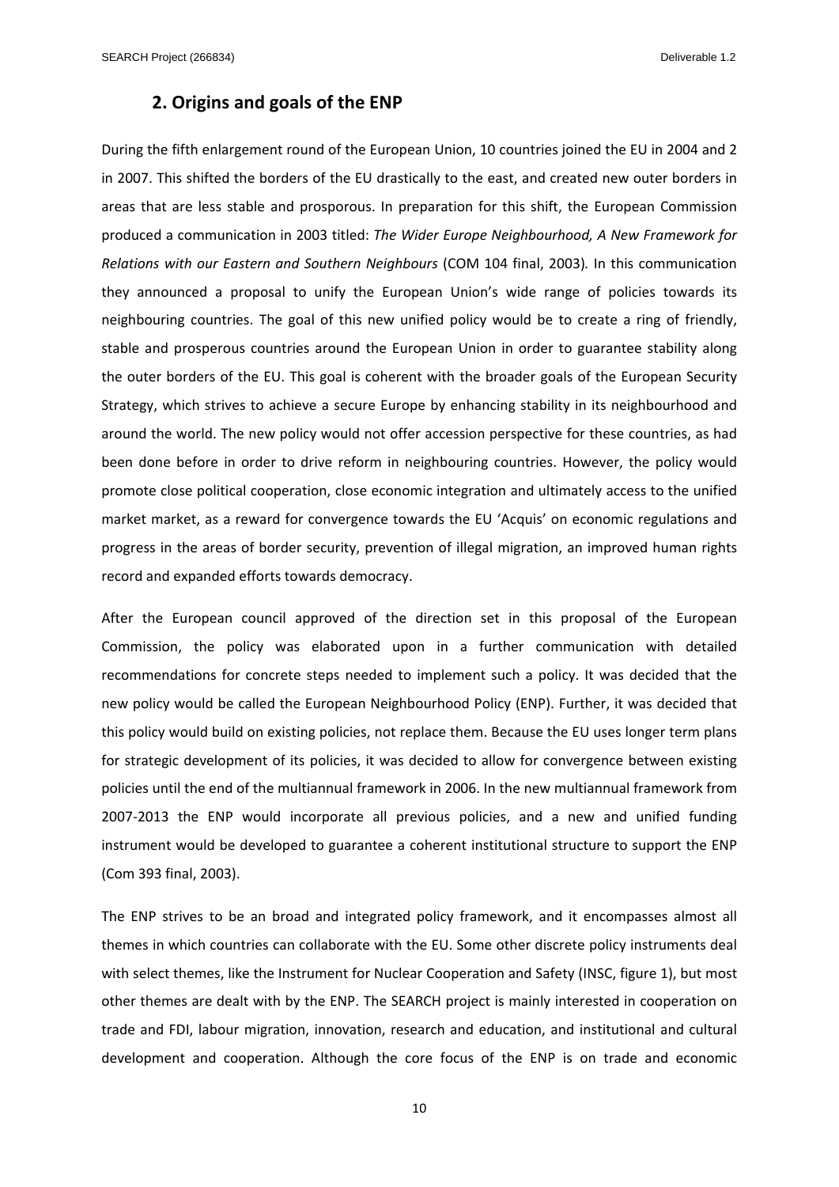## 2. Origins and goals of the ENP

During the fifth enlargement round of the European Union, 10 countries joined the EU in 2004 and 2 in 2007. This shifted the borders of the EU drastically to the east, and created new outer borders in areas that are less stable and prosporous. In preparation for this shift, the European Commission produced a communication in 2003 titled: *The Wider Europe Neighbourhood, A New Framework for Relations with our Eastern and Southern Neighbours* (COM 104 final, 2003). In this communication they announced a proposal to unify the European Union's wide range of policies towards its neighbouring countries. The goal of this new unified policy would be to create a ring of friendly, stable and prosperous countries around the European Union in order to guarantee stability along the outer borders of the EU. This goal is coherent with the broader goals of the European Security Strategy, which strives to achieve a secure Europe by enhancing stability in its neighbourhood and around the world. The new policy would not offer accession perspective for these countries, as had been done before in order to drive reform in neighbouring countries. However, the policy would promote close political cooperation, close economic integration and ultimately access to the unified market market, as a reward for convergence towards the EU 'Acquis' on economic regulations and progress in the areas of border security, prevention of illegal migration, an improved human rights record and expanded efforts towards democracy.

After the European council approved of the direction set in this proposal of the European Commission, the policy was elaborated upon in a further communication with detailed recommendations for concrete steps needed to implement such a policy. It was decided that the new policy would be called the European Neighbourhood Policy (ENP). Further, it was decided that this policy would build on existing policies, not replace them. Because the EU uses longer term plans for strategic development of its policies, it was decided to allow for convergence between existing policies until the end of the multiannual framework in 2006. In the new multiannual framework from 2007-2013 the ENP would incorporate all previous policies, and a new and unified funding instrument would be developed to guarantee a coherent institutional structure to support the ENP (Com 393 final, 2003).

The ENP strives to be an broad and integrated policy framework, and it encompasses almost all themes in which countries can collaborate with the EU. Some other discrete policy instruments deal with select themes, like the Instrument for Nuclear Cooperation and Safety (INSC, figure 1), but most other themes are dealt with by the ENP. The SEARCH project is mainly interested in cooperation on trade and FDI, labour migration, innovation, research and education, and institutional and cultural development and cooperation. Although the core focus of the ENP is on trade and economic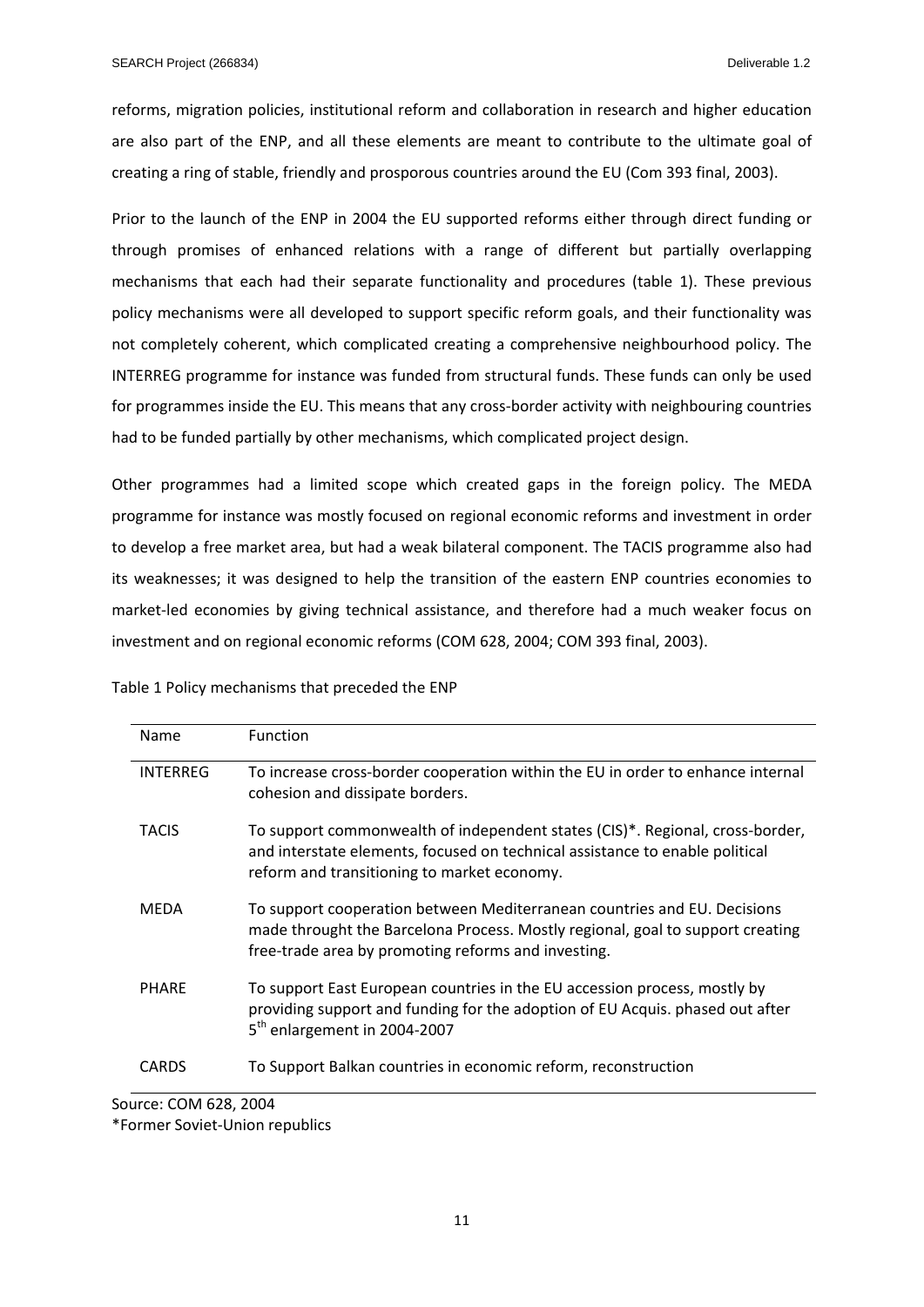reforms, migration policies, institutional reform and collaboration in research and higher education are also part of the ENP, and all these elements are meant to contribute to the ultimate goal of creating a ring of stable, friendly and prosporous countries around the EU (Com 393 final, 2003).

Prior to the launch of the ENP in 2004 the EU supported reforms either through direct funding or through promises of enhanced relations with a range of different but partially overlapping mechanisms that each had their separate functionality and procedures (table 1). These previous policy mechanisms were all developed to support specific reform goals, and their functionality was not completely coherent, which complicated creating a comprehensive neighbourhood policy. The INTERREG programme for instance was funded from structural funds. These funds can only be used for programmes inside the EU. This means that any cross-border activity with neighbouring countries had to be funded partially by other mechanisms, which complicated project design.

Other programmes had a limited scope which created gaps in the foreign policy. The MEDA programme for instance was mostly focused on regional economic reforms and investment in order to develop a free market area, but had a weak bilateral component. The TACIS programme also had its weaknesses; it was designed to help the transition of the eastern ENP countries economies to market-led economies by giving technical assistance, and therefore had a much weaker focus on investment and on regional economic reforms (COM 628, 2004; COM 393 final, 2003).

Table 1 Policy mechanisms that preceded the ENP

| Name | Function |
|---|---|
| INTERREG | To increase cross-border cooperation within the EU in order to enhance internal cohesion and dissipate borders. |
| TACIS | To support commonwealth of independent states (CIS)*. Regional, cross-border, and interstate elements, focused on technical assistance to enable political reform and transitioning to market economy. |
| MEDA | To support cooperation between Mediterranean countries and EU. Decisions made throught the Barcelona Process. Mostly regional, goal to support creating free-trade area by promoting reforms and investing. |
| PHARE | To support East European countries in the EU accession process, mostly by providing support and funding for the adoption of EU Acquis. phased out after 5th enlargement in 2004-2007 |
| CARDS | To Support Balkan countries in economic reform, reconstruction |

Source: COM 628, 2004
*Former Soviet-Union republics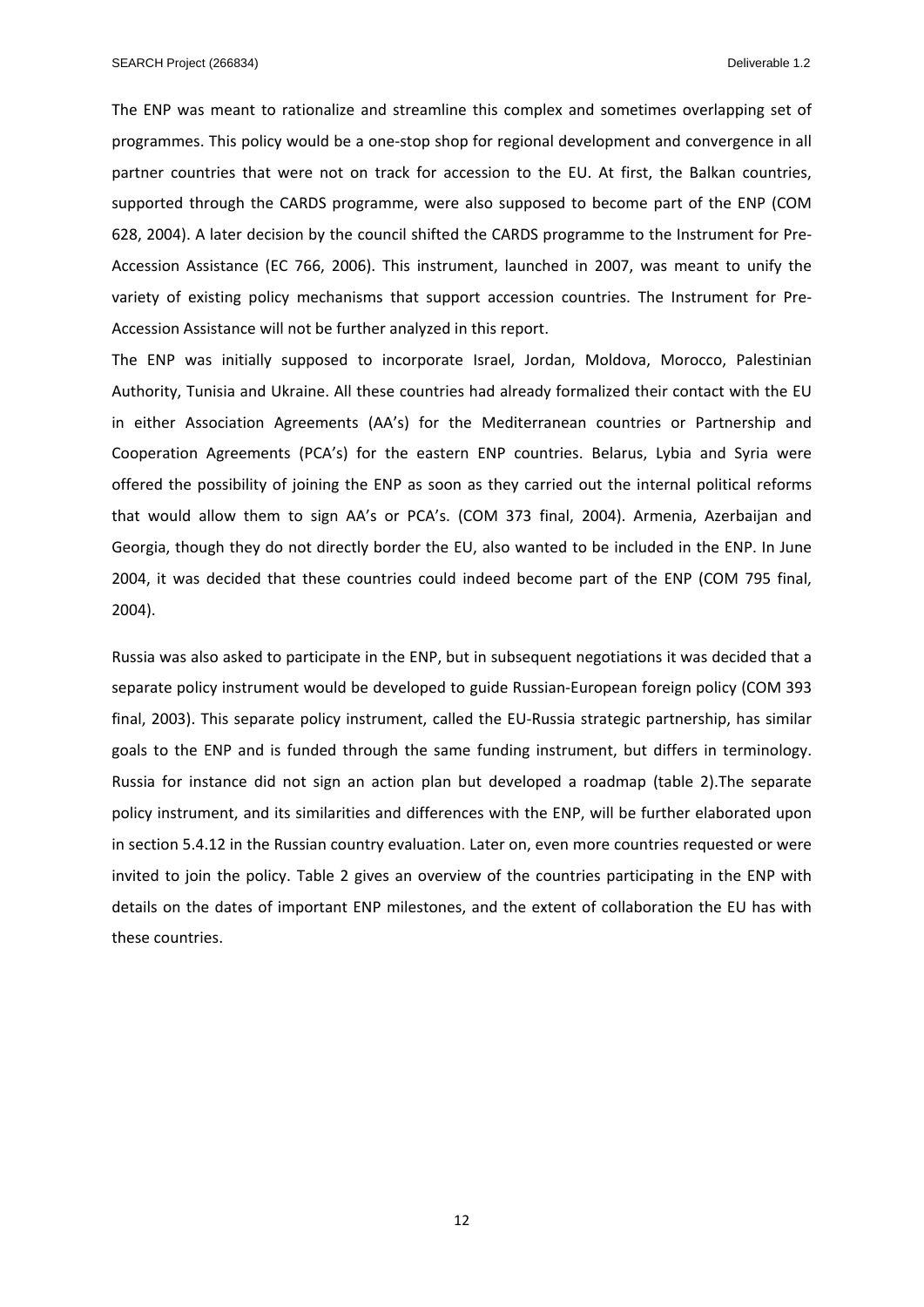The ENP was meant to rationalize and streamline this complex and sometimes overlapping set of programmes. This policy would be a one-stop shop for regional development and convergence in all partner countries that were not on track for accession to the EU. At first, the Balkan countries, supported through the CARDS programme, were also supposed to become part of the ENP (COM 628, 2004). A later decision by the council shifted the CARDS programme to the Instrument for Pre-Accession Assistance (EC 766, 2006). This instrument, launched in 2007, was meant to unify the variety of existing policy mechanisms that support accession countries. The Instrument for Pre-Accession Assistance will not be further analyzed in this report.

The ENP was initially supposed to incorporate Israel, Jordan, Moldova, Morocco, Palestinian Authority, Tunisia and Ukraine. All these countries had already formalized their contact with the EU in either Association Agreements (AA's) for the Mediterranean countries or Partnership and Cooperation Agreements (PCA's) for the eastern ENP countries. Belarus, Lybia and Syria were offered the possibility of joining the ENP as soon as they carried out the internal political reforms that would allow them to sign AA's or PCA's. (COM 373 final, 2004). Armenia, Azerbaijan and Georgia, though they do not directly border the EU, also wanted to be included in the ENP. In June 2004, it was decided that these countries could indeed become part of the ENP (COM 795 final, 2004).

Russia was also asked to participate in the ENP, but in subsequent negotiations it was decided that a separate policy instrument would be developed to guide Russian-European foreign policy (COM 393 final, 2003). This separate policy instrument, called the EU-Russia strategic partnership, has similar goals to the ENP and is funded through the same funding instrument, but differs in terminology. Russia for instance did not sign an action plan but developed a roadmap (table 2).The separate policy instrument, and its similarities and differences with the ENP, will be further elaborated upon in section 5.4.12 in the Russian country evaluation. Later on, even more countries requested or were invited to join the policy. Table 2 gives an overview of the countries participating in the ENP with details on the dates of important ENP milestones, and the extent of collaboration the EU has with these countries.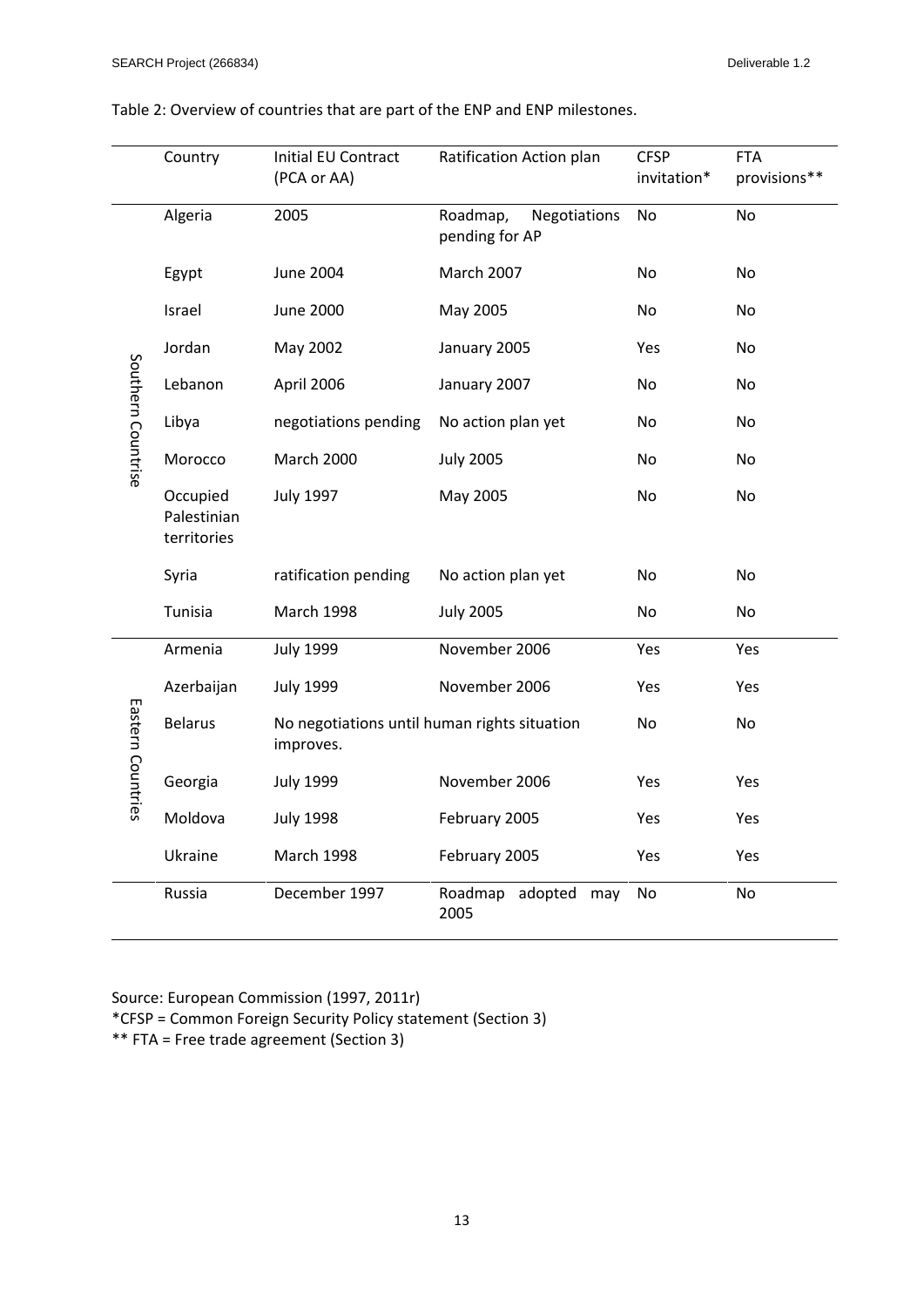Table 2: Overview of countries that are part of the ENP and ENP milestones.

| | Country | Initial EU Contract (PCA or AA) | Ratification Action plan | CFSP invitation* | FTA provisions** |
|---|---|---|---|---|---|
| Southern Countrise | Algeria | 2005 | Roadmap, Negotiations pending for AP | No | No |
| | Egypt | June 2004 | March 2007 | No | No |
| | Israel | June 2000 | May 2005 | No | No |
| | Jordan | May 2002 | January 2005 | Yes | No |
| | Lebanon | April 2006 | January 2007 | No | No |
| | Libya | negotiations pending | No action plan yet | No | No |
| | Morocco | March 2000 | July 2005 | No | No |
| | Occupied Palestinian territories | July 1997 | May 2005 | No | No |
| | Syria | ratification pending | No action plan yet | No | No |
| | Tunisia | March 1998 | July 2005 | No | No |
| Eastern Countries | Armenia | July 1999 | November 2006 | Yes | Yes |
| | Azerbaijan | July 1999 | November 2006 | Yes | Yes |
| | Belarus | No negotiations until human rights situation improves. | | No | No |
| | Georgia | July 1999 | November 2006 | Yes | Yes |
| | Moldova | July 1998 | February 2005 | Yes | Yes |
| | Ukraine | March 1998 | February 2005 | Yes | Yes |
| | Russia | December 1997 | Roadmap adopted may 2005 | No | No |

Source: European Commission (1997, 2011r)

*CFSP = Common Foreign Security Policy statement (Section 3)

** FTA = Free trade agreement (Section 3)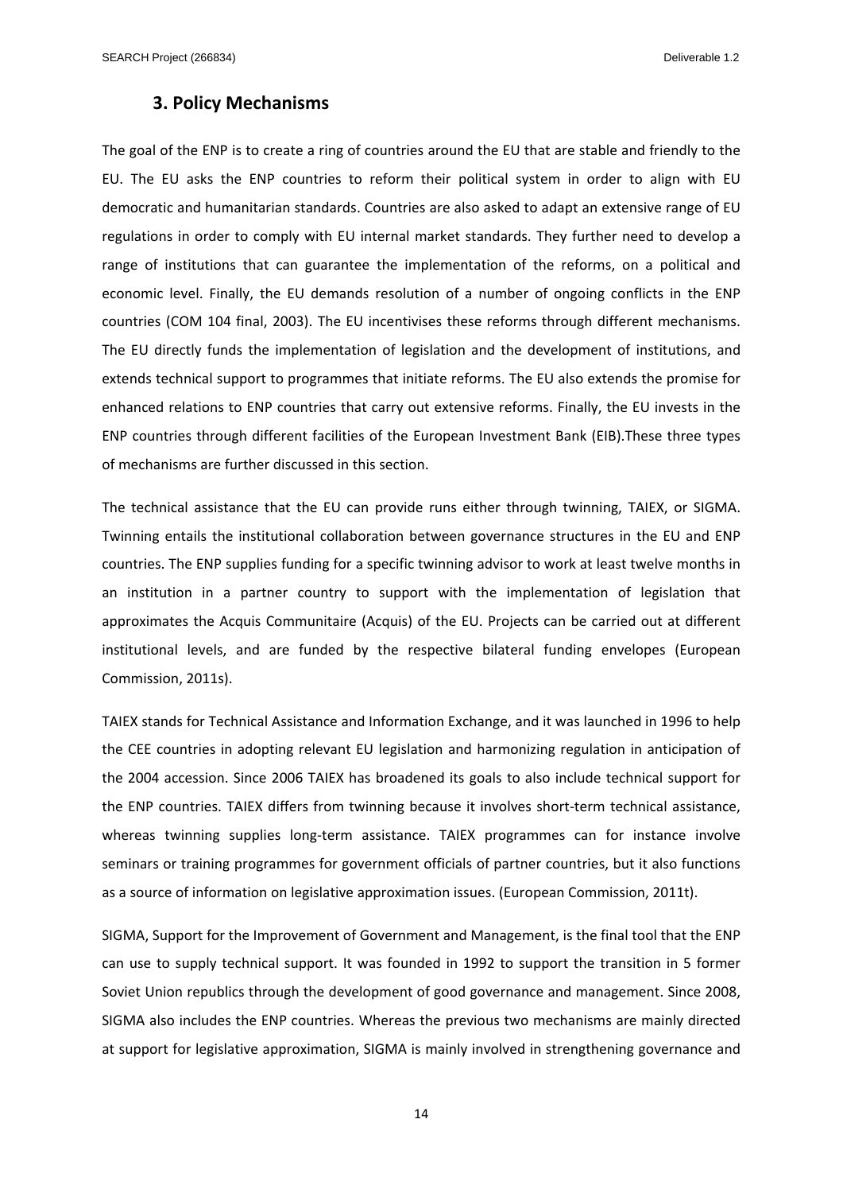## 3. Policy Mechanisms

The goal of the ENP is to create a ring of countries around the EU that are stable and friendly to the EU. The EU asks the ENP countries to reform their political system in order to align with EU democratic and humanitarian standards. Countries are also asked to adapt an extensive range of EU regulations in order to comply with EU internal market standards. They further need to develop a range of institutions that can guarantee the implementation of the reforms, on a political and economic level. Finally, the EU demands resolution of a number of ongoing conflicts in the ENP countries (COM 104 final, 2003). The EU incentivises these reforms through different mechanisms. The EU directly funds the implementation of legislation and the development of institutions, and extends technical support to programmes that initiate reforms. The EU also extends the promise for enhanced relations to ENP countries that carry out extensive reforms. Finally, the EU invests in the ENP countries through different facilities of the European Investment Bank (EIB).These three types of mechanisms are further discussed in this section.

The technical assistance that the EU can provide runs either through twinning, TAIEX, or SIGMA. Twinning entails the institutional collaboration between governance structures in the EU and ENP countries. The ENP supplies funding for a specific twinning advisor to work at least twelve months in an institution in a partner country to support with the implementation of legislation that approximates the Acquis Communitaire (Acquis) of the EU. Projects can be carried out at different institutional levels, and are funded by the respective bilateral funding envelopes (European Commission, 2011s).

TAIEX stands for Technical Assistance and Information Exchange, and it was launched in 1996 to help the CEE countries in adopting relevant EU legislation and harmonizing regulation in anticipation of the 2004 accession. Since 2006 TAIEX has broadened its goals to also include technical support for the ENP countries. TAIEX differs from twinning because it involves short-term technical assistance, whereas twinning supplies long-term assistance. TAIEX programmes can for instance involve seminars or training programmes for government officials of partner countries, but it also functions as a source of information on legislative approximation issues. (European Commission, 2011t).

SIGMA, Support for the Improvement of Government and Management, is the final tool that the ENP can use to supply technical support. It was founded in 1992 to support the transition in 5 former Soviet Union republics through the development of good governance and management. Since 2008, SIGMA also includes the ENP countries. Whereas the previous two mechanisms are mainly directed at support for legislative approximation, SIGMA is mainly involved in strengthening governance and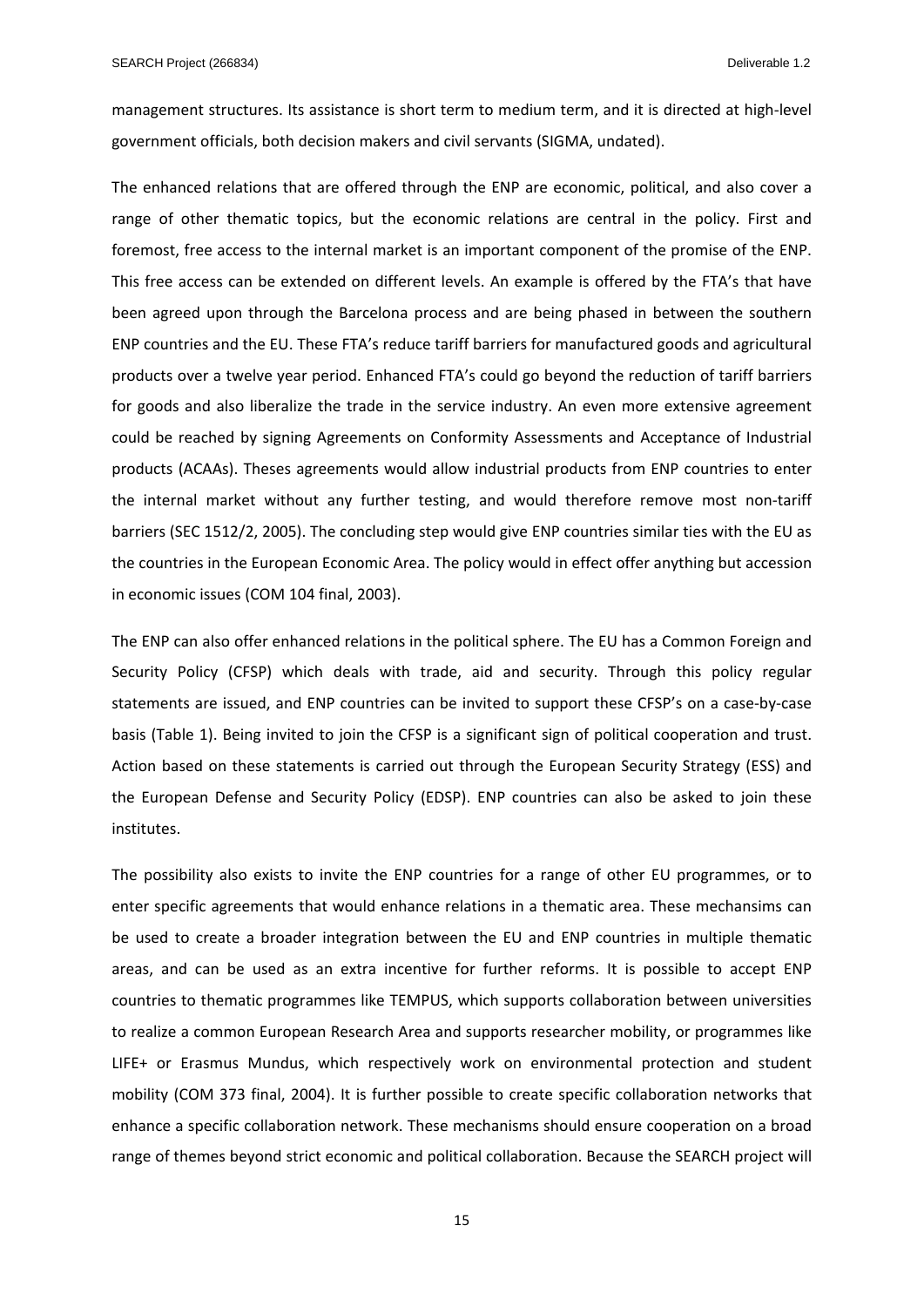management structures. Its assistance is short term to medium term, and it is directed at high-level government officials, both decision makers and civil servants (SIGMA, undated).

The enhanced relations that are offered through the ENP are economic, political, and also cover a range of other thematic topics, but the economic relations are central in the policy. First and foremost, free access to the internal market is an important component of the promise of the ENP. This free access can be extended on different levels. An example is offered by the FTA's that have been agreed upon through the Barcelona process and are being phased in between the southern ENP countries and the EU. These FTA's reduce tariff barriers for manufactured goods and agricultural products over a twelve year period. Enhanced FTA's could go beyond the reduction of tariff barriers for goods and also liberalize the trade in the service industry. An even more extensive agreement could be reached by signing Agreements on Conformity Assessments and Acceptance of Industrial products (ACAAs). Theses agreements would allow industrial products from ENP countries to enter the internal market without any further testing, and would therefore remove most non-tariff barriers (SEC 1512/2, 2005). The concluding step would give ENP countries similar ties with the EU as the countries in the European Economic Area. The policy would in effect offer anything but accession in economic issues (COM 104 final, 2003).

The ENP can also offer enhanced relations in the political sphere. The EU has a Common Foreign and Security Policy (CFSP) which deals with trade, aid and security. Through this policy regular statements are issued, and ENP countries can be invited to support these CFSP's on a case-by-case basis (Table 1). Being invited to join the CFSP is a significant sign of political cooperation and trust. Action based on these statements is carried out through the European Security Strategy (ESS) and the European Defense and Security Policy (EDSP). ENP countries can also be asked to join these institutes.

The possibility also exists to invite the ENP countries for a range of other EU programmes, or to enter specific agreements that would enhance relations in a thematic area. These mechansims can be used to create a broader integration between the EU and ENP countries in multiple thematic areas, and can be used as an extra incentive for further reforms. It is possible to accept ENP countries to thematic programmes like TEMPUS, which supports collaboration between universities to realize a common European Research Area and supports researcher mobility, or programmes like LIFE+ or Erasmus Mundus, which respectively work on environmental protection and student mobility (COM 373 final, 2004). It is further possible to create specific collaboration networks that enhance a specific collaboration network. These mechanisms should ensure cooperation on a broad range of themes beyond strict economic and political collaboration. Because the SEARCH project will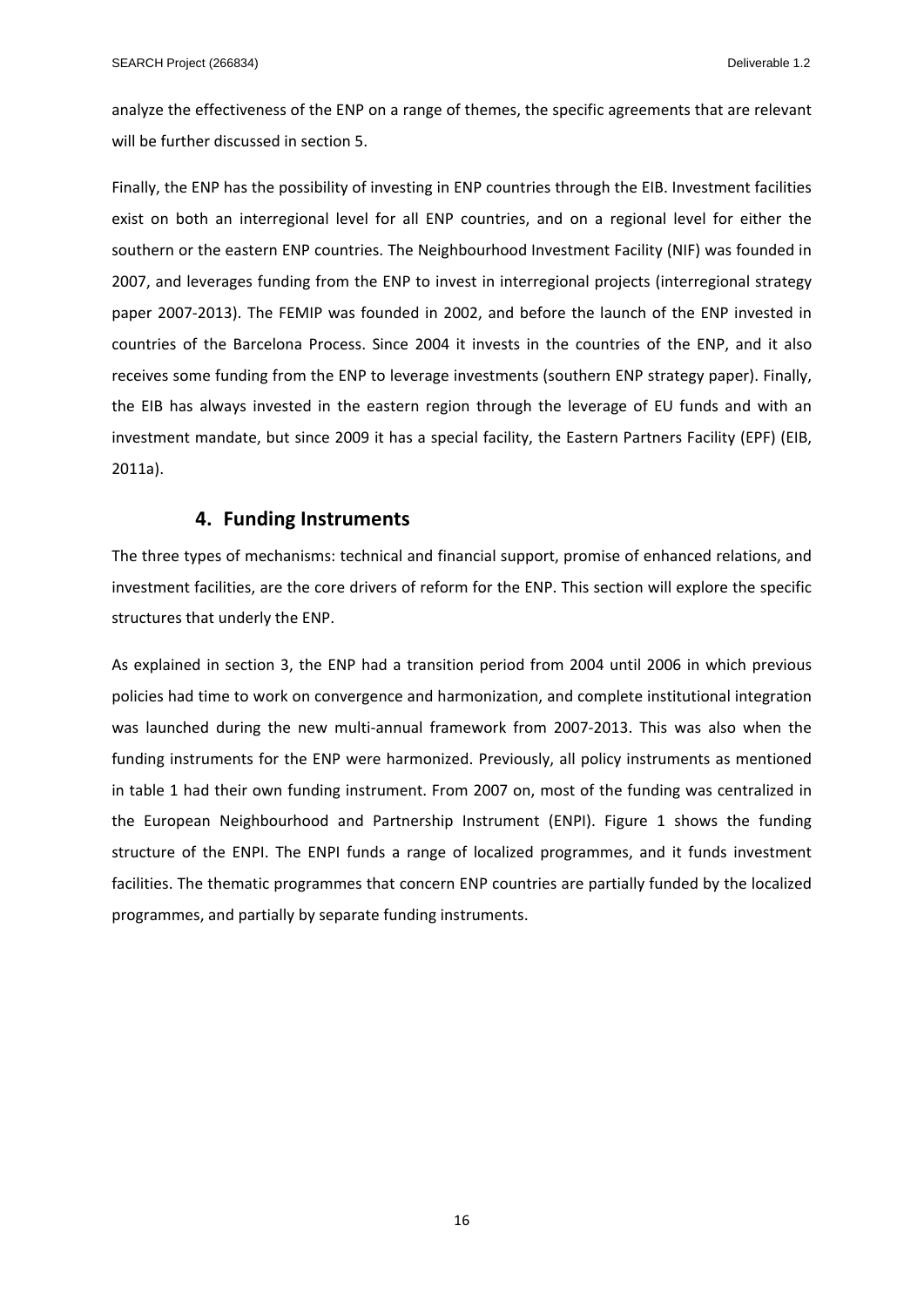analyze the effectiveness of the ENP on a range of themes, the specific agreements that are relevant will be further discussed in section 5.

Finally, the ENP has the possibility of investing in ENP countries through the EIB. Investment facilities exist on both an interregional level for all ENP countries, and on a regional level for either the southern or the eastern ENP countries. The Neighbourhood Investment Facility (NIF) was founded in 2007, and leverages funding from the ENP to invest in interregional projects (interregional strategy paper 2007-2013). The FEMIP was founded in 2002, and before the launch of the ENP invested in countries of the Barcelona Process. Since 2004 it invests in the countries of the ENP, and it also receives some funding from the ENP to leverage investments (southern ENP strategy paper). Finally, the EIB has always invested in the eastern region through the leverage of EU funds and with an investment mandate, but since 2009 it has a special facility, the Eastern Partners Facility (EPF) (EIB, 2011a).

## 4. Funding Instruments

The three types of mechanisms: technical and financial support, promise of enhanced relations, and investment facilities, are the core drivers of reform for the ENP. This section will explore the specific structures that underly the ENP.

As explained in section 3, the ENP had a transition period from 2004 until 2006 in which previous policies had time to work on convergence and harmonization, and complete institutional integration was launched during the new multi-annual framework from 2007-2013. This was also when the funding instruments for the ENP were harmonized. Previously, all policy instruments as mentioned in table 1 had their own funding instrument. From 2007 on, most of the funding was centralized in the European Neighbourhood and Partnership Instrument (ENPI). Figure 1 shows the funding structure of the ENPI. The ENPI funds a range of localized programmes, and it funds investment facilities. The thematic programmes that concern ENP countries are partially funded by the localized programmes, and partially by separate funding instruments.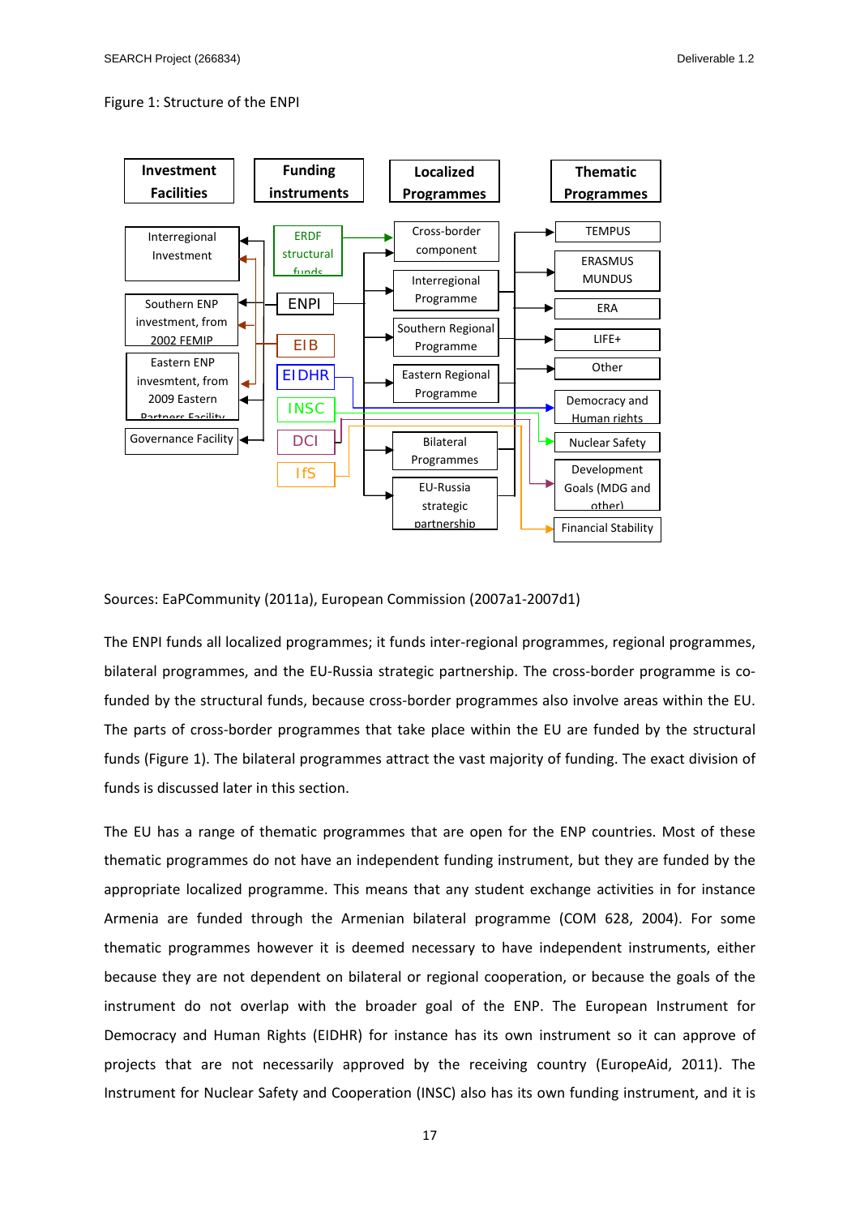Figure 1: Structure of the ENPI

| Investment Facilities | Funding instruments | Localized Programmes | Thematic Programmes |
|---|---|---|---|
| Interregional Investment | ERDF structural funds | Cross-border component | TEMPUS |
| Southern ENP investment, from 2002 FEMIP | ENPI | Interregional Programme | ERASMUS MUNDUS |
| Eastern ENP invesmtent, from 2009 Eastern Partners Facility | EIB | Southern Regional Programme | ERA |
| Governance Facility | EIDHR | Eastern Regional Programme | LIFE+ |
| | INSC | Bilateral Programmes | Other |
| | DCI | EU-Russia strategic partnership | Democracy and Human rights |
| | IfS | | Nuclear Safety |
| | | | Development Goals (MDG and other) |
| | | | Financial Stability |

Sources: EaPCommunity (2011a), European Commission (2007a1-2007d1)

The ENPI funds all localized programmes; it funds inter-regional programmes, regional programmes, bilateral programmes, and the EU-Russia strategic partnership. The cross-border programme is co-funded by the structural funds, because cross-border programmes also involve areas within the EU. The parts of cross-border programmes that take place within the EU are funded by the structural funds (Figure 1). The bilateral programmes attract the vast majority of funding. The exact division of funds is discussed later in this section.

The EU has a range of thematic programmes that are open for the ENP countries. Most of these thematic programmes do not have an independent funding instrument, but they are funded by the appropriate localized programme. This means that any student exchange activities in for instance Armenia are funded through the Armenian bilateral programme (COM 628, 2004). For some thematic programmes however it is deemed necessary to have independent instruments, either because they are not dependent on bilateral or regional cooperation, or because the goals of the instrument do not overlap with the broader goal of the ENP. The European Instrument for Democracy and Human Rights (EIDHR) for instance has its own instrument so it can approve of projects that are not necessarily approved by the receiving country (EuropeAid, 2011). The Instrument for Nuclear Safety and Cooperation (INSC) also has its own funding instrument, and it is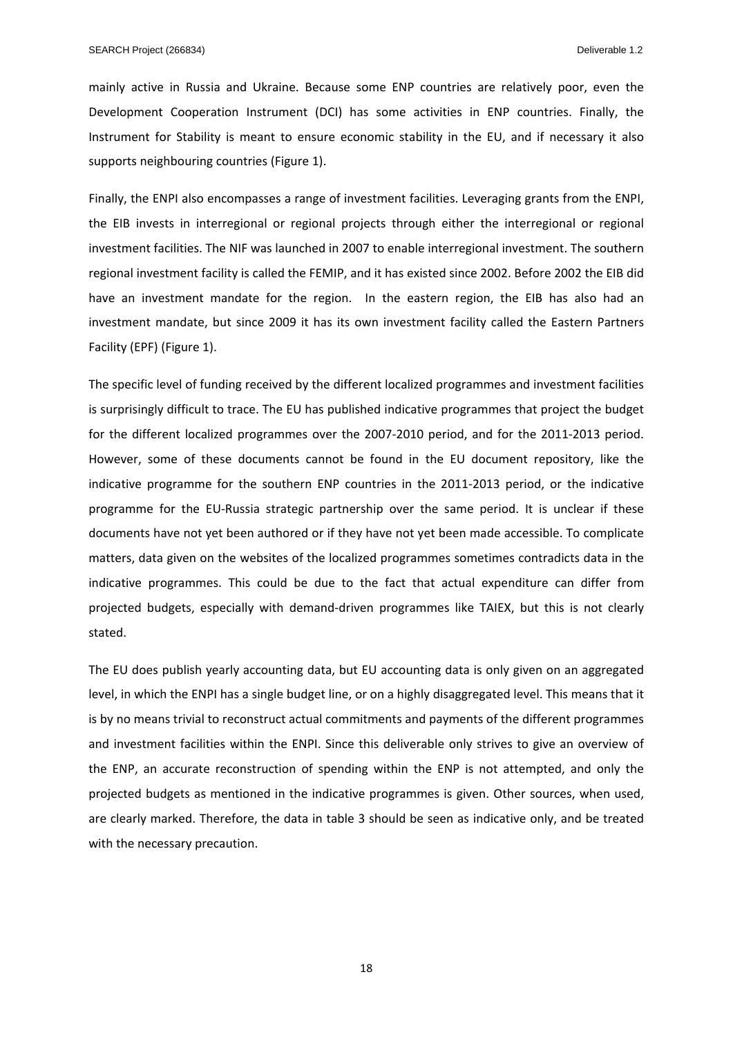mainly active in Russia and Ukraine. Because some ENP countries are relatively poor, even the Development Cooperation Instrument (DCI) has some activities in ENP countries. Finally, the Instrument for Stability is meant to ensure economic stability in the EU, and if necessary it also supports neighbouring countries (Figure 1).

Finally, the ENPI also encompasses a range of investment facilities. Leveraging grants from the ENPI, the EIB invests in interregional or regional projects through either the interregional or regional investment facilities. The NIF was launched in 2007 to enable interregional investment. The southern regional investment facility is called the FEMIP, and it has existed since 2002. Before 2002 the EIB did have an investment mandate for the region. In the eastern region, the EIB has also had an investment mandate, but since 2009 it has its own investment facility called the Eastern Partners Facility (EPF) (Figure 1).

The specific level of funding received by the different localized programmes and investment facilities is surprisingly difficult to trace. The EU has published indicative programmes that project the budget for the different localized programmes over the 2007-2010 period, and for the 2011-2013 period. However, some of these documents cannot be found in the EU document repository, like the indicative programme for the southern ENP countries in the 2011-2013 period, or the indicative programme for the EU-Russia strategic partnership over the same period. It is unclear if these documents have not yet been authored or if they have not yet been made accessible. To complicate matters, data given on the websites of the localized programmes sometimes contradicts data in the indicative programmes. This could be due to the fact that actual expenditure can differ from projected budgets, especially with demand-driven programmes like TAIEX, but this is not clearly stated.

The EU does publish yearly accounting data, but EU accounting data is only given on an aggregated level, in which the ENPI has a single budget line, or on a highly disaggregated level. This means that it is by no means trivial to reconstruct actual commitments and payments of the different programmes and investment facilities within the ENPI. Since this deliverable only strives to give an overview of the ENP, an accurate reconstruction of spending within the ENP is not attempted, and only the projected budgets as mentioned in the indicative programmes is given. Other sources, when used, are clearly marked. Therefore, the data in table 3 should be seen as indicative only, and be treated with the necessary precaution.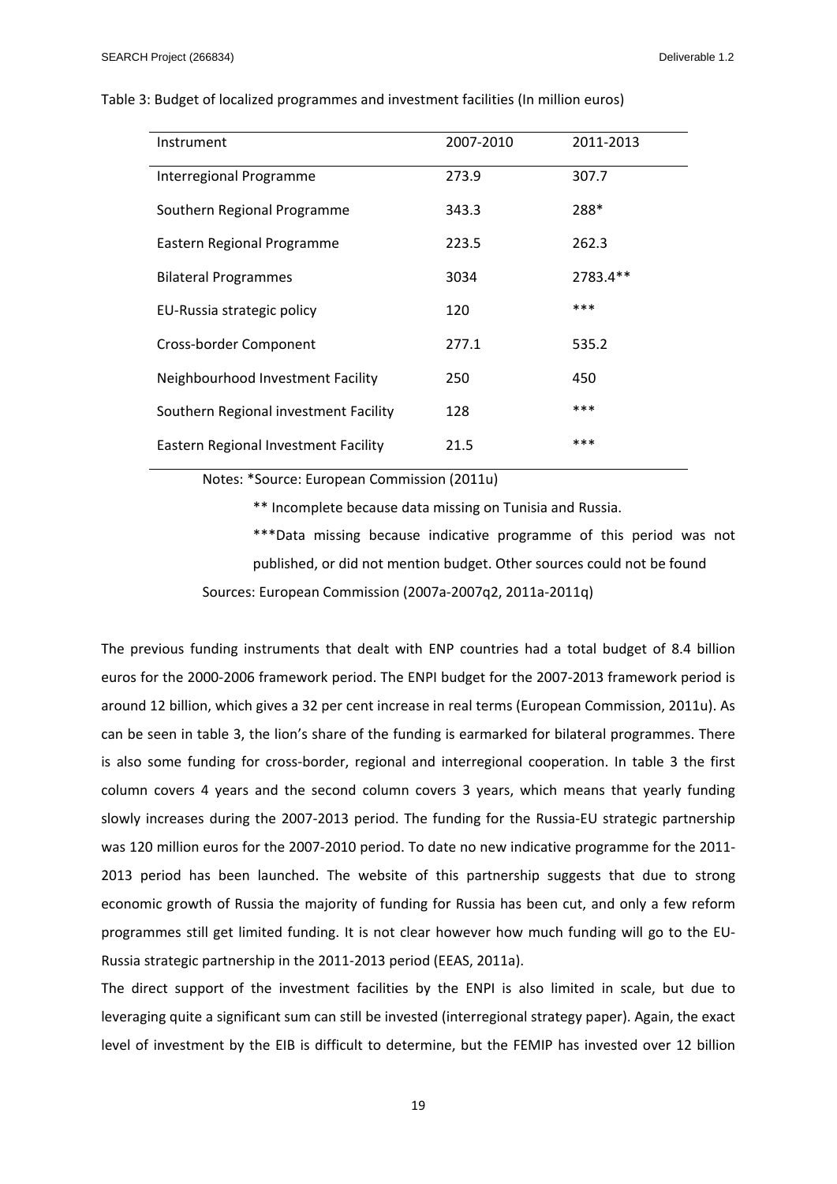Table 3: Budget of localized programmes and investment facilities (In million euros)

| Instrument | 2007-2010 | 2011-2013 |
|---|---|---|
| Interregional Programme | 273.9 | 307.7 |
| Southern Regional Programme | 343.3 | 288* |
| Eastern Regional Programme | 223.5 | 262.3 |
| Bilateral Programmes | 3034 | 2783.4** |
| EU-Russia strategic policy | 120 | *** |
| Cross-border Component | 277.1 | 535.2 |
| Neighbourhood Investment Facility | 250 | 450 |
| Southern Regional investment Facility | 128 | *** |
| Eastern Regional Investment Facility | 21.5 | *** |

Notes: *Source: European Commission (2011u)

** Incomplete because data missing on Tunisia and Russia.

***Data missing because indicative programme of this period was not published, or did not mention budget. Other sources could not be found

Sources: European Commission (2007a-2007q2, 2011a-2011q)

The previous funding instruments that dealt with ENP countries had a total budget of 8.4 billion euros for the 2000-2006 framework period. The ENPI budget for the 2007-2013 framework period is around 12 billion, which gives a 32 per cent increase in real terms (European Commission, 2011u). As can be seen in table 3, the lion's share of the funding is earmarked for bilateral programmes. There is also some funding for cross-border, regional and interregional cooperation. In table 3 the first column covers 4 years and the second column covers 3 years, which means that yearly funding slowly increases during the 2007-2013 period. The funding for the Russia-EU strategic partnership was 120 million euros for the 2007-2010 period. To date no new indicative programme for the 2011-2013 period has been launched. The website of this partnership suggests that due to strong economic growth of Russia the majority of funding for Russia has been cut, and only a few reform programmes still get limited funding. It is not clear however how much funding will go to the EU-Russia strategic partnership in the 2011-2013 period (EEAS, 2011a).

The direct support of the investment facilities by the ENPI is also limited in scale, but due to leveraging quite a significant sum can still be invested (interregional strategy paper). Again, the exact level of investment by the EIB is difficult to determine, but the FEMIP has invested over 12 billion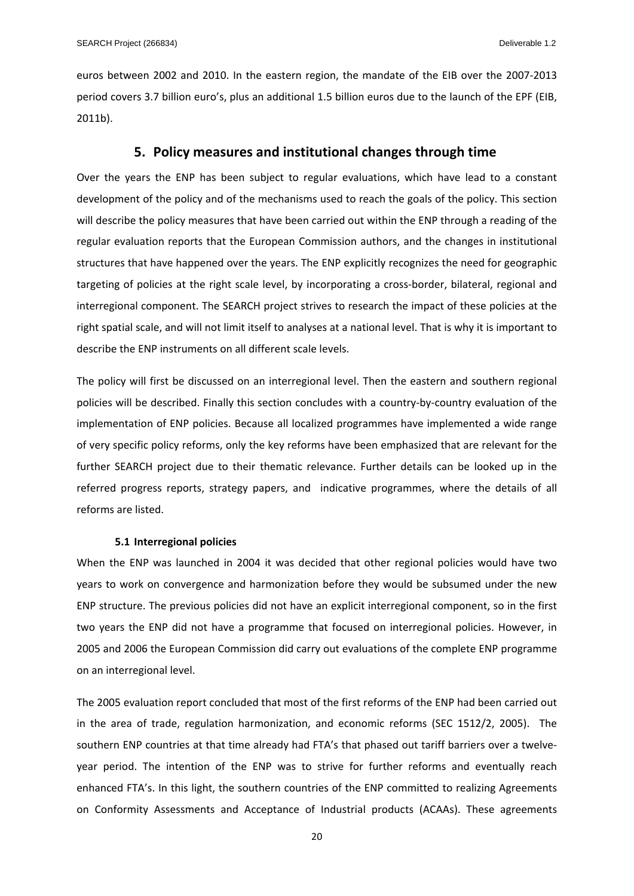euros between 2002 and 2010. In the eastern region, the mandate of the EIB over the 2007-2013 period covers 3.7 billion euro's, plus an additional 1.5 billion euros due to the launch of the EPF (EIB, 2011b).

# 5. Policy measures and institutional changes through time

Over the years the ENP has been subject to regular evaluations, which have lead to a constant development of the policy and of the mechanisms used to reach the goals of the policy. This section will describe the policy measures that have been carried out within the ENP through a reading of the regular evaluation reports that the European Commission authors, and the changes in institutional structures that have happened over the years. The ENP explicitly recognizes the need for geographic targeting of policies at the right scale level, by incorporating a cross-border, bilateral, regional and interregional component. The SEARCH project strives to research the impact of these policies at the right spatial scale, and will not limit itself to analyses at a national level. That is why it is important to describe the ENP instruments on all different scale levels.

The policy will first be discussed on an interregional level. Then the eastern and southern regional policies will be described. Finally this section concludes with a country-by-country evaluation of the implementation of ENP policies. Because all localized programmes have implemented a wide range of very specific policy reforms, only the key reforms have been emphasized that are relevant for the further SEARCH project due to their thematic relevance. Further details can be looked up in the referred progress reports, strategy papers, and indicative programmes, where the details of all reforms are listed.

## 5.1 Interregional policies

When the ENP was launched in 2004 it was decided that other regional policies would have two years to work on convergence and harmonization before they would be subsumed under the new ENP structure. The previous policies did not have an explicit interregional component, so in the first two years the ENP did not have a programme that focused on interregional policies. However, in 2005 and 2006 the European Commission did carry out evaluations of the complete ENP programme on an interregional level.

The 2005 evaluation report concluded that most of the first reforms of the ENP had been carried out in the area of trade, regulation harmonization, and economic reforms (SEC 1512/2, 2005). The southern ENP countries at that time already had FTA's that phased out tariff barriers over a twelve-year period. The intention of the ENP was to strive for further reforms and eventually reach enhanced FTA's. In this light, the southern countries of the ENP committed to realizing Agreements on Conformity Assessments and Acceptance of Industrial products (ACAAs). These agreements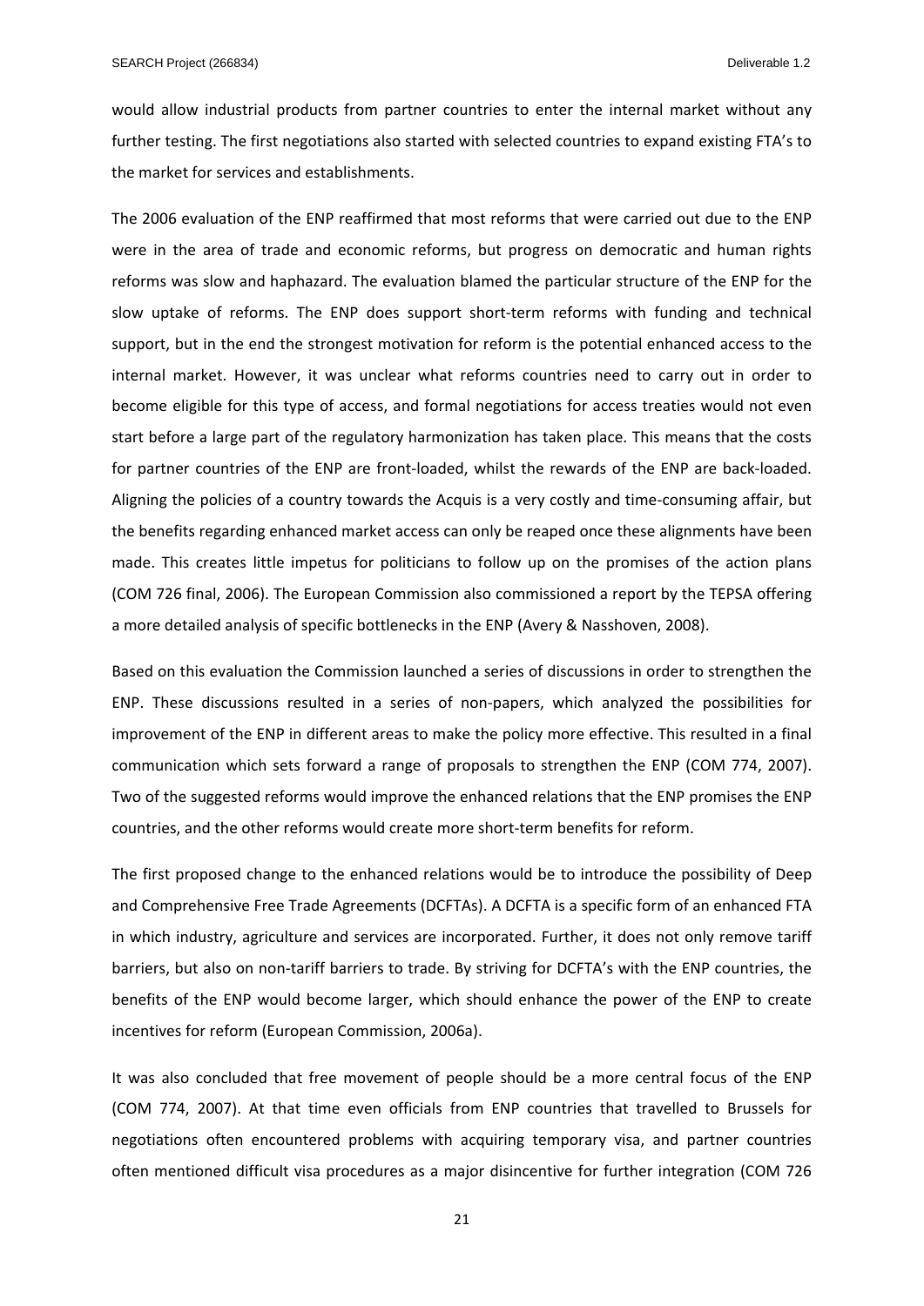would allow industrial products from partner countries to enter the internal market without any further testing. The first negotiations also started with selected countries to expand existing FTA's to the market for services and establishments.

The 2006 evaluation of the ENP reaffirmed that most reforms that were carried out due to the ENP were in the area of trade and economic reforms, but progress on democratic and human rights reforms was slow and haphazard. The evaluation blamed the particular structure of the ENP for the slow uptake of reforms. The ENP does support short-term reforms with funding and technical support, but in the end the strongest motivation for reform is the potential enhanced access to the internal market. However, it was unclear what reforms countries need to carry out in order to become eligible for this type of access, and formal negotiations for access treaties would not even start before a large part of the regulatory harmonization has taken place. This means that the costs for partner countries of the ENP are front-loaded, whilst the rewards of the ENP are back-loaded. Aligning the policies of a country towards the Acquis is a very costly and time-consuming affair, but the benefits regarding enhanced market access can only be reaped once these alignments have been made. This creates little impetus for politicians to follow up on the promises of the action plans (COM 726 final, 2006). The European Commission also commissioned a report by the TEPSA offering a more detailed analysis of specific bottlenecks in the ENP (Avery & Nasshoven, 2008).

Based on this evaluation the Commission launched a series of discussions in order to strengthen the ENP. These discussions resulted in a series of non-papers, which analyzed the possibilities for improvement of the ENP in different areas to make the policy more effective. This resulted in a final communication which sets forward a range of proposals to strengthen the ENP (COM 774, 2007). Two of the suggested reforms would improve the enhanced relations that the ENP promises the ENP countries, and the other reforms would create more short-term benefits for reform.

The first proposed change to the enhanced relations would be to introduce the possibility of Deep and Comprehensive Free Trade Agreements (DCFTAs). A DCFTA is a specific form of an enhanced FTA in which industry, agriculture and services are incorporated. Further, it does not only remove tariff barriers, but also on non-tariff barriers to trade. By striving for DCFTA's with the ENP countries, the benefits of the ENP would become larger, which should enhance the power of the ENP to create incentives for reform (European Commission, 2006a).

It was also concluded that free movement of people should be a more central focus of the ENP (COM 774, 2007). At that time even officials from ENP countries that travelled to Brussels for negotiations often encountered problems with acquiring temporary visa, and partner countries often mentioned difficult visa procedures as a major disincentive for further integration (COM 726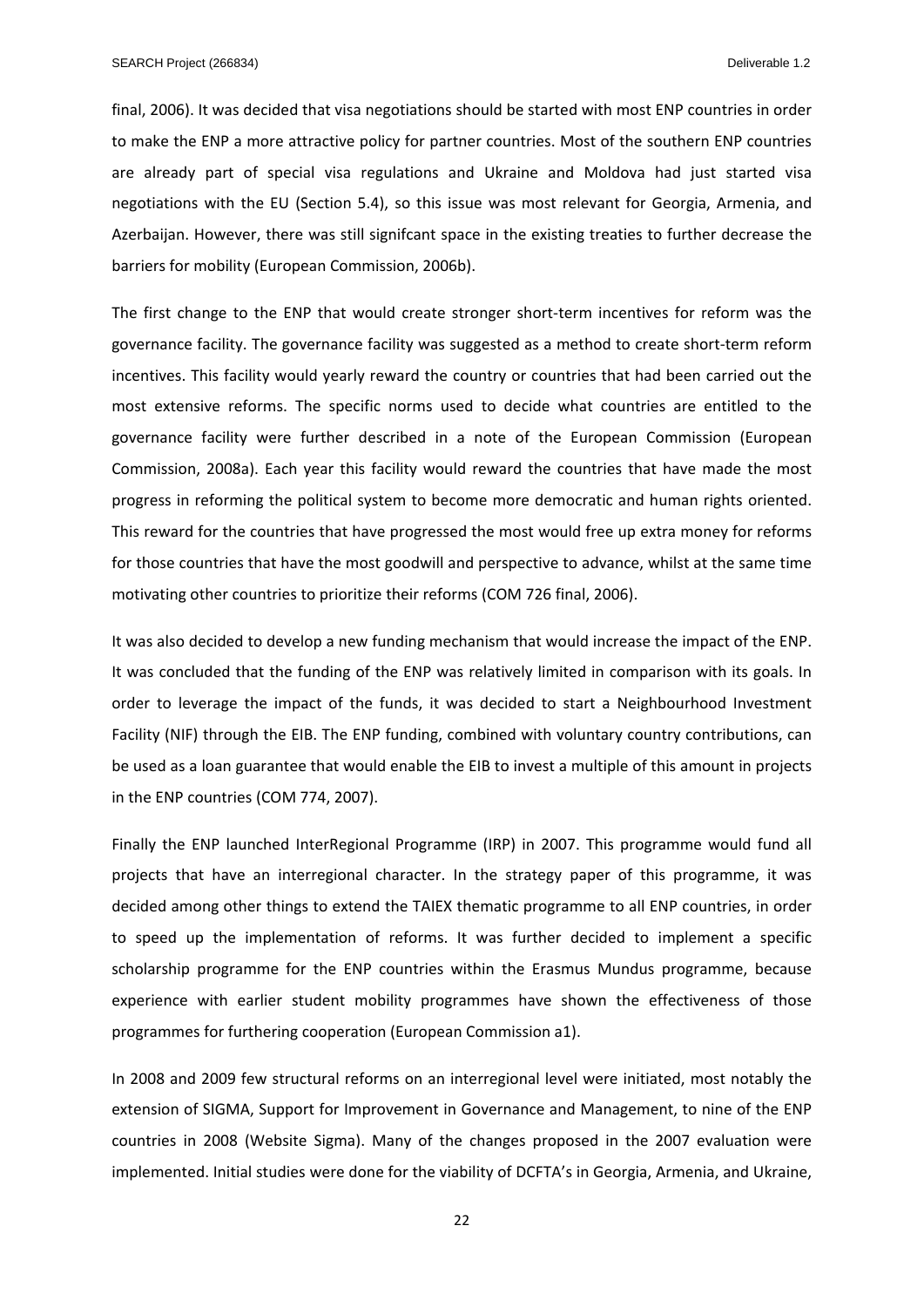final, 2006). It was decided that visa negotiations should be started with most ENP countries in order to make the ENP a more attractive policy for partner countries. Most of the southern ENP countries are already part of special visa regulations and Ukraine and Moldova had just started visa negotiations with the EU (Section 5.4), so this issue was most relevant for Georgia, Armenia, and Azerbaijan. However, there was still signifcant space in the existing treaties to further decrease the barriers for mobility (European Commission, 2006b).

The first change to the ENP that would create stronger short-term incentives for reform was the governance facility. The governance facility was suggested as a method to create short-term reform incentives. This facility would yearly reward the country or countries that had been carried out the most extensive reforms. The specific norms used to decide what countries are entitled to the governance facility were further described in a note of the European Commission (European Commission, 2008a). Each year this facility would reward the countries that have made the most progress in reforming the political system to become more democratic and human rights oriented. This reward for the countries that have progressed the most would free up extra money for reforms for those countries that have the most goodwill and perspective to advance, whilst at the same time motivating other countries to prioritize their reforms (COM 726 final, 2006).

It was also decided to develop a new funding mechanism that would increase the impact of the ENP. It was concluded that the funding of the ENP was relatively limited in comparison with its goals. In order to leverage the impact of the funds, it was decided to start a Neighbourhood Investment Facility (NIF) through the EIB. The ENP funding, combined with voluntary country contributions, can be used as a loan guarantee that would enable the EIB to invest a multiple of this amount in projects in the ENP countries (COM 774, 2007).

Finally the ENP launched InterRegional Programme (IRP) in 2007. This programme would fund all projects that have an interregional character. In the strategy paper of this programme, it was decided among other things to extend the TAIEX thematic programme to all ENP countries, in order to speed up the implementation of reforms. It was further decided to implement a specific scholarship programme for the ENP countries within the Erasmus Mundus programme, because experience with earlier student mobility programmes have shown the effectiveness of those programmes for furthering cooperation (European Commission a1).

In 2008 and 2009 few structural reforms on an interregional level were initiated, most notably the extension of SIGMA, Support for Improvement in Governance and Management, to nine of the ENP countries in 2008 (Website Sigma). Many of the changes proposed in the 2007 evaluation were implemented. Initial studies were done for the viability of DCFTA's in Georgia, Armenia, and Ukraine,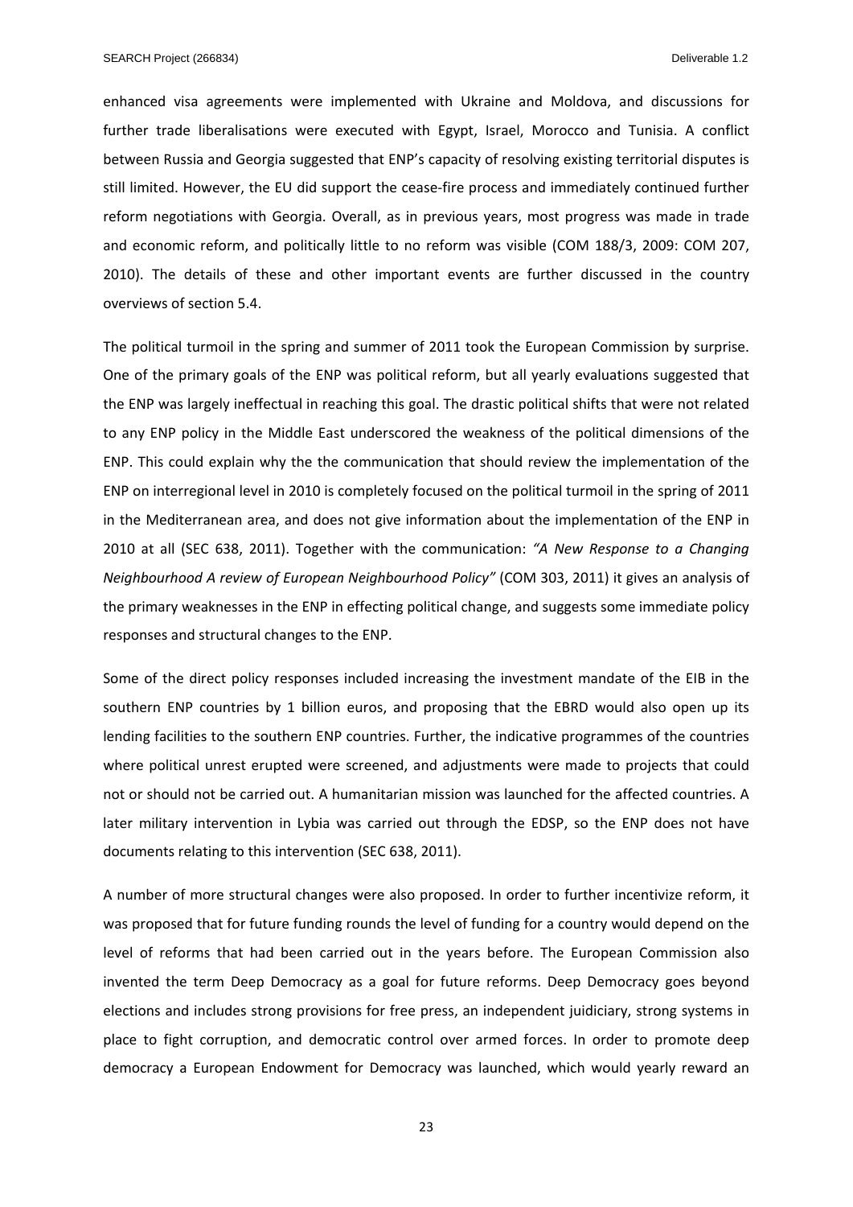enhanced visa agreements were implemented with Ukraine and Moldova, and discussions for further trade liberalisations were executed with Egypt, Israel, Morocco and Tunisia. A conflict between Russia and Georgia suggested that ENP's capacity of resolving existing territorial disputes is still limited. However, the EU did support the cease-fire process and immediately continued further reform negotiations with Georgia. Overall, as in previous years, most progress was made in trade and economic reform, and politically little to no reform was visible (COM 188/3, 2009: COM 207, 2010). The details of these and other important events are further discussed in the country overviews of section 5.4.

The political turmoil in the spring and summer of 2011 took the European Commission by surprise. One of the primary goals of the ENP was political reform, but all yearly evaluations suggested that the ENP was largely ineffectual in reaching this goal. The drastic political shifts that were not related to any ENP policy in the Middle East underscored the weakness of the political dimensions of the ENP. This could explain why the the communication that should review the implementation of the ENP on interregional level in 2010 is completely focused on the political turmoil in the spring of 2011 in the Mediterranean area, and does not give information about the implementation of the ENP in 2010 at all (SEC 638, 2011). Together with the communication: *"A New Response to a Changing Neighbourhood A review of European Neighbourhood Policy"* (COM 303, 2011) it gives an analysis of the primary weaknesses in the ENP in effecting political change, and suggests some immediate policy responses and structural changes to the ENP.

Some of the direct policy responses included increasing the investment mandate of the EIB in the southern ENP countries by 1 billion euros, and proposing that the EBRD would also open up its lending facilities to the southern ENP countries. Further, the indicative programmes of the countries where political unrest erupted were screened, and adjustments were made to projects that could not or should not be carried out. A humanitarian mission was launched for the affected countries. A later military intervention in Lybia was carried out through the EDSP, so the ENP does not have documents relating to this intervention (SEC 638, 2011).

A number of more structural changes were also proposed. In order to further incentivize reform, it was proposed that for future funding rounds the level of funding for a country would depend on the level of reforms that had been carried out in the years before. The European Commission also invented the term Deep Democracy as a goal for future reforms. Deep Democracy goes beyond elections and includes strong provisions for free press, an independent juidiciary, strong systems in place to fight corruption, and democratic control over armed forces. In order to promote deep democracy a European Endowment for Democracy was launched, which would yearly reward an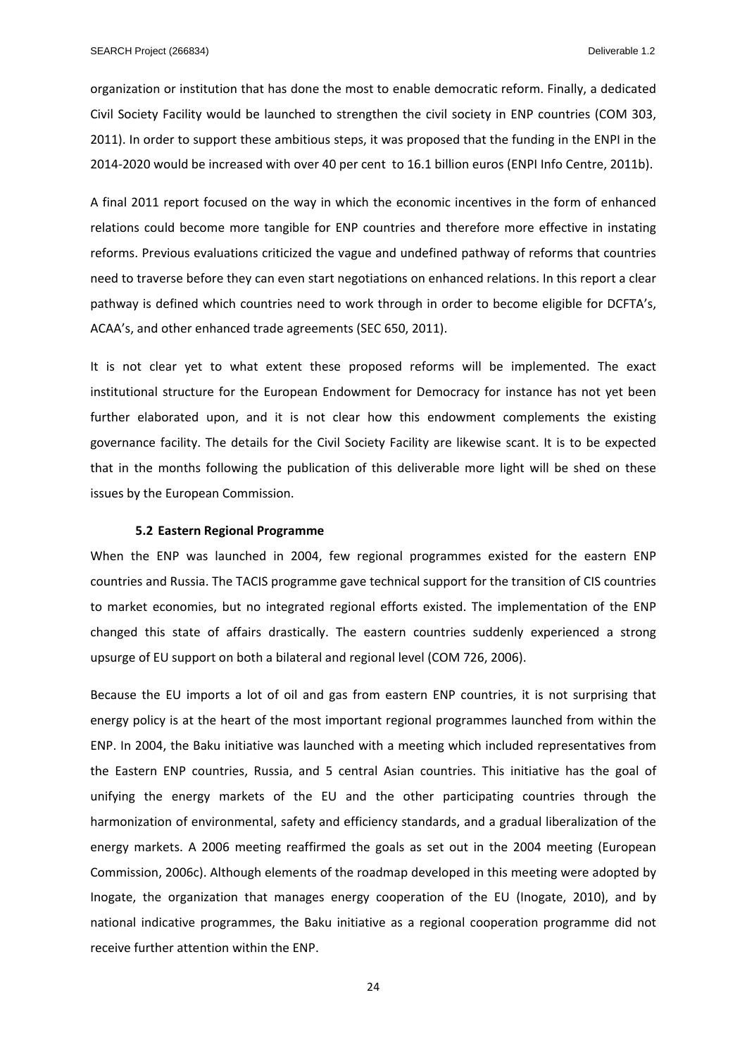organization or institution that has done the most to enable democratic reform. Finally, a dedicated Civil Society Facility would be launched to strengthen the civil society in ENP countries (COM 303, 2011). In order to support these ambitious steps, it was proposed that the funding in the ENPI in the 2014-2020 would be increased with over 40 per cent to 16.1 billion euros (ENPI Info Centre, 2011b).

A final 2011 report focused on the way in which the economic incentives in the form of enhanced relations could become more tangible for ENP countries and therefore more effective in instating reforms. Previous evaluations criticized the vague and undefined pathway of reforms that countries need to traverse before they can even start negotiations on enhanced relations. In this report a clear pathway is defined which countries need to work through in order to become eligible for DCFTA's, ACAA's, and other enhanced trade agreements (SEC 650, 2011).

It is not clear yet to what extent these proposed reforms will be implemented. The exact institutional structure for the European Endowment for Democracy for instance has not yet been further elaborated upon, and it is not clear how this endowment complements the existing governance facility. The details for the Civil Society Facility are likewise scant. It is to be expected that in the months following the publication of this deliverable more light will be shed on these issues by the European Commission.

### 5.2 Eastern Regional Programme

When the ENP was launched in 2004, few regional programmes existed for the eastern ENP countries and Russia. The TACIS programme gave technical support for the transition of CIS countries to market economies, but no integrated regional efforts existed. The implementation of the ENP changed this state of affairs drastically. The eastern countries suddenly experienced a strong upsurge of EU support on both a bilateral and regional level (COM 726, 2006).

Because the EU imports a lot of oil and gas from eastern ENP countries, it is not surprising that energy policy is at the heart of the most important regional programmes launched from within the ENP. In 2004, the Baku initiative was launched with a meeting which included representatives from the Eastern ENP countries, Russia, and 5 central Asian countries. This initiative has the goal of unifying the energy markets of the EU and the other participating countries through the harmonization of environmental, safety and efficiency standards, and a gradual liberalization of the energy markets. A 2006 meeting reaffirmed the goals as set out in the 2004 meeting (European Commission, 2006c). Although elements of the roadmap developed in this meeting were adopted by Inogate, the organization that manages energy cooperation of the EU (Inogate, 2010), and by national indicative programmes, the Baku initiative as a regional cooperation programme did not receive further attention within the ENP.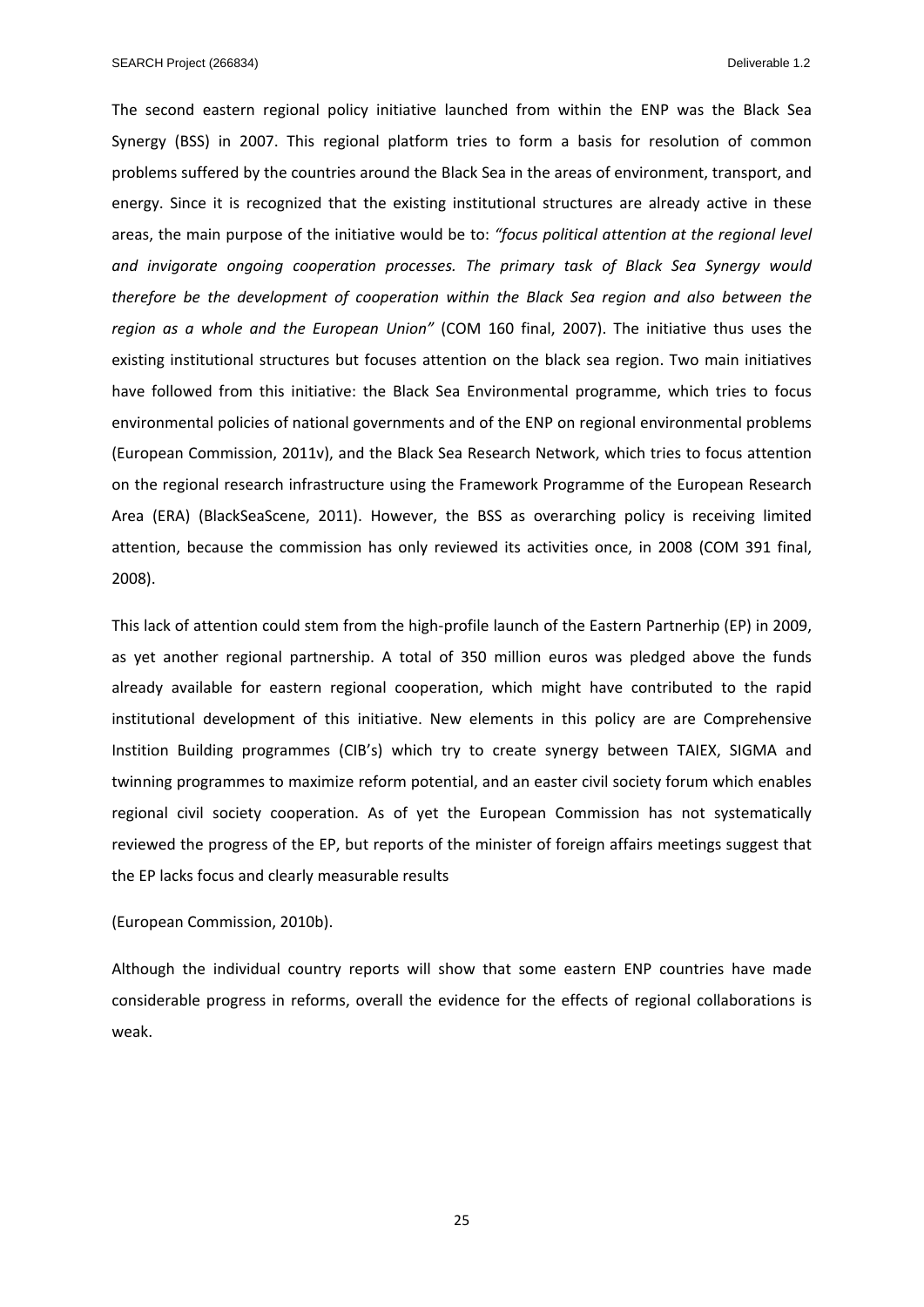The second eastern regional policy initiative launched from within the ENP was the Black Sea Synergy (BSS) in 2007. This regional platform tries to form a basis for resolution of common problems suffered by the countries around the Black Sea in the areas of environment, transport, and energy. Since it is recognized that the existing institutional structures are already active in these areas, the main purpose of the initiative would be to: *"focus political attention at the regional level and invigorate ongoing cooperation processes. The primary task of Black Sea Synergy would therefore be the development of cooperation within the Black Sea region and also between the region as a whole and the European Union"* (COM 160 final, 2007). The initiative thus uses the existing institutional structures but focuses attention on the black sea region. Two main initiatives have followed from this initiative: the Black Sea Environmental programme, which tries to focus environmental policies of national governments and of the ENP on regional environmental problems (European Commission, 2011v), and the Black Sea Research Network, which tries to focus attention on the regional research infrastructure using the Framework Programme of the European Research Area (ERA) (BlackSeaScene, 2011). However, the BSS as overarching policy is receiving limited attention, because the commission has only reviewed its activities once, in 2008 (COM 391 final, 2008).

This lack of attention could stem from the high-profile launch of the Eastern Partnerhip (EP) in 2009, as yet another regional partnership. A total of 350 million euros was pledged above the funds already available for eastern regional cooperation, which might have contributed to the rapid institutional development of this initiative. New elements in this policy are are Comprehensive Instition Building programmes (CIB's) which try to create synergy between TAIEX, SIGMA and twinning programmes to maximize reform potential, and an easter civil society forum which enables regional civil society cooperation. As of yet the European Commission has not systematically reviewed the progress of the EP, but reports of the minister of foreign affairs meetings suggest that the EP lacks focus and clearly measurable results

(European Commission, 2010b).

Although the individual country reports will show that some eastern ENP countries have made considerable progress in reforms, overall the evidence for the effects of regional collaborations is weak.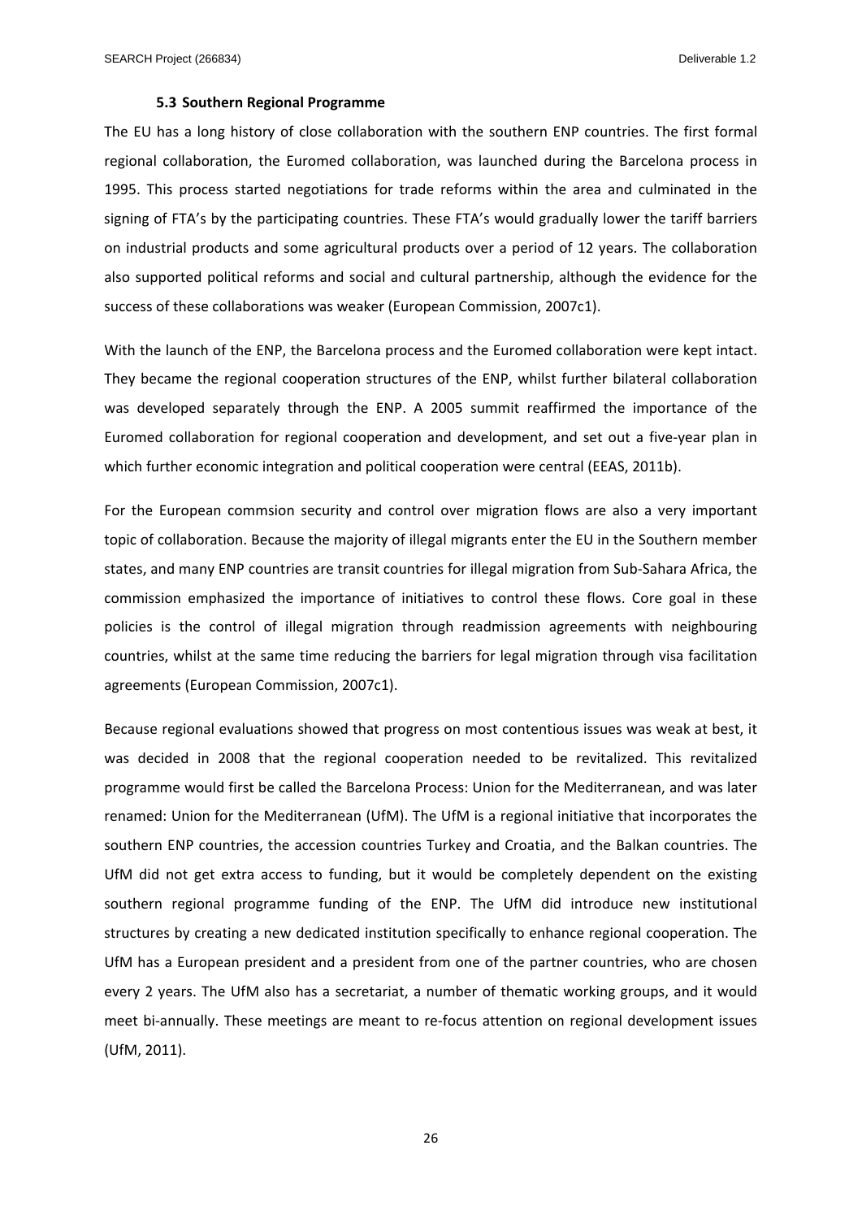### 5.3 Southern Regional Programme

The EU has a long history of close collaboration with the southern ENP countries. The first formal regional collaboration, the Euromed collaboration, was launched during the Barcelona process in 1995. This process started negotiations for trade reforms within the area and culminated in the signing of FTA's by the participating countries. These FTA's would gradually lower the tariff barriers on industrial products and some agricultural products over a period of 12 years. The collaboration also supported political reforms and social and cultural partnership, although the evidence for the success of these collaborations was weaker (European Commission, 2007c1).

With the launch of the ENP, the Barcelona process and the Euromed collaboration were kept intact. They became the regional cooperation structures of the ENP, whilst further bilateral collaboration was developed separately through the ENP. A 2005 summit reaffirmed the importance of the Euromed collaboration for regional cooperation and development, and set out a five-year plan in which further economic integration and political cooperation were central (EEAS, 2011b).

For the European commsion security and control over migration flows are also a very important topic of collaboration. Because the majority of illegal migrants enter the EU in the Southern member states, and many ENP countries are transit countries for illegal migration from Sub-Sahara Africa, the commission emphasized the importance of initiatives to control these flows. Core goal in these policies is the control of illegal migration through readmission agreements with neighbouring countries, whilst at the same time reducing the barriers for legal migration through visa facilitation agreements (European Commission, 2007c1).

Because regional evaluations showed that progress on most contentious issues was weak at best, it was decided in 2008 that the regional cooperation needed to be revitalized. This revitalized programme would first be called the Barcelona Process: Union for the Mediterranean, and was later renamed: Union for the Mediterranean (UfM). The UfM is a regional initiative that incorporates the southern ENP countries, the accession countries Turkey and Croatia, and the Balkan countries. The UfM did not get extra access to funding, but it would be completely dependent on the existing southern regional programme funding of the ENP. The UfM did introduce new institutional structures by creating a new dedicated institution specifically to enhance regional cooperation. The UfM has a European president and a president from one of the partner countries, who are chosen every 2 years. The UfM also has a secretariat, a number of thematic working groups, and it would meet bi-annually. These meetings are meant to re-focus attention on regional development issues (UfM, 2011).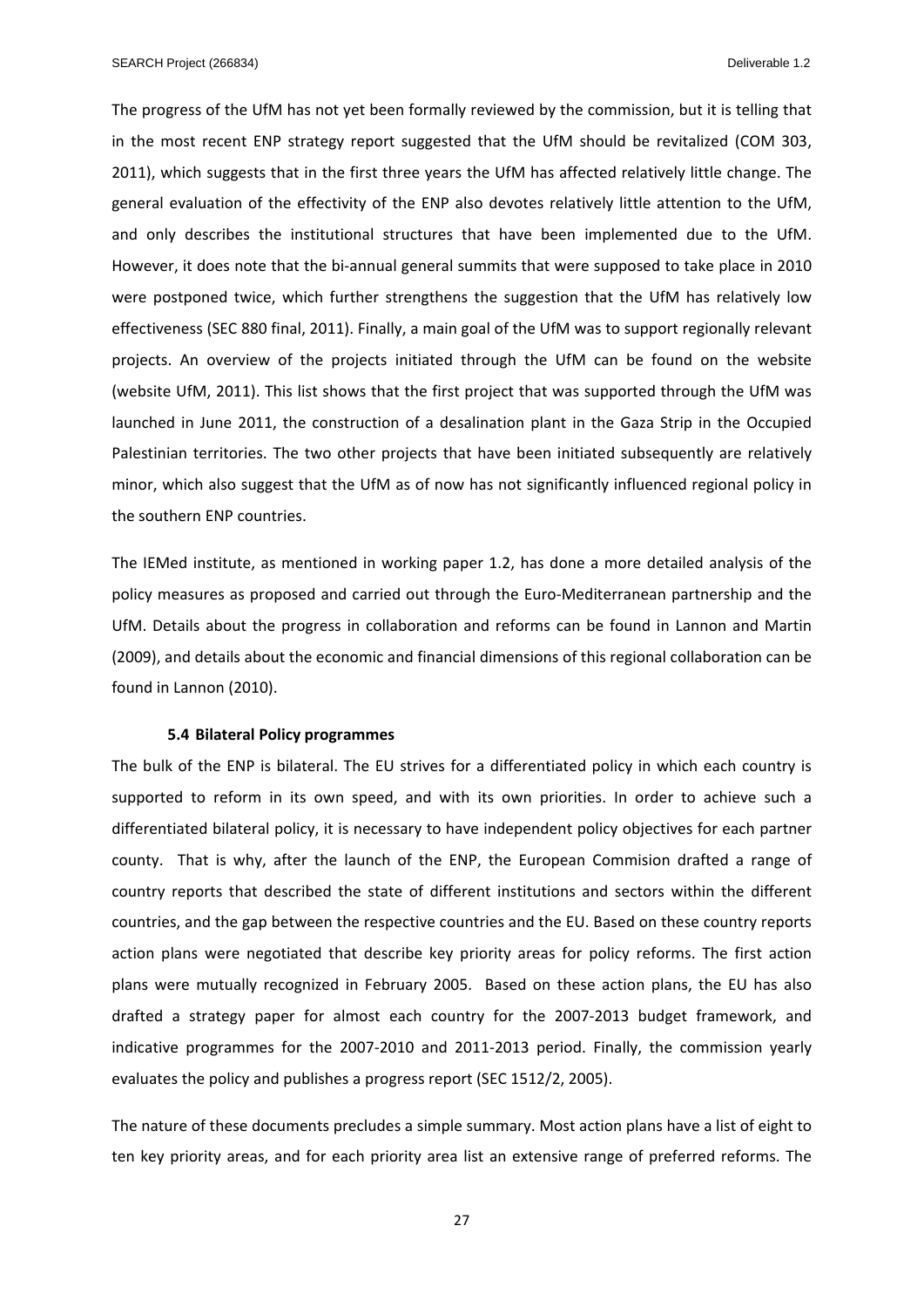The progress of the UfM has not yet been formally reviewed by the commission, but it is telling that in the most recent ENP strategy report suggested that the UfM should be revitalized (COM 303, 2011), which suggests that in the first three years the UfM has affected relatively little change. The general evaluation of the effectivity of the ENP also devotes relatively little attention to the UfM, and only describes the institutional structures that have been implemented due to the UfM. However, it does note that the bi-annual general summits that were supposed to take place in 2010 were postponed twice, which further strengthens the suggestion that the UfM has relatively low effectiveness (SEC 880 final, 2011). Finally, a main goal of the UfM was to support regionally relevant projects. An overview of the projects initiated through the UfM can be found on the website (website UfM, 2011). This list shows that the first project that was supported through the UfM was launched in June 2011, the construction of a desalination plant in the Gaza Strip in the Occupied Palestinian territories. The two other projects that have been initiated subsequently are relatively minor, which also suggest that the UfM as of now has not significantly influenced regional policy in the southern ENP countries.

The IEMed institute, as mentioned in working paper 1.2, has done a more detailed analysis of the policy measures as proposed and carried out through the Euro-Mediterranean partnership and the UfM. Details about the progress in collaboration and reforms can be found in Lannon and Martin (2009), and details about the economic and financial dimensions of this regional collaboration can be found in Lannon (2010).

### 5.4 Bilateral Policy programmes

The bulk of the ENP is bilateral. The EU strives for a differentiated policy in which each country is supported to reform in its own speed, and with its own priorities. In order to achieve such a differentiated bilateral policy, it is necessary to have independent policy objectives for each partner county. That is why, after the launch of the ENP, the European Commision drafted a range of country reports that described the state of different institutions and sectors within the different countries, and the gap between the respective countries and the EU. Based on these country reports action plans were negotiated that describe key priority areas for policy reforms. The first action plans were mutually recognized in February 2005. Based on these action plans, the EU has also drafted a strategy paper for almost each country for the 2007-2013 budget framework, and indicative programmes for the 2007-2010 and 2011-2013 period. Finally, the commission yearly evaluates the policy and publishes a progress report (SEC 1512/2, 2005).

The nature of these documents precludes a simple summary. Most action plans have a list of eight to ten key priority areas, and for each priority area list an extensive range of preferred reforms. The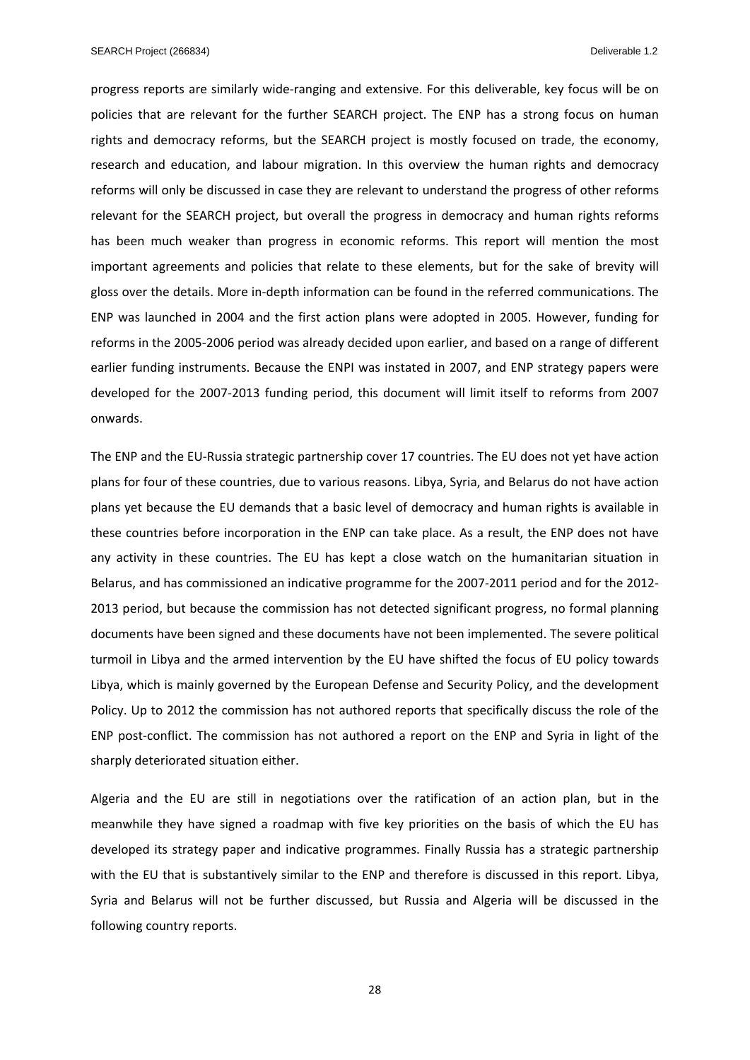progress reports are similarly wide-ranging and extensive. For this deliverable, key focus will be on policies that are relevant for the further SEARCH project. The ENP has a strong focus on human rights and democracy reforms, but the SEARCH project is mostly focused on trade, the economy, research and education, and labour migration. In this overview the human rights and democracy reforms will only be discussed in case they are relevant to understand the progress of other reforms relevant for the SEARCH project, but overall the progress in democracy and human rights reforms has been much weaker than progress in economic reforms. This report will mention the most important agreements and policies that relate to these elements, but for the sake of brevity will gloss over the details. More in-depth information can be found in the referred communications. The ENP was launched in 2004 and the first action plans were adopted in 2005. However, funding for reforms in the 2005-2006 period was already decided upon earlier, and based on a range of different earlier funding instruments. Because the ENPI was instated in 2007, and ENP strategy papers were developed for the 2007-2013 funding period, this document will limit itself to reforms from 2007 onwards.

The ENP and the EU-Russia strategic partnership cover 17 countries. The EU does not yet have action plans for four of these countries, due to various reasons. Libya, Syria, and Belarus do not have action plans yet because the EU demands that a basic level of democracy and human rights is available in these countries before incorporation in the ENP can take place. As a result, the ENP does not have any activity in these countries. The EU has kept a close watch on the humanitarian situation in Belarus, and has commissioned an indicative programme for the 2007-2011 period and for the 2012-2013 period, but because the commission has not detected significant progress, no formal planning documents have been signed and these documents have not been implemented. The severe political turmoil in Libya and the armed intervention by the EU have shifted the focus of EU policy towards Libya, which is mainly governed by the European Defense and Security Policy, and the development Policy. Up to 2012 the commission has not authored reports that specifically discuss the role of the ENP post-conflict. The commission has not authored a report on the ENP and Syria in light of the sharply deteriorated situation either.

Algeria and the EU are still in negotiations over the ratification of an action plan, but in the meanwhile they have signed a roadmap with five key priorities on the basis of which the EU has developed its strategy paper and indicative programmes. Finally Russia has a strategic partnership with the EU that is substantively similar to the ENP and therefore is discussed in this report. Libya, Syria and Belarus will not be further discussed, but Russia and Algeria will be discussed in the following country reports.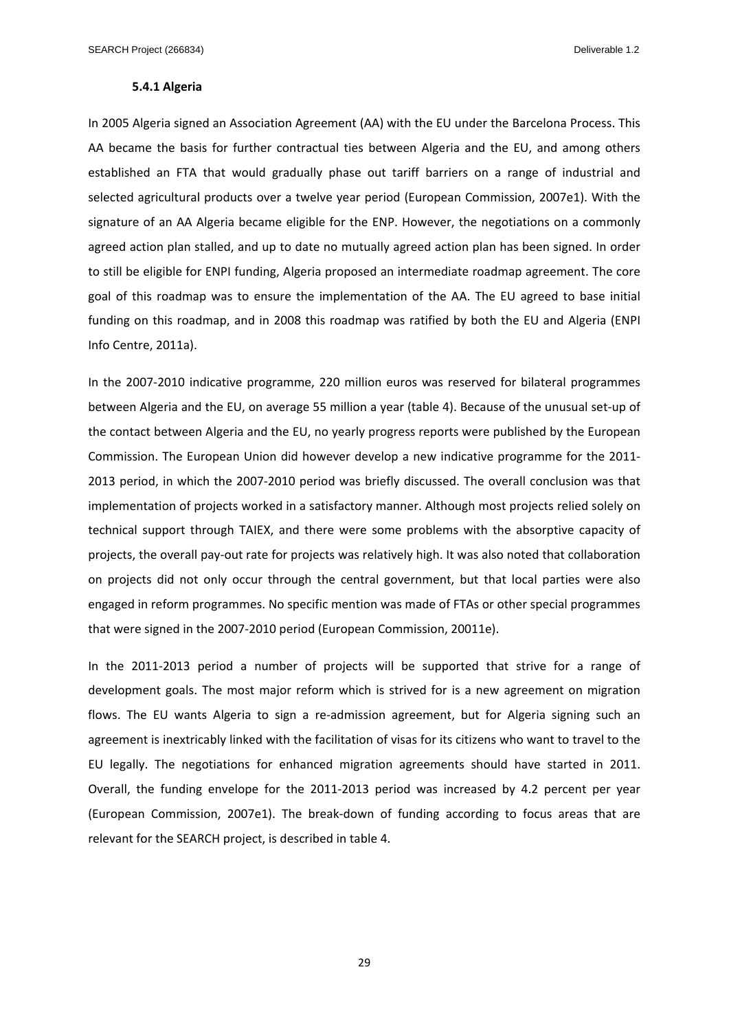### 5.4.1 Algeria

In 2005 Algeria signed an Association Agreement (AA) with the EU under the Barcelona Process. This AA became the basis for further contractual ties between Algeria and the EU, and among others established an FTA that would gradually phase out tariff barriers on a range of industrial and selected agricultural products over a twelve year period (European Commission, 2007e1). With the signature of an AA Algeria became eligible for the ENP. However, the negotiations on a commonly agreed action plan stalled, and up to date no mutually agreed action plan has been signed. In order to still be eligible for ENPI funding, Algeria proposed an intermediate roadmap agreement. The core goal of this roadmap was to ensure the implementation of the AA. The EU agreed to base initial funding on this roadmap, and in 2008 this roadmap was ratified by both the EU and Algeria (ENPI Info Centre, 2011a).

In the 2007-2010 indicative programme, 220 million euros was reserved for bilateral programmes between Algeria and the EU, on average 55 million a year (table 4). Because of the unusual set-up of the contact between Algeria and the EU, no yearly progress reports were published by the European Commission. The European Union did however develop a new indicative programme for the 2011-2013 period, in which the 2007-2010 period was briefly discussed. The overall conclusion was that implementation of projects worked in a satisfactory manner. Although most projects relied solely on technical support through TAIEX, and there were some problems with the absorptive capacity of projects, the overall pay-out rate for projects was relatively high. It was also noted that collaboration on projects did not only occur through the central government, but that local parties were also engaged in reform programmes. No specific mention was made of FTAs or other special programmes that were signed in the 2007-2010 period (European Commission, 20011e).

In the 2011-2013 period a number of projects will be supported that strive for a range of development goals. The most major reform which is strived for is a new agreement on migration flows. The EU wants Algeria to sign a re-admission agreement, but for Algeria signing such an agreement is inextricably linked with the facilitation of visas for its citizens who want to travel to the EU legally. The negotiations for enhanced migration agreements should have started in 2011. Overall, the funding envelope for the 2011-2013 period was increased by 4.2 percent per year (European Commission, 2007e1). The break-down of funding according to focus areas that are relevant for the SEARCH project, is described in table 4.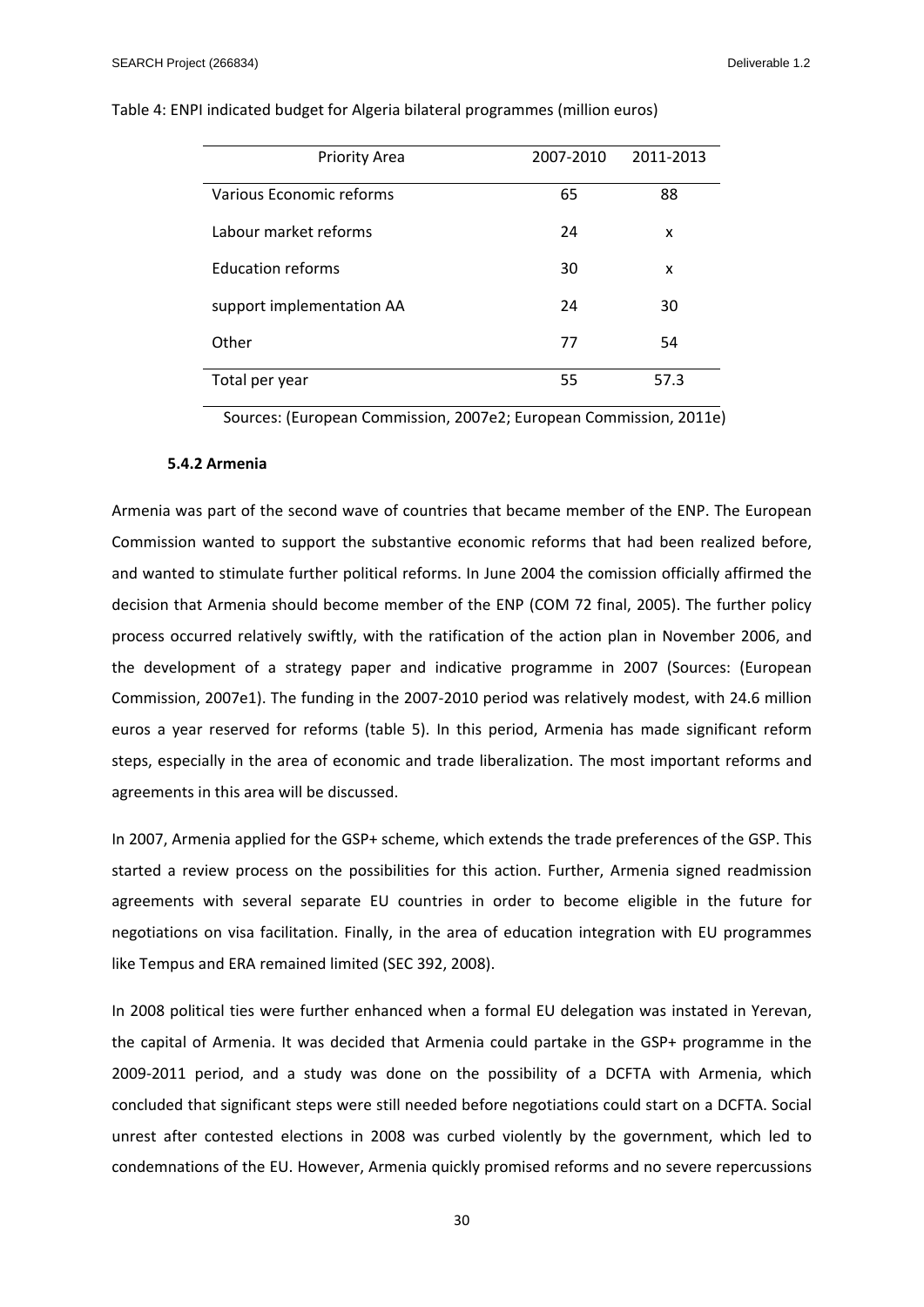Table 4: ENPI indicated budget for Algeria bilateral programmes (million euros)

| Priority Area | 2007-2010 | 2011-2013 |
|---|---|---|
| Various Economic reforms | 65 | 88 |
| Labour market reforms | 24 | x |
| Education reforms | 30 | x |
| support implementation AA | 24 | 30 |
| Other | 77 | 54 |
| Total per year | 55 | 57.3 |

Sources: (European Commission, 2007e2; European Commission, 2011e)

#### 5.4.2 Armenia

Armenia was part of the second wave of countries that became member of the ENP. The European Commission wanted to support the substantive economic reforms that had been realized before, and wanted to stimulate further political reforms. In June 2004 the comission officially affirmed the decision that Armenia should become member of the ENP (COM 72 final, 2005). The further policy process occurred relatively swiftly, with the ratification of the action plan in November 2006, and the development of a strategy paper and indicative programme in 2007 (Sources: (European Commission, 2007e1). The funding in the 2007-2010 period was relatively modest, with 24.6 million euros a year reserved for reforms (table 5). In this period, Armenia has made significant reform steps, especially in the area of economic and trade liberalization. The most important reforms and agreements in this area will be discussed.

In 2007, Armenia applied for the GSP+ scheme, which extends the trade preferences of the GSP. This started a review process on the possibilities for this action. Further, Armenia signed readmission agreements with several separate EU countries in order to become eligible in the future for negotiations on visa facilitation. Finally, in the area of education integration with EU programmes like Tempus and ERA remained limited (SEC 392, 2008).

In 2008 political ties were further enhanced when a formal EU delegation was instated in Yerevan, the capital of Armenia. It was decided that Armenia could partake in the GSP+ programme in the 2009-2011 period, and a study was done on the possibility of a DCFTA with Armenia, which concluded that significant steps were still needed before negotiations could start on a DCFTA. Social unrest after contested elections in 2008 was curbed violently by the government, which led to condemnations of the EU. However, Armenia quickly promised reforms and no severe repercussions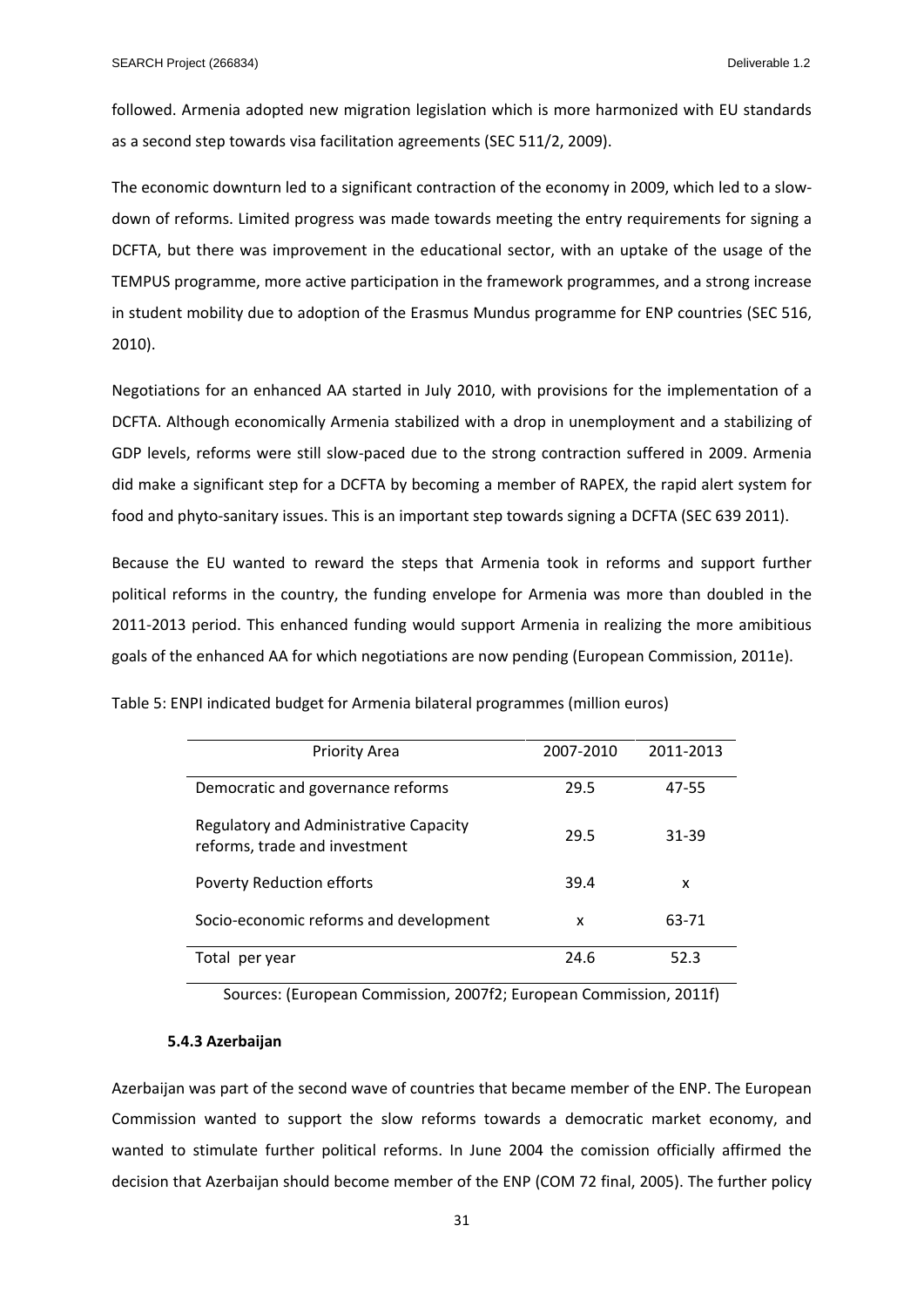followed. Armenia adopted new migration legislation which is more harmonized with EU standards as a second step towards visa facilitation agreements (SEC 511/2, 2009).

The economic downturn led to a significant contraction of the economy in 2009, which led to a slow-down of reforms. Limited progress was made towards meeting the entry requirements for signing a DCFTA, but there was improvement in the educational sector, with an uptake of the usage of the TEMPUS programme, more active participation in the framework programmes, and a strong increase in student mobility due to adoption of the Erasmus Mundus programme for ENP countries (SEC 516, 2010).

Negotiations for an enhanced AA started in July 2010, with provisions for the implementation of a DCFTA. Although economically Armenia stabilized with a drop in unemployment and a stabilizing of GDP levels, reforms were still slow-paced due to the strong contraction suffered in 2009. Armenia did make a significant step for a DCFTA by becoming a member of RAPEX, the rapid alert system for food and phyto-sanitary issues. This is an important step towards signing a DCFTA (SEC 639 2011).

Because the EU wanted to reward the steps that Armenia took in reforms and support further political reforms in the country, the funding envelope for Armenia was more than doubled in the 2011-2013 period. This enhanced funding would support Armenia in realizing the more amibitious goals of the enhanced AA for which negotiations are now pending (European Commission, 2011e).

Table 5: ENPI indicated budget for Armenia bilateral programmes (million euros)

| Priority Area | 2007-2010 | 2011-2013 |
|---|---|---|
| Democratic and governance reforms | 29.5 | 47-55 |
| Regulatory and Administrative Capacity reforms, trade and investment | 29.5 | 31-39 |
| Poverty Reduction efforts | 39.4 | x |
| Socio-economic reforms and development | x | 63-71 |
| Total per year | 24.6 | 52.3 |

Sources: (European Commission, 2007f2; European Commission, 2011f)

### 5.4.3 Azerbaijan

Azerbaijan was part of the second wave of countries that became member of the ENP. The European Commission wanted to support the slow reforms towards a democratic market economy, and wanted to stimulate further political reforms. In June 2004 the comission officially affirmed the decision that Azerbaijan should become member of the ENP (COM 72 final, 2005). The further policy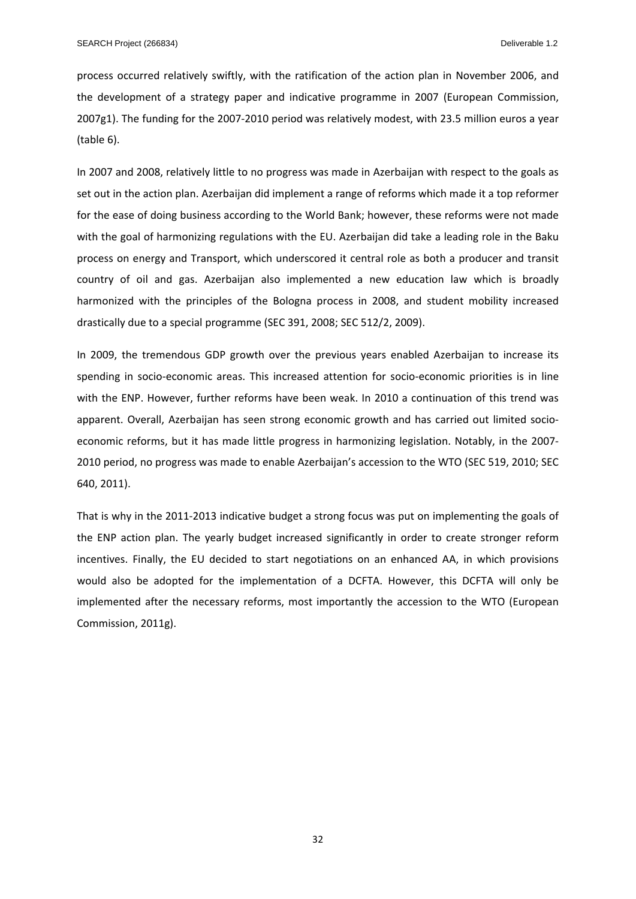process occurred relatively swiftly, with the ratification of the action plan in November 2006, and the development of a strategy paper and indicative programme in 2007 (European Commission, 2007g1). The funding for the 2007-2010 period was relatively modest, with 23.5 million euros a year (table 6).

In 2007 and 2008, relatively little to no progress was made in Azerbaijan with respect to the goals as set out in the action plan. Azerbaijan did implement a range of reforms which made it a top reformer for the ease of doing business according to the World Bank; however, these reforms were not made with the goal of harmonizing regulations with the EU. Azerbaijan did take a leading role in the Baku process on energy and Transport, which underscored it central role as both a producer and transit country of oil and gas. Azerbaijan also implemented a new education law which is broadly harmonized with the principles of the Bologna process in 2008, and student mobility increased drastically due to a special programme (SEC 391, 2008; SEC 512/2, 2009).

In 2009, the tremendous GDP growth over the previous years enabled Azerbaijan to increase its spending in socio-economic areas. This increased attention for socio-economic priorities is in line with the ENP. However, further reforms have been weak. In 2010 a continuation of this trend was apparent. Overall, Azerbaijan has seen strong economic growth and has carried out limited socio-economic reforms, but it has made little progress in harmonizing legislation. Notably, in the 2007-2010 period, no progress was made to enable Azerbaijan's accession to the WTO (SEC 519, 2010; SEC 640, 2011).

That is why in the 2011-2013 indicative budget a strong focus was put on implementing the goals of the ENP action plan. The yearly budget increased significantly in order to create stronger reform incentives. Finally, the EU decided to start negotiations on an enhanced AA, in which provisions would also be adopted for the implementation of a DCFTA. However, this DCFTA will only be implemented after the necessary reforms, most importantly the accession to the WTO (European Commission, 2011g).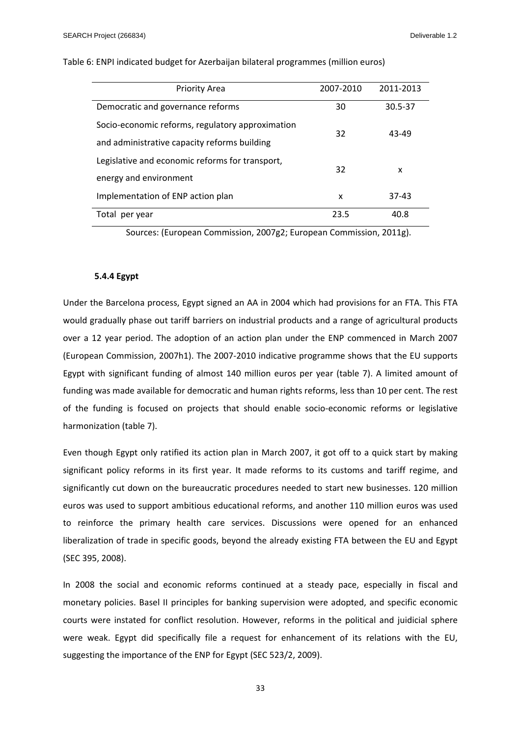Table 6: ENPI indicated budget for Azerbaijan bilateral programmes (million euros)

| Priority Area | 2007-2010 | 2011-2013 |
|---|---|---|
| Democratic and governance reforms | 30 | 30.5-37 |
| Socio-economic reforms, regulatory approximation and administrative capacity reforms building | 32 | 43-49 |
| Legislative and economic reforms for transport, energy and environment | 32 | x |
| Implementation of ENP action plan | x | 37-43 |
| Total per year | 23.5 | 40.8 |

Sources: (European Commission, 2007g2; European Commission, 2011g).

### 5.4.4 Egypt

Under the Barcelona process, Egypt signed an AA in 2004 which had provisions for an FTA. This FTA would gradually phase out tariff barriers on industrial products and a range of agricultural products over a 12 year period. The adoption of an action plan under the ENP commenced in March 2007 (European Commission, 2007h1). The 2007-2010 indicative programme shows that the EU supports Egypt with significant funding of almost 140 million euros per year (table 7). A limited amount of funding was made available for democratic and human rights reforms, less than 10 per cent. The rest of the funding is focused on projects that should enable socio-economic reforms or legislative harmonization (table 7).

Even though Egypt only ratified its action plan in March 2007, it got off to a quick start by making significant policy reforms in its first year. It made reforms to its customs and tariff regime, and significantly cut down on the bureaucratic procedures needed to start new businesses. 120 million euros was used to support ambitious educational reforms, and another 110 million euros was used to reinforce the primary health care services. Discussions were opened for an enhanced liberalization of trade in specific goods, beyond the already existing FTA between the EU and Egypt (SEC 395, 2008).

In 2008 the social and economic reforms continued at a steady pace, especially in fiscal and monetary policies. Basel II principles for banking supervision were adopted, and specific economic courts were instated for conflict resolution. However, reforms in the political and juidicial sphere were weak. Egypt did specifically file a request for enhancement of its relations with the EU, suggesting the importance of the ENP for Egypt (SEC 523/2, 2009).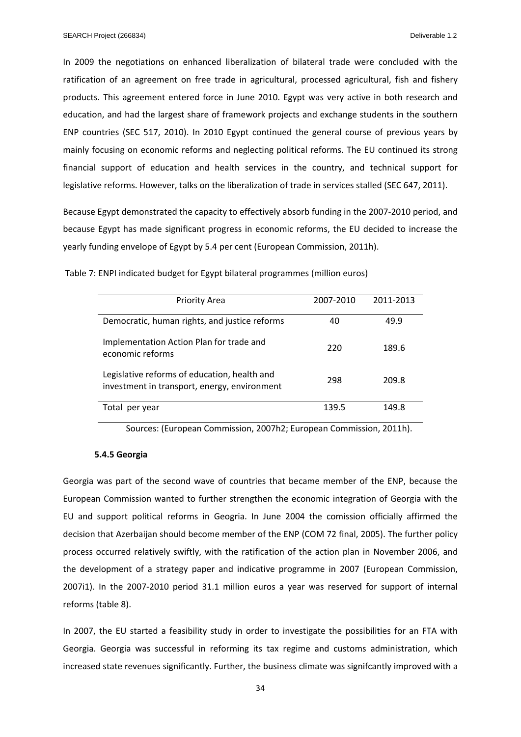In 2009 the negotiations on enhanced liberalization of bilateral trade were concluded with the ratification of an agreement on free trade in agricultural, processed agricultural, fish and fishery products. This agreement entered force in June 2010. Egypt was very active in both research and education, and had the largest share of framework projects and exchange students in the southern ENP countries (SEC 517, 2010). In 2010 Egypt continued the general course of previous years by mainly focusing on economic reforms and neglecting political reforms. The EU continued its strong financial support of education and health services in the country, and technical support for legislative reforms. However, talks on the liberalization of trade in services stalled (SEC 647, 2011).

Because Egypt demonstrated the capacity to effectively absorb funding in the 2007-2010 period, and because Egypt has made significant progress in economic reforms, the EU decided to increase the yearly funding envelope of Egypt by 5.4 per cent (European Commission, 2011h).

Table 7: ENPI indicated budget for Egypt bilateral programmes (million euros)

| Priority Area | 2007-2010 | 2011-2013 |
|---|---|---|
| Democratic, human rights, and justice reforms | 40 | 49.9 |
| Implementation Action Plan for trade and economic reforms | 220 | 189.6 |
| Legislative reforms of education, health and investment in transport, energy, environment | 298 | 209.8 |
| Total per year | 139.5 | 149.8 |

Sources: (European Commission, 2007h2; European Commission, 2011h).

### 5.4.5 Georgia

Georgia was part of the second wave of countries that became member of the ENP, because the European Commission wanted to further strengthen the economic integration of Georgia with the EU and support political reforms in Geogria. In June 2004 the comission officially affirmed the decision that Azerbaijan should become member of the ENP (COM 72 final, 2005). The further policy process occurred relatively swiftly, with the ratification of the action plan in November 2006, and the development of a strategy paper and indicative programme in 2007 (European Commission, 2007i1). In the 2007-2010 period 31.1 million euros a year was reserved for support of internal reforms (table 8).

In 2007, the EU started a feasibility study in order to investigate the possibilities for an FTA with Georgia. Georgia was successful in reforming its tax regime and customs administration, which increased state revenues significantly. Further, the business climate was signifcantly improved with a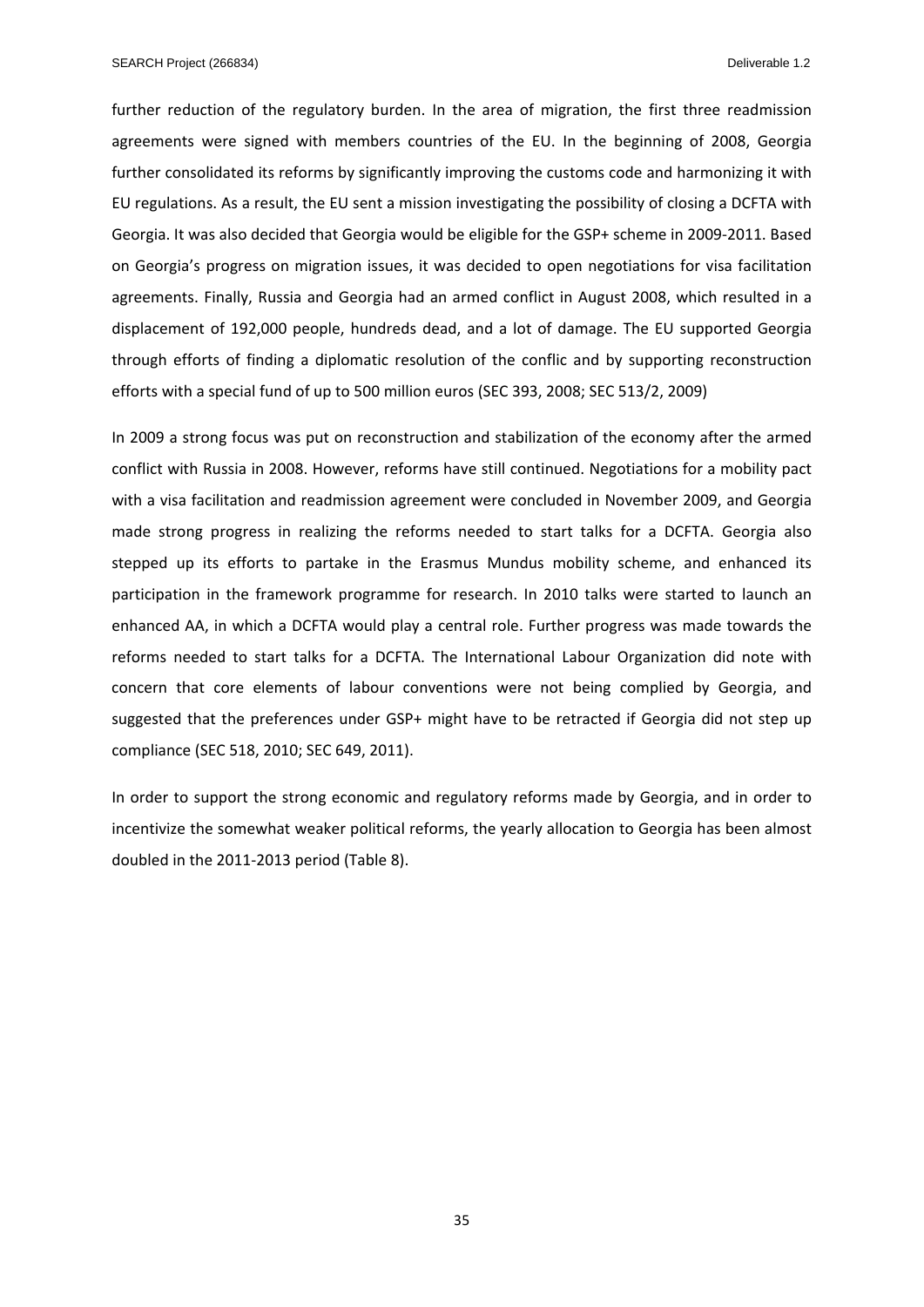further reduction of the regulatory burden. In the area of migration, the first three readmission agreements were signed with members countries of the EU. In the beginning of 2008, Georgia further consolidated its reforms by significantly improving the customs code and harmonizing it with EU regulations. As a result, the EU sent a mission investigating the possibility of closing a DCFTA with Georgia. It was also decided that Georgia would be eligible for the GSP+ scheme in 2009-2011. Based on Georgia's progress on migration issues, it was decided to open negotiations for visa facilitation agreements. Finally, Russia and Georgia had an armed conflict in August 2008, which resulted in a displacement of 192,000 people, hundreds dead, and a lot of damage. The EU supported Georgia through efforts of finding a diplomatic resolution of the conflic and by supporting reconstruction efforts with a special fund of up to 500 million euros (SEC 393, 2008; SEC 513/2, 2009)

In 2009 a strong focus was put on reconstruction and stabilization of the economy after the armed conflict with Russia in 2008. However, reforms have still continued. Negotiations for a mobility pact with a visa facilitation and readmission agreement were concluded in November 2009, and Georgia made strong progress in realizing the reforms needed to start talks for a DCFTA. Georgia also stepped up its efforts to partake in the Erasmus Mundus mobility scheme, and enhanced its participation in the framework programme for research. In 2010 talks were started to launch an enhanced AA, in which a DCFTA would play a central role. Further progress was made towards the reforms needed to start talks for a DCFTA. The International Labour Organization did note with concern that core elements of labour conventions were not being complied by Georgia, and suggested that the preferences under GSP+ might have to be retracted if Georgia did not step up compliance (SEC 518, 2010; SEC 649, 2011).

In order to support the strong economic and regulatory reforms made by Georgia, and in order to incentivize the somewhat weaker political reforms, the yearly allocation to Georgia has been almost doubled in the 2011-2013 period (Table 8).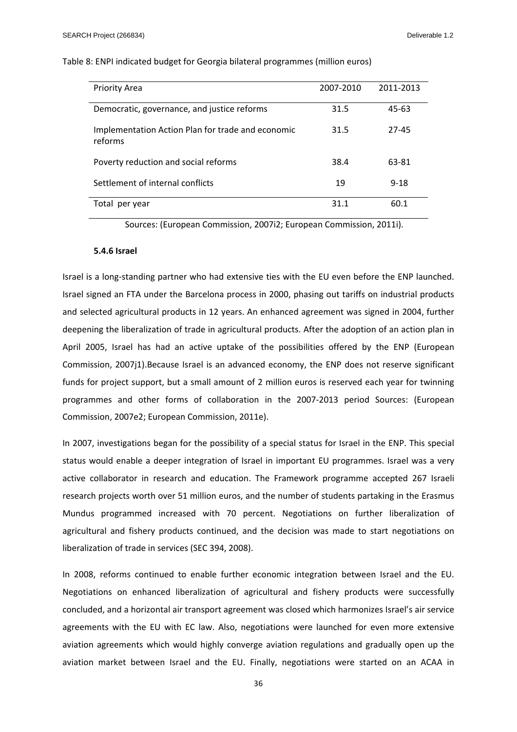Table 8: ENPI indicated budget for Georgia bilateral programmes (million euros)

| Priority Area | 2007-2010 | 2011-2013 |
|---|---|---|
| Democratic, governance, and justice reforms | 31.5 | 45-63 |
| Implementation Action Plan for trade and economic reforms | 31.5 | 27-45 |
| Poverty reduction and social reforms | 38.4 | 63-81 |
| Settlement of internal conflicts | 19 | 9-18 |
| Total per year | 31.1 | 60.1 |

Sources: (European Commission, 2007i2; European Commission, 2011i).

### 5.4.6 Israel

Israel is a long-standing partner who had extensive ties with the EU even before the ENP launched. Israel signed an FTA under the Barcelona process in 2000, phasing out tariffs on industrial products and selected agricultural products in 12 years. An enhanced agreement was signed in 2004, further deepening the liberalization of trade in agricultural products. After the adoption of an action plan in April 2005, Israel has had an active uptake of the possibilities offered by the ENP (European Commission, 2007j1).Because Israel is an advanced economy, the ENP does not reserve significant funds for project support, but a small amount of 2 million euros is reserved each year for twinning programmes and other forms of collaboration in the 2007-2013 period Sources: (European Commission, 2007e2; European Commission, 2011e).

In 2007, investigations began for the possibility of a special status for Israel in the ENP. This special status would enable a deeper integration of Israel in important EU programmes. Israel was a very active collaborator in research and education. The Framework programme accepted 267 Israeli research projects worth over 51 million euros, and the number of students partaking in the Erasmus Mundus programmed increased with 70 percent. Negotiations on further liberalization of agricultural and fishery products continued, and the decision was made to start negotiations on liberalization of trade in services (SEC 394, 2008).

In 2008, reforms continued to enable further economic integration between Israel and the EU. Negotiations on enhanced liberalization of agricultural and fishery products were successfully concluded, and a horizontal air transport agreement was closed which harmonizes Israel's air service agreements with the EU with EC law. Also, negotiations were launched for even more extensive aviation agreements which would highly converge aviation regulations and gradually open up the aviation market between Israel and the EU. Finally, negotiations were started on an ACAA in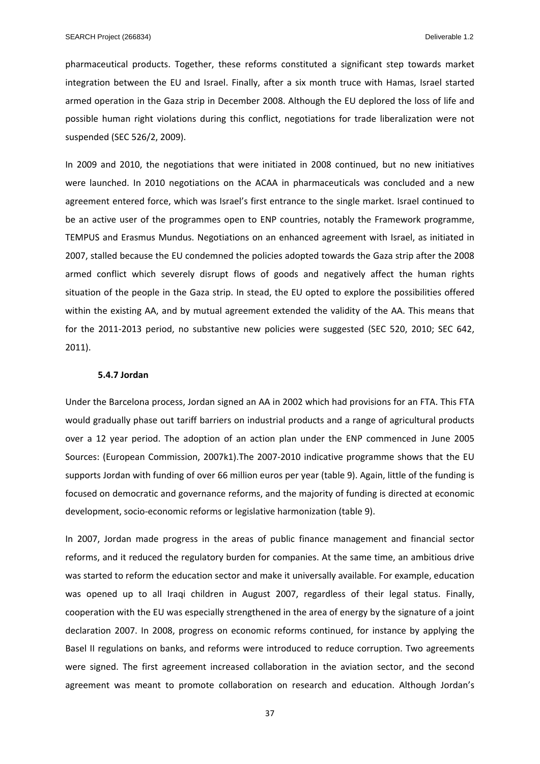pharmaceutical products. Together, these reforms constituted a significant step towards market integration between the EU and Israel. Finally, after a six month truce with Hamas, Israel started armed operation in the Gaza strip in December 2008. Although the EU deplored the loss of life and possible human right violations during this conflict, negotiations for trade liberalization were not suspended (SEC 526/2, 2009).

In 2009 and 2010, the negotiations that were initiated in 2008 continued, but no new initiatives were launched. In 2010 negotiations on the ACAA in pharmaceuticals was concluded and a new agreement entered force, which was Israel's first entrance to the single market. Israel continued to be an active user of the programmes open to ENP countries, notably the Framework programme, TEMPUS and Erasmus Mundus. Negotiations on an enhanced agreement with Israel, as initiated in 2007, stalled because the EU condemned the policies adopted towards the Gaza strip after the 2008 armed conflict which severely disrupt flows of goods and negatively affect the human rights situation of the people in the Gaza strip. In stead, the EU opted to explore the possibilities offered within the existing AA, and by mutual agreement extended the validity of the AA. This means that for the 2011-2013 period, no substantive new policies were suggested (SEC 520, 2010; SEC 642, 2011).

#### 5.4.7 Jordan

Under the Barcelona process, Jordan signed an AA in 2002 which had provisions for an FTA. This FTA would gradually phase out tariff barriers on industrial products and a range of agricultural products over a 12 year period. The adoption of an action plan under the ENP commenced in June 2005 Sources: (European Commission, 2007k1).The 2007-2010 indicative programme shows that the EU supports Jordan with funding of over 66 million euros per year (table 9). Again, little of the funding is focused on democratic and governance reforms, and the majority of funding is directed at economic development, socio-economic reforms or legislative harmonization (table 9).

In 2007, Jordan made progress in the areas of public finance management and financial sector reforms, and it reduced the regulatory burden for companies. At the same time, an ambitious drive was started to reform the education sector and make it universally available. For example, education was opened up to all Iraqi children in August 2007, regardless of their legal status. Finally, cooperation with the EU was especially strengthened in the area of energy by the signature of a joint declaration 2007. In 2008, progress on economic reforms continued, for instance by applying the Basel II regulations on banks, and reforms were introduced to reduce corruption. Two agreements were signed. The first agreement increased collaboration in the aviation sector, and the second agreement was meant to promote collaboration on research and education. Although Jordan's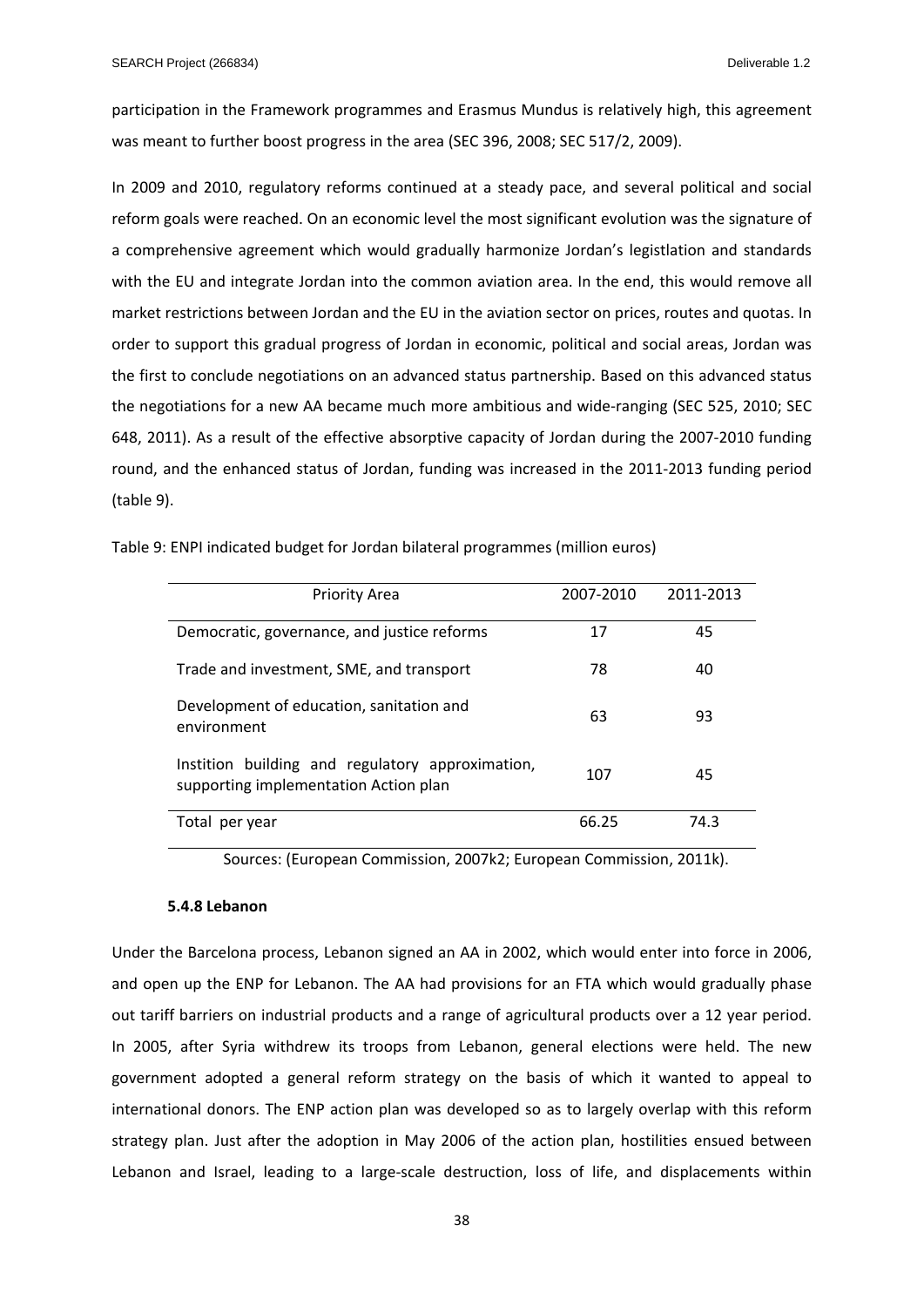participation in the Framework programmes and Erasmus Mundus is relatively high, this agreement was meant to further boost progress in the area (SEC 396, 2008; SEC 517/2, 2009).

In 2009 and 2010, regulatory reforms continued at a steady pace, and several political and social reform goals were reached. On an economic level the most significant evolution was the signature of a comprehensive agreement which would gradually harmonize Jordan's legistlation and standards with the EU and integrate Jordan into the common aviation area. In the end, this would remove all market restrictions between Jordan and the EU in the aviation sector on prices, routes and quotas. In order to support this gradual progress of Jordan in economic, political and social areas, Jordan was the first to conclude negotiations on an advanced status partnership. Based on this advanced status the negotiations for a new AA became much more ambitious and wide-ranging (SEC 525, 2010; SEC 648, 2011). As a result of the effective absorptive capacity of Jordan during the 2007-2010 funding round, and the enhanced status of Jordan, funding was increased in the 2011-2013 funding period (table 9).

Table 9: ENPI indicated budget for Jordan bilateral programmes (million euros)

| Priority Area | 2007-2010 | 2011-2013 |
|---|---|---|
| Democratic, governance, and justice reforms | 17 | 45 |
| Trade and investment, SME, and transport | 78 | 40 |
| Development of education, sanitation and environment | 63 | 93 |
| Instition building and regulatory approximation, supporting implementation Action plan | 107 | 45 |
| Total per year | 66.25 | 74.3 |

Sources: (European Commission, 2007k2; European Commission, 2011k).

#### 5.4.8 Lebanon

Under the Barcelona process, Lebanon signed an AA in 2002, which would enter into force in 2006, and open up the ENP for Lebanon. The AA had provisions for an FTA which would gradually phase out tariff barriers on industrial products and a range of agricultural products over a 12 year period. In 2005, after Syria withdrew its troops from Lebanon, general elections were held. The new government adopted a general reform strategy on the basis of which it wanted to appeal to international donors. The ENP action plan was developed so as to largely overlap with this reform strategy plan. Just after the adoption in May 2006 of the action plan, hostilities ensued between Lebanon and Israel, leading to a large-scale destruction, loss of life, and displacements within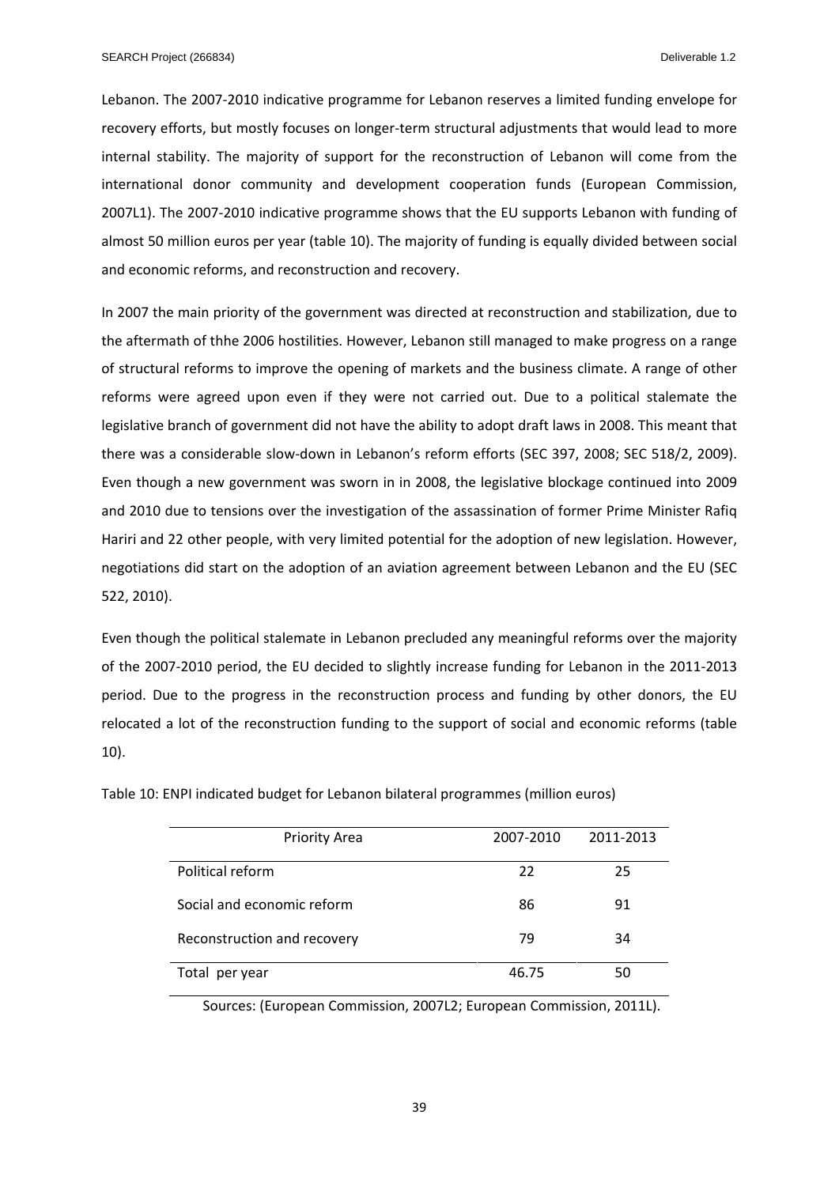Lebanon. The 2007-2010 indicative programme for Lebanon reserves a limited funding envelope for recovery efforts, but mostly focuses on longer-term structural adjustments that would lead to more internal stability. The majority of support for the reconstruction of Lebanon will come from the international donor community and development cooperation funds (European Commission, 2007L1). The 2007-2010 indicative programme shows that the EU supports Lebanon with funding of almost 50 million euros per year (table 10). The majority of funding is equally divided between social and economic reforms, and reconstruction and recovery.

In 2007 the main priority of the government was directed at reconstruction and stabilization, due to the aftermath of thhe 2006 hostilities. However, Lebanon still managed to make progress on a range of structural reforms to improve the opening of markets and the business climate. A range of other reforms were agreed upon even if they were not carried out. Due to a political stalemate the legislative branch of government did not have the ability to adopt draft laws in 2008. This meant that there was a considerable slow-down in Lebanon's reform efforts (SEC 397, 2008; SEC 518/2, 2009). Even though a new government was sworn in in 2008, the legislative blockage continued into 2009 and 2010 due to tensions over the investigation of the assassination of former Prime Minister Rafiq Hariri and 22 other people, with very limited potential for the adoption of new legislation. However, negotiations did start on the adoption of an aviation agreement between Lebanon and the EU (SEC 522, 2010).

Even though the political stalemate in Lebanon precluded any meaningful reforms over the majority of the 2007-2010 period, the EU decided to slightly increase funding for Lebanon in the 2011-2013 period. Due to the progress in the reconstruction process and funding by other donors, the EU relocated a lot of the reconstruction funding to the support of social and economic reforms (table 10).

Table 10: ENPI indicated budget for Lebanon bilateral programmes (million euros)

| Priority Area | 2007-2010 | 2011-2013 |
|---|---|---|
| Political reform | 22 | 25 |
| Social and economic reform | 86 | 91 |
| Reconstruction and recovery | 79 | 34 |
| Total per year | 46.75 | 50 |

Sources: (European Commission, 2007L2; European Commission, 2011L).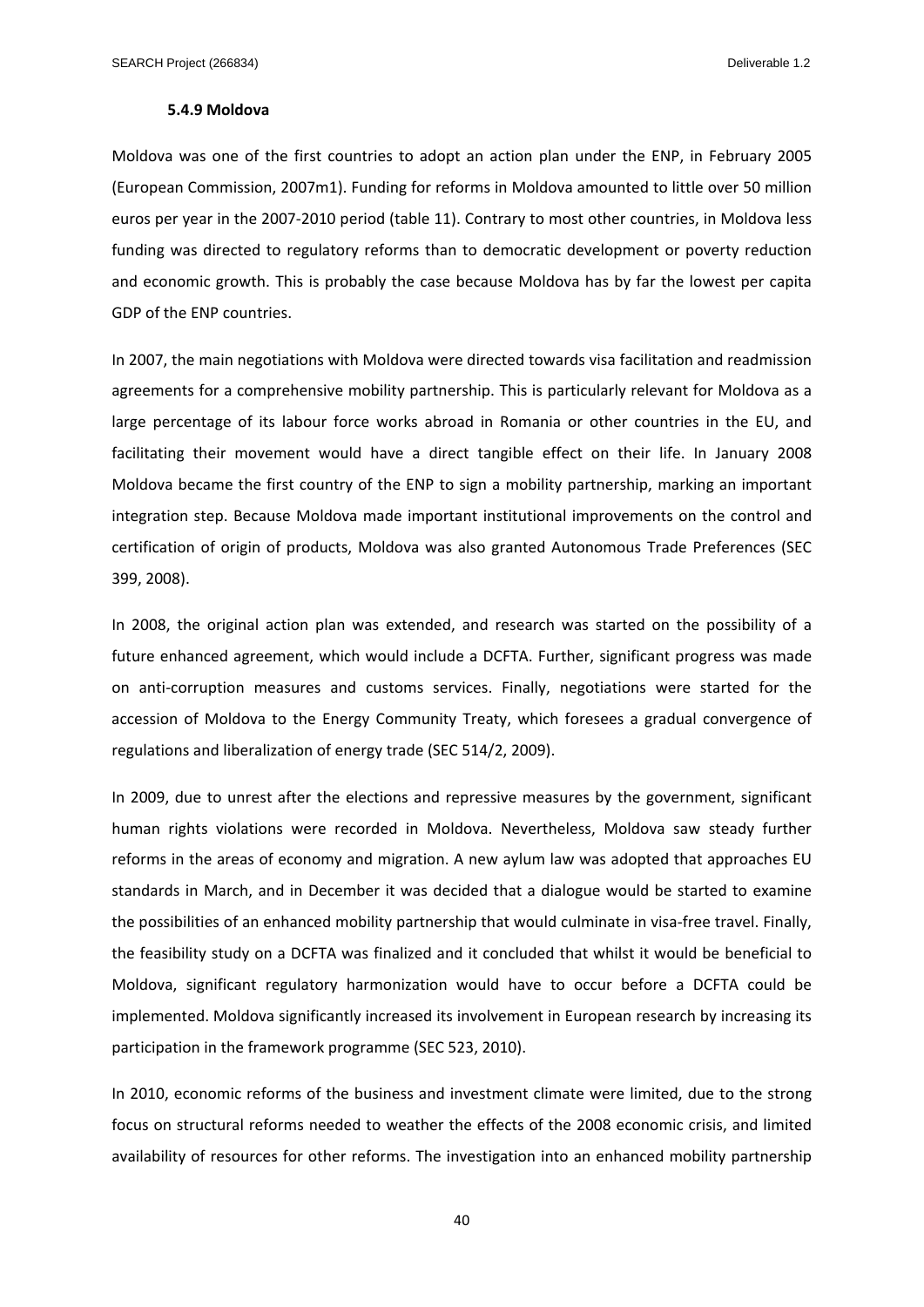### 5.4.9 Moldova

Moldova was one of the first countries to adopt an action plan under the ENP, in February 2005 (European Commission, 2007m1). Funding for reforms in Moldova amounted to little over 50 million euros per year in the 2007-2010 period (table 11). Contrary to most other countries, in Moldova less funding was directed to regulatory reforms than to democratic development or poverty reduction and economic growth. This is probably the case because Moldova has by far the lowest per capita GDP of the ENP countries.

In 2007, the main negotiations with Moldova were directed towards visa facilitation and readmission agreements for a comprehensive mobility partnership. This is particularly relevant for Moldova as a large percentage of its labour force works abroad in Romania or other countries in the EU, and facilitating their movement would have a direct tangible effect on their life. In January 2008 Moldova became the first country of the ENP to sign a mobility partnership, marking an important integration step. Because Moldova made important institutional improvements on the control and certification of origin of products, Moldova was also granted Autonomous Trade Preferences (SEC 399, 2008).

In 2008, the original action plan was extended, and research was started on the possibility of a future enhanced agreement, which would include a DCFTA. Further, significant progress was made on anti-corruption measures and customs services. Finally, negotiations were started for the accession of Moldova to the Energy Community Treaty, which foresees a gradual convergence of regulations and liberalization of energy trade (SEC 514/2, 2009).

In 2009, due to unrest after the elections and repressive measures by the government, significant human rights violations were recorded in Moldova. Nevertheless, Moldova saw steady further reforms in the areas of economy and migration. A new aylum law was adopted that approaches EU standards in March, and in December it was decided that a dialogue would be started to examine the possibilities of an enhanced mobility partnership that would culminate in visa-free travel. Finally, the feasibility study on a DCFTA was finalized and it concluded that whilst it would be beneficial to Moldova, significant regulatory harmonization would have to occur before a DCFTA could be implemented. Moldova significantly increased its involvement in European research by increasing its participation in the framework programme (SEC 523, 2010).

In 2010, economic reforms of the business and investment climate were limited, due to the strong focus on structural reforms needed to weather the effects of the 2008 economic crisis, and limited availability of resources for other reforms. The investigation into an enhanced mobility partnership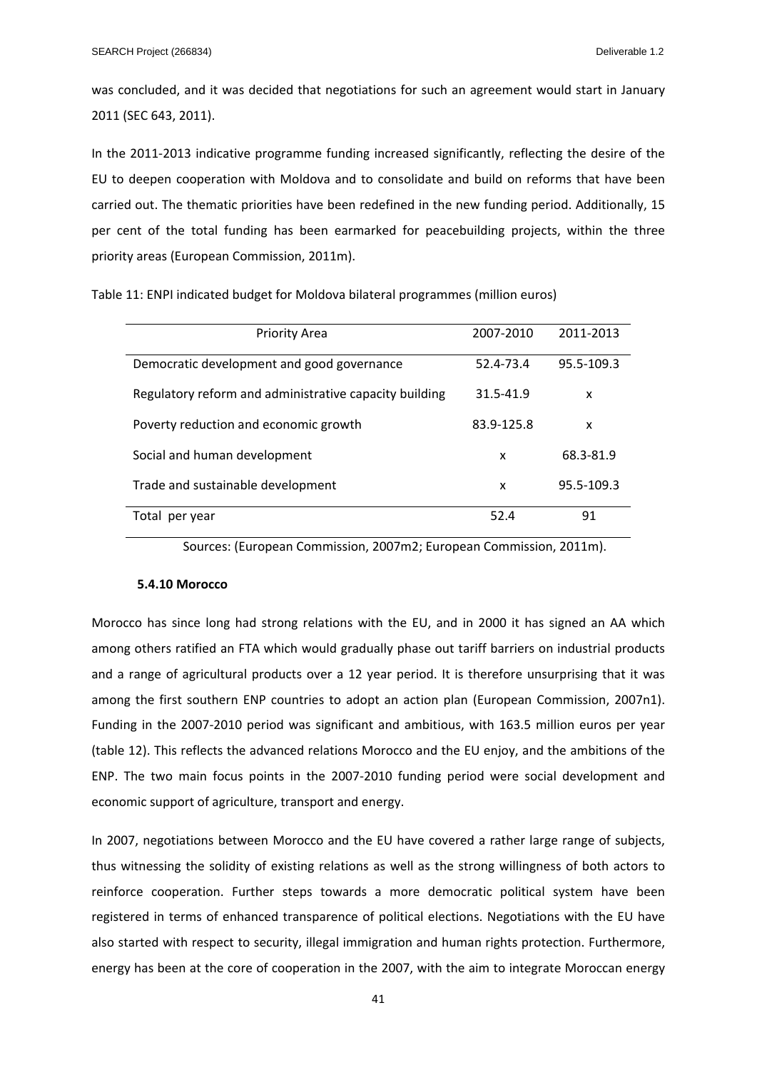was concluded, and it was decided that negotiations for such an agreement would start in January 2011 (SEC 643, 2011).

In the 2011-2013 indicative programme funding increased significantly, reflecting the desire of the EU to deepen cooperation with Moldova and to consolidate and build on reforms that have been carried out. The thematic priorities have been redefined in the new funding period. Additionally, 15 per cent of the total funding has been earmarked for peacebuilding projects, within the three priority areas (European Commission, 2011m).

Table 11: ENPI indicated budget for Moldova bilateral programmes (million euros)

| Priority Area | 2007-2010 | 2011-2013 |
|---|---|---|
| Democratic development and good governance | 52.4-73.4 | 95.5-109.3 |
| Regulatory reform and administrative capacity building | 31.5-41.9 | x |
| Poverty reduction and economic growth | 83.9-125.8 | x |
| Social and human development | x | 68.3-81.9 |
| Trade and sustainable development | x | 95.5-109.3 |
| Total per year | 52.4 | 91 |

Sources: (European Commission, 2007m2; European Commission, 2011m).

### 5.4.10 Morocco

Morocco has since long had strong relations with the EU, and in 2000 it has signed an AA which among others ratified an FTA which would gradually phase out tariff barriers on industrial products and a range of agricultural products over a 12 year period. It is therefore unsurprising that it was among the first southern ENP countries to adopt an action plan (European Commission, 2007n1). Funding in the 2007-2010 period was significant and ambitious, with 163.5 million euros per year (table 12). This reflects the advanced relations Morocco and the EU enjoy, and the ambitions of the ENP. The two main focus points in the 2007-2010 funding period were social development and economic support of agriculture, transport and energy.

In 2007, negotiations between Morocco and the EU have covered a rather large range of subjects, thus witnessing the solidity of existing relations as well as the strong willingness of both actors to reinforce cooperation. Further steps towards a more democratic political system have been registered in terms of enhanced transparence of political elections. Negotiations with the EU have also started with respect to security, illegal immigration and human rights protection. Furthermore, energy has been at the core of cooperation in the 2007, with the aim to integrate Moroccan energy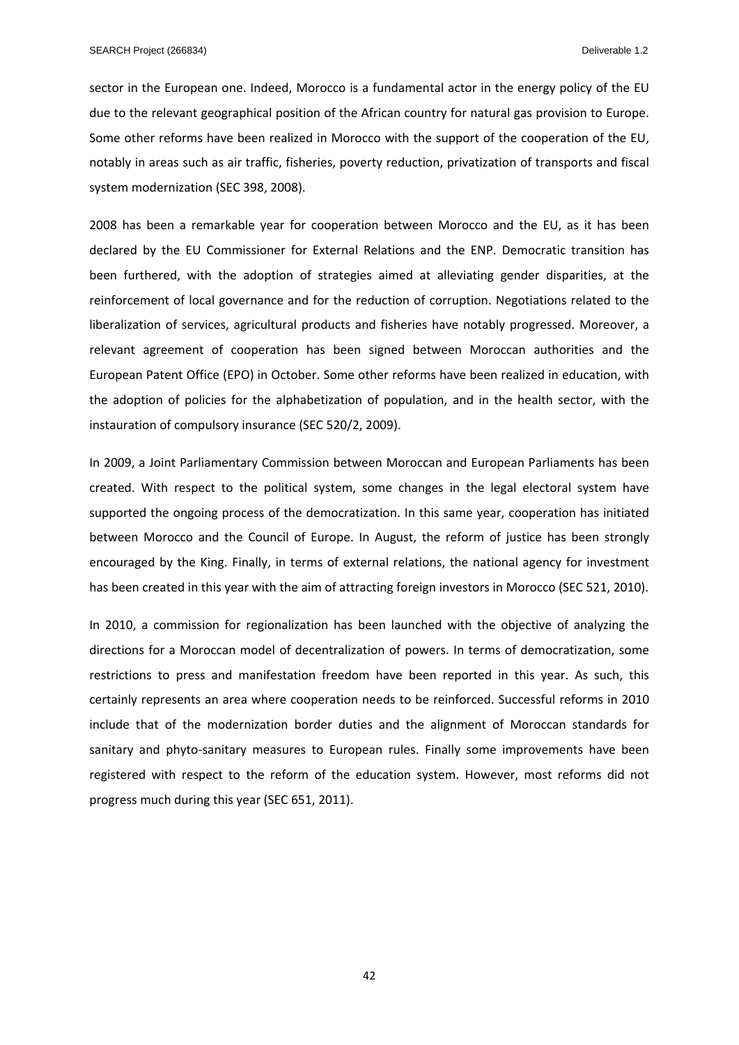sector in the European one. Indeed, Morocco is a fundamental actor in the energy policy of the EU due to the relevant geographical position of the African country for natural gas provision to Europe. Some other reforms have been realized in Morocco with the support of the cooperation of the EU, notably in areas such as air traffic, fisheries, poverty reduction, privatization of transports and fiscal system modernization (SEC 398, 2008).

2008 has been a remarkable year for cooperation between Morocco and the EU, as it has been declared by the EU Commissioner for External Relations and the ENP. Democratic transition has been furthered, with the adoption of strategies aimed at alleviating gender disparities, at the reinforcement of local governance and for the reduction of corruption. Negotiations related to the liberalization of services, agricultural products and fisheries have notably progressed. Moreover, a relevant agreement of cooperation has been signed between Moroccan authorities and the European Patent Office (EPO) in October. Some other reforms have been realized in education, with the adoption of policies for the alphabetization of population, and in the health sector, with the instauration of compulsory insurance (SEC 520/2, 2009).

In 2009, a Joint Parliamentary Commission between Moroccan and European Parliaments has been created. With respect to the political system, some changes in the legal electoral system have supported the ongoing process of the democratization. In this same year, cooperation has initiated between Morocco and the Council of Europe. In August, the reform of justice has been strongly encouraged by the King. Finally, in terms of external relations, the national agency for investment has been created in this year with the aim of attracting foreign investors in Morocco (SEC 521, 2010).

In 2010, a commission for regionalization has been launched with the objective of analyzing the directions for a Moroccan model of decentralization of powers. In terms of democratization, some restrictions to press and manifestation freedom have been reported in this year. As such, this certainly represents an area where cooperation needs to be reinforced. Successful reforms in 2010 include that of the modernization border duties and the alignment of Moroccan standards for sanitary and phyto-sanitary measures to European rules. Finally some improvements have been registered with respect to the reform of the education system. However, most reforms did not progress much during this year (SEC 651, 2011).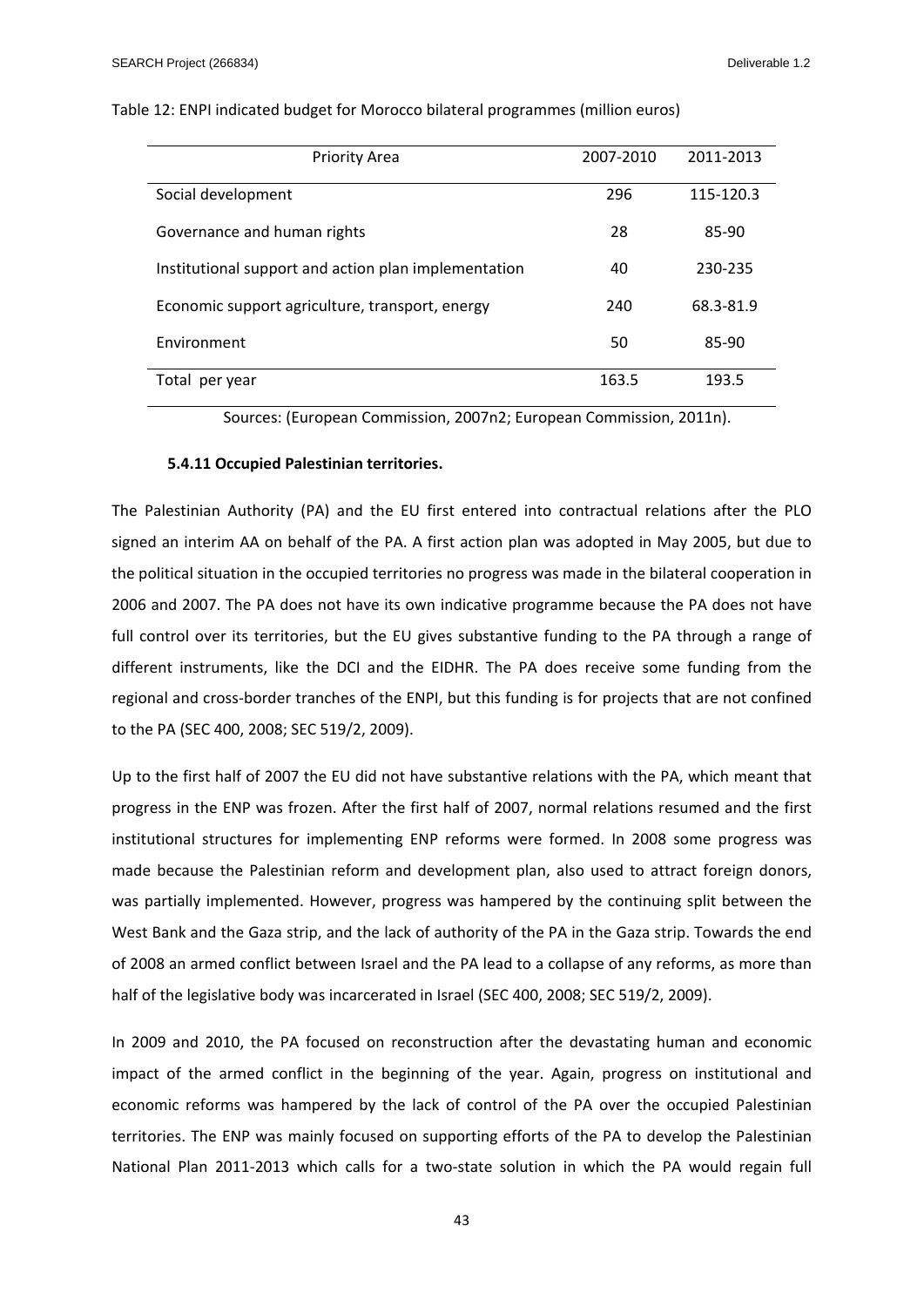Table 12: ENPI indicated budget for Morocco bilateral programmes (million euros)

| Priority Area | 2007-2010 | 2011-2013 |
|---|---|---|
| Social development | 296 | 115-120.3 |
| Governance and human rights | 28 | 85-90 |
| Institutional support and action plan implementation | 40 | 230-235 |
| Economic support agriculture, transport, energy | 240 | 68.3-81.9 |
| Environment | 50 | 85-90 |
| Total per year | 163.5 | 193.5 |

Sources: (European Commission, 2007n2; European Commission, 2011n).

#### 5.4.11 Occupied Palestinian territories.

The Palestinian Authority (PA) and the EU first entered into contractual relations after the PLO signed an interim AA on behalf of the PA. A first action plan was adopted in May 2005, but due to the political situation in the occupied territories no progress was made in the bilateral cooperation in 2006 and 2007. The PA does not have its own indicative programme because the PA does not have full control over its territories, but the EU gives substantive funding to the PA through a range of different instruments, like the DCI and the EIDHR. The PA does receive some funding from the regional and cross-border tranches of the ENPI, but this funding is for projects that are not confined to the PA (SEC 400, 2008; SEC 519/2, 2009).

Up to the first half of 2007 the EU did not have substantive relations with the PA, which meant that progress in the ENP was frozen. After the first half of 2007, normal relations resumed and the first institutional structures for implementing ENP reforms were formed. In 2008 some progress was made because the Palestinian reform and development plan, also used to attract foreign donors, was partially implemented. However, progress was hampered by the continuing split between the West Bank and the Gaza strip, and the lack of authority of the PA in the Gaza strip. Towards the end of 2008 an armed conflict between Israel and the PA lead to a collapse of any reforms, as more than half of the legislative body was incarcerated in Israel (SEC 400, 2008; SEC 519/2, 2009).

In 2009 and 2010, the PA focused on reconstruction after the devastating human and economic impact of the armed conflict in the beginning of the year. Again, progress on institutional and economic reforms was hampered by the lack of control of the PA over the occupied Palestinian territories. The ENP was mainly focused on supporting efforts of the PA to develop the Palestinian National Plan 2011-2013 which calls for a two-state solution in which the PA would regain full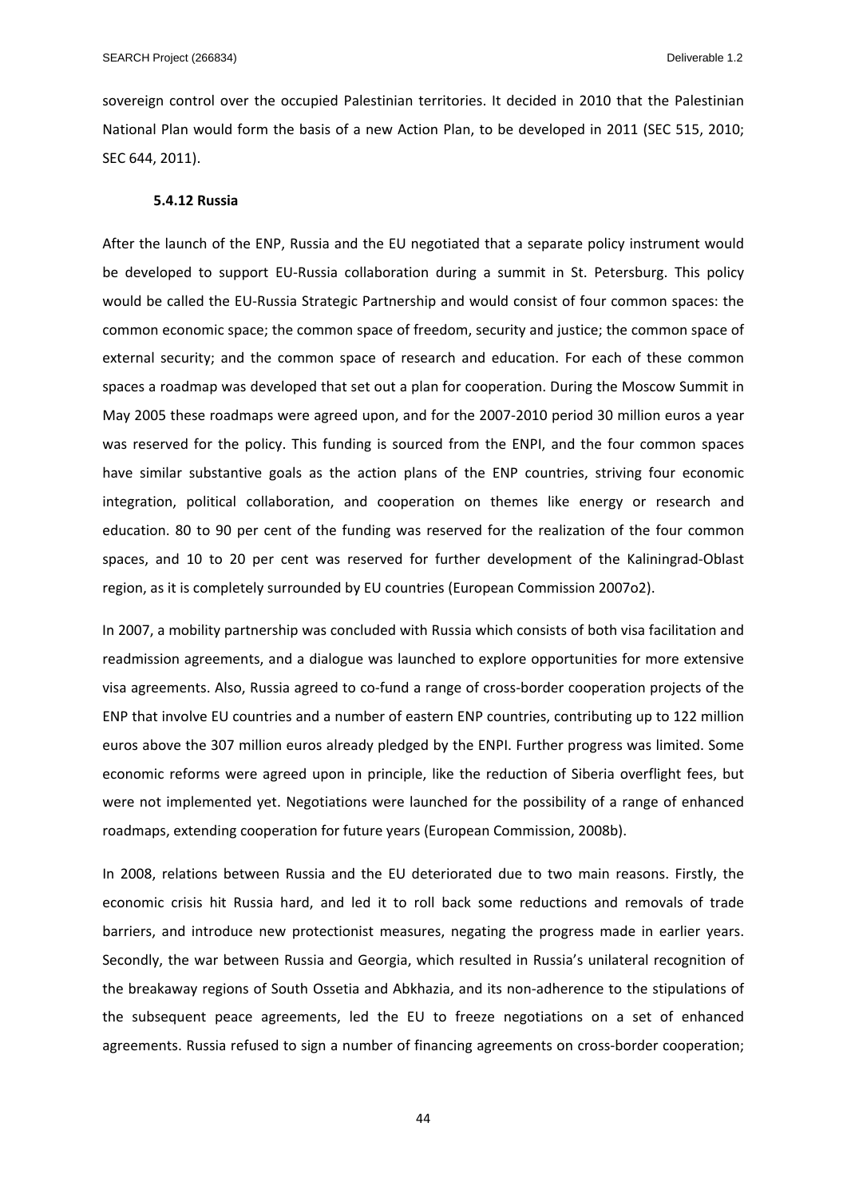sovereign control over the occupied Palestinian territories. It decided in 2010 that the Palestinian National Plan would form the basis of a new Action Plan, to be developed in 2011 (SEC 515, 2010; SEC 644, 2011).

#### 5.4.12 Russia

After the launch of the ENP, Russia and the EU negotiated that a separate policy instrument would be developed to support EU-Russia collaboration during a summit in St. Petersburg. This policy would be called the EU-Russia Strategic Partnership and would consist of four common spaces: the common economic space; the common space of freedom, security and justice; the common space of external security; and the common space of research and education. For each of these common spaces a roadmap was developed that set out a plan for cooperation. During the Moscow Summit in May 2005 these roadmaps were agreed upon, and for the 2007-2010 period 30 million euros a year was reserved for the policy. This funding is sourced from the ENPI, and the four common spaces have similar substantive goals as the action plans of the ENP countries, striving four economic integration, political collaboration, and cooperation on themes like energy or research and education. 80 to 90 per cent of the funding was reserved for the realization of the four common spaces, and 10 to 20 per cent was reserved for further development of the Kaliningrad-Oblast region, as it is completely surrounded by EU countries (European Commission 2007o2).

In 2007, a mobility partnership was concluded with Russia which consists of both visa facilitation and readmission agreements, and a dialogue was launched to explore opportunities for more extensive visa agreements. Also, Russia agreed to co-fund a range of cross-border cooperation projects of the ENP that involve EU countries and a number of eastern ENP countries, contributing up to 122 million euros above the 307 million euros already pledged by the ENPI. Further progress was limited. Some economic reforms were agreed upon in principle, like the reduction of Siberia overflight fees, but were not implemented yet. Negotiations were launched for the possibility of a range of enhanced roadmaps, extending cooperation for future years (European Commission, 2008b).

In 2008, relations between Russia and the EU deteriorated due to two main reasons. Firstly, the economic crisis hit Russia hard, and led it to roll back some reductions and removals of trade barriers, and introduce new protectionist measures, negating the progress made in earlier years. Secondly, the war between Russia and Georgia, which resulted in Russia's unilateral recognition of the breakaway regions of South Ossetia and Abkhazia, and its non-adherence to the stipulations of the subsequent peace agreements, led the EU to freeze negotiations on a set of enhanced agreements. Russia refused to sign a number of financing agreements on cross-border cooperation;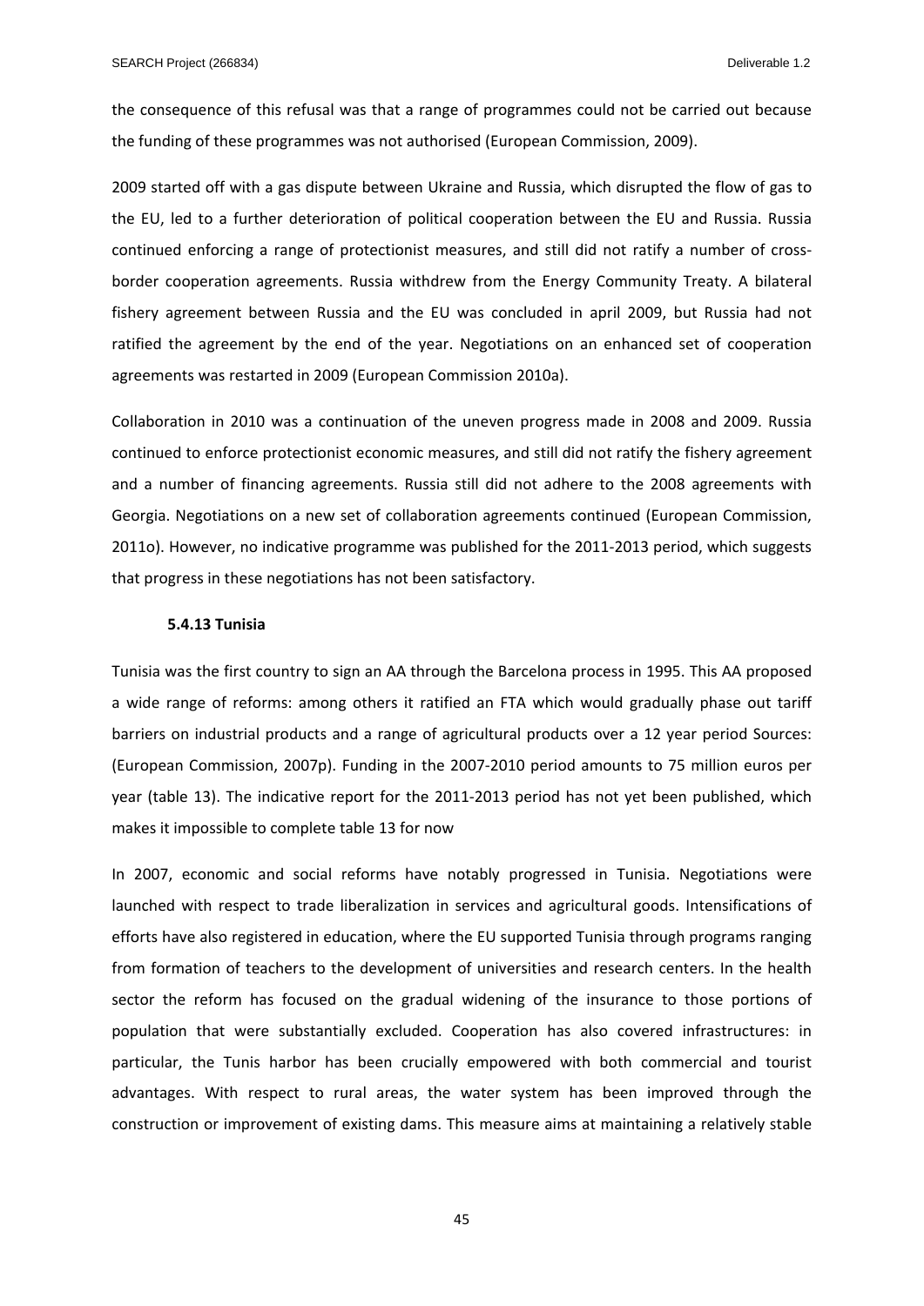the consequence of this refusal was that a range of programmes could not be carried out because the funding of these programmes was not authorised (European Commission, 2009).

2009 started off with a gas dispute between Ukraine and Russia, which disrupted the flow of gas to the EU, led to a further deterioration of political cooperation between the EU and Russia. Russia continued enforcing a range of protectionist measures, and still did not ratify a number of cross-border cooperation agreements. Russia withdrew from the Energy Community Treaty. A bilateral fishery agreement between Russia and the EU was concluded in april 2009, but Russia had not ratified the agreement by the end of the year. Negotiations on an enhanced set of cooperation agreements was restarted in 2009 (European Commission 2010a).

Collaboration in 2010 was a continuation of the uneven progress made in 2008 and 2009. Russia continued to enforce protectionist economic measures, and still did not ratify the fishery agreement and a number of financing agreements. Russia still did not adhere to the 2008 agreements with Georgia. Negotiations on a new set of collaboration agreements continued (European Commission, 2011o). However, no indicative programme was published for the 2011-2013 period, which suggests that progress in these negotiations has not been satisfactory.

### 5.4.13 Tunisia

Tunisia was the first country to sign an AA through the Barcelona process in 1995. This AA proposed a wide range of reforms: among others it ratified an FTA which would gradually phase out tariff barriers on industrial products and a range of agricultural products over a 12 year period Sources: (European Commission, 2007p). Funding in the 2007-2010 period amounts to 75 million euros per year (table 13). The indicative report for the 2011-2013 period has not yet been published, which makes it impossible to complete table 13 for now

In 2007, economic and social reforms have notably progressed in Tunisia. Negotiations were launched with respect to trade liberalization in services and agricultural goods. Intensifications of efforts have also registered in education, where the EU supported Tunisia through programs ranging from formation of teachers to the development of universities and research centers. In the health sector the reform has focused on the gradual widening of the insurance to those portions of population that were substantially excluded. Cooperation has also covered infrastructures: in particular, the Tunis harbor has been crucially empowered with both commercial and tourist advantages. With respect to rural areas, the water system has been improved through the construction or improvement of existing dams. This measure aims at maintaining a relatively stable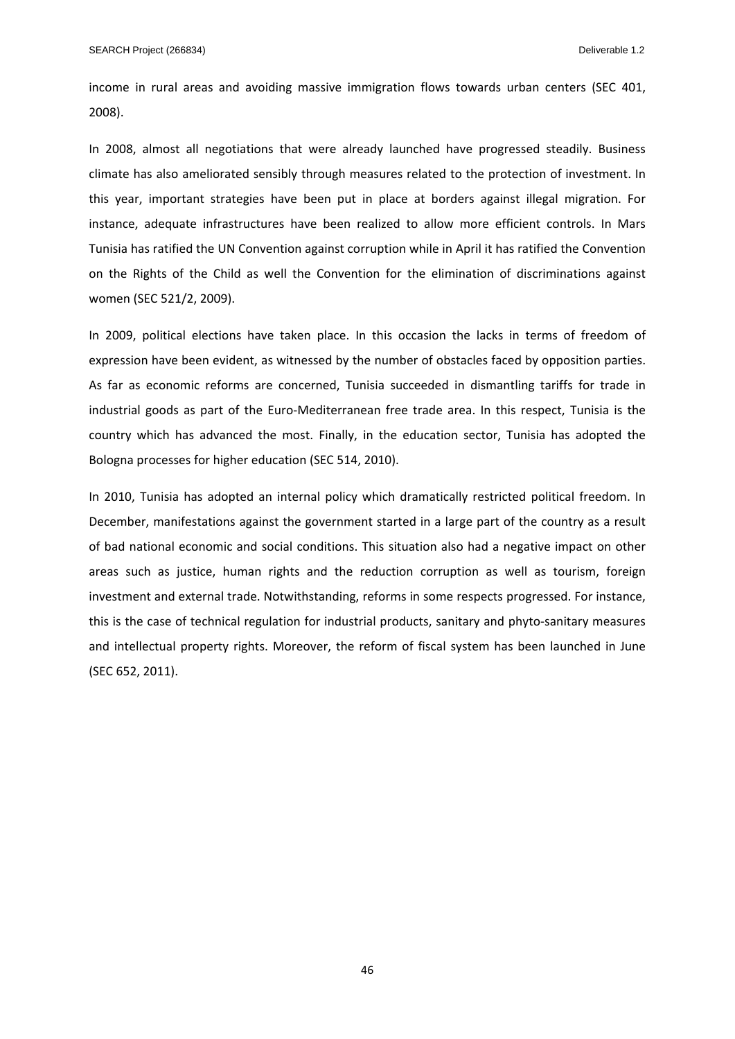income in rural areas and avoiding massive immigration flows towards urban centers (SEC 401, 2008).

In 2008, almost all negotiations that were already launched have progressed steadily. Business climate has also ameliorated sensibly through measures related to the protection of investment. In this year, important strategies have been put in place at borders against illegal migration. For instance, adequate infrastructures have been realized to allow more efficient controls. In Mars Tunisia has ratified the UN Convention against corruption while in April it has ratified the Convention on the Rights of the Child as well the Convention for the elimination of discriminations against women (SEC 521/2, 2009).

In 2009, political elections have taken place. In this occasion the lacks in terms of freedom of expression have been evident, as witnessed by the number of obstacles faced by opposition parties. As far as economic reforms are concerned, Tunisia succeeded in dismantling tariffs for trade in industrial goods as part of the Euro-Mediterranean free trade area. In this respect, Tunisia is the country which has advanced the most. Finally, in the education sector, Tunisia has adopted the Bologna processes for higher education (SEC 514, 2010).

In 2010, Tunisia has adopted an internal policy which dramatically restricted political freedom. In December, manifestations against the government started in a large part of the country as a result of bad national economic and social conditions. This situation also had a negative impact on other areas such as justice, human rights and the reduction corruption as well as tourism, foreign investment and external trade. Notwithstanding, reforms in some respects progressed. For instance, this is the case of technical regulation for industrial products, sanitary and phyto-sanitary measures and intellectual property rights. Moreover, the reform of fiscal system has been launched in June (SEC 652, 2011).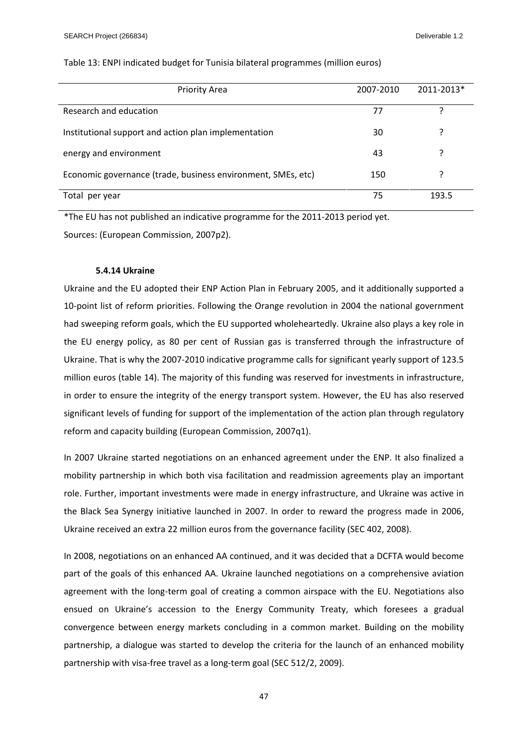Table 13: ENPI indicated budget for Tunisia bilateral programmes (million euros)

| Priority Area | 2007-2010 | 2011-2013* |
|---|---|---|
| Research and education | 77 | ? |
| Institutional support and action plan implementation | 30 | ? |
| energy and environment | 43 | ? |
| Economic governance (trade, business environment, SMEs, etc) | 150 | ? |
| Total per year | 75 | 193.5 |

*The EU has not published an indicative programme for the 2011-2013 period yet.

Sources: (European Commission, 2007p2).

#### 5.4.14 Ukraine

Ukraine and the EU adopted their ENP Action Plan in February 2005, and it additionally supported a 10-point list of reform priorities. Following the Orange revolution in 2004 the national government had sweeping reform goals, which the EU supported wholeheartedly. Ukraine also plays a key role in the EU energy policy, as 80 per cent of Russian gas is transferred through the infrastructure of Ukraine. That is why the 2007-2010 indicative programme calls for significant yearly support of 123.5 million euros (table 14). The majority of this funding was reserved for investments in infrastructure, in order to ensure the integrity of the energy transport system. However, the EU has also reserved significant levels of funding for support of the implementation of the action plan through regulatory reform and capacity building (European Commission, 2007q1).

In 2007 Ukraine started negotiations on an enhanced agreement under the ENP. It also finalized a mobility partnership in which both visa facilitation and readmission agreements play an important role. Further, important investments were made in energy infrastructure, and Ukraine was active in the Black Sea Synergy initiative launched in 2007. In order to reward the progress made in 2006, Ukraine received an extra 22 million euros from the governance facility (SEC 402, 2008).

In 2008, negotiations on an enhanced AA continued, and it was decided that a DCFTA would become part of the goals of this enhanced AA. Ukraine launched negotiations on a comprehensive aviation agreement with the long-term goal of creating a common airspace with the EU. Negotiations also ensued on Ukraine's accession to the Energy Community Treaty, which foresees a gradual convergence between energy markets concluding in a common market. Building on the mobility partnership, a dialogue was started to develop the criteria for the launch of an enhanced mobility partnership with visa-free travel as a long-term goal (SEC 512/2, 2009).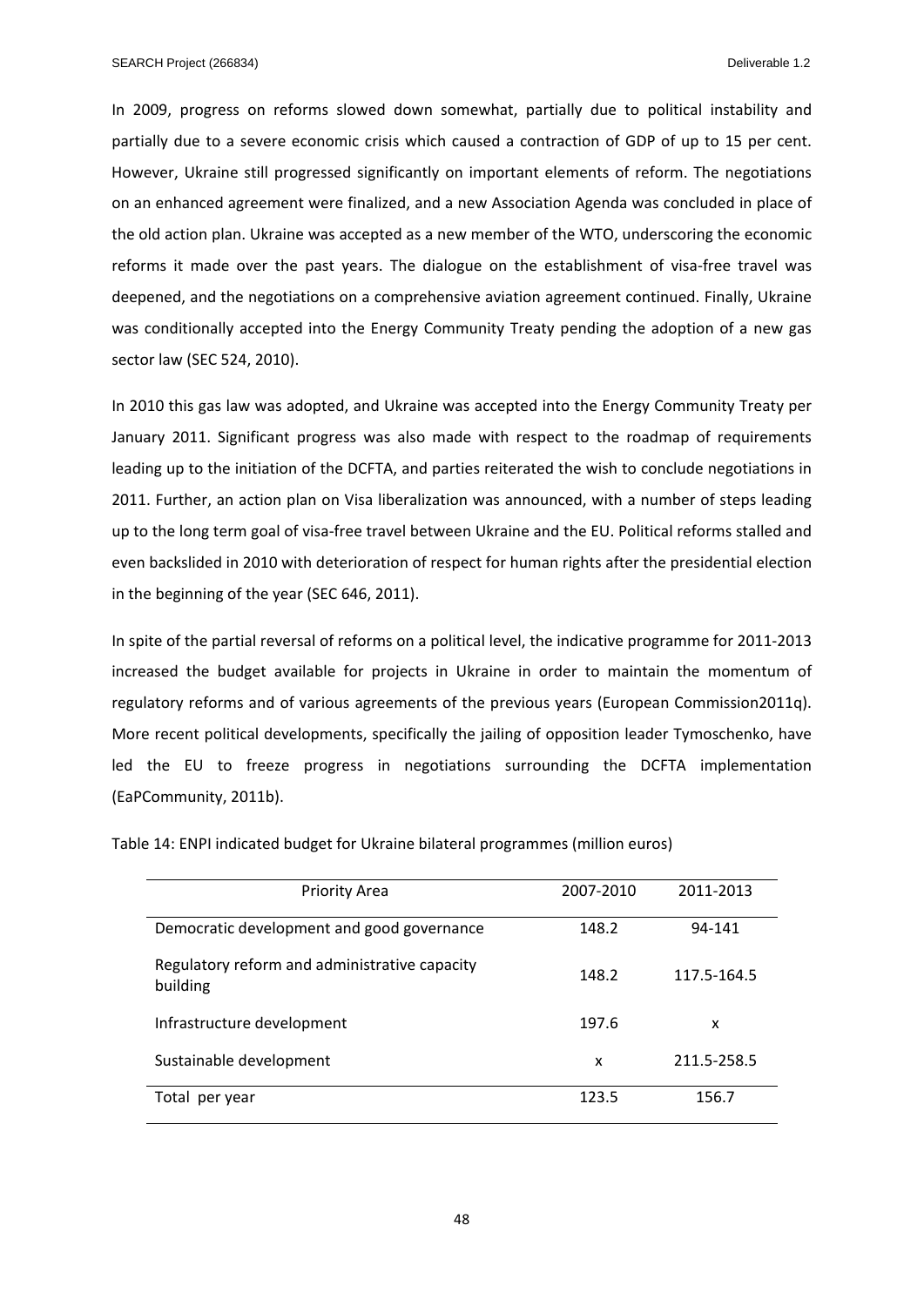In 2009, progress on reforms slowed down somewhat, partially due to political instability and partially due to a severe economic crisis which caused a contraction of GDP of up to 15 per cent. However, Ukraine still progressed significantly on important elements of reform. The negotiations on an enhanced agreement were finalized, and a new Association Agenda was concluded in place of the old action plan. Ukraine was accepted as a new member of the WTO, underscoring the economic reforms it made over the past years. The dialogue on the establishment of visa-free travel was deepened, and the negotiations on a comprehensive aviation agreement continued. Finally, Ukraine was conditionally accepted into the Energy Community Treaty pending the adoption of a new gas sector law (SEC 524, 2010).

In 2010 this gas law was adopted, and Ukraine was accepted into the Energy Community Treaty per January 2011. Significant progress was also made with respect to the roadmap of requirements leading up to the initiation of the DCFTA, and parties reiterated the wish to conclude negotiations in 2011. Further, an action plan on Visa liberalization was announced, with a number of steps leading up to the long term goal of visa-free travel between Ukraine and the EU. Political reforms stalled and even backslided in 2010 with deterioration of respect for human rights after the presidential election in the beginning of the year (SEC 646, 2011).

In spite of the partial reversal of reforms on a political level, the indicative programme for 2011-2013 increased the budget available for projects in Ukraine in order to maintain the momentum of regulatory reforms and of various agreements of the previous years (European Commission2011q). More recent political developments, specifically the jailing of opposition leader Tymoschenko, have led the EU to freeze progress in negotiations surrounding the DCFTA implementation (EaPCommunity, 2011b).

Table 14: ENPI indicated budget for Ukraine bilateral programmes (million euros)

| Priority Area | 2007-2010 | 2011-2013 |
|---|---|---|
| Democratic development and good governance | 148.2 | 94-141 |
| Regulatory reform and administrative capacity building | 148.2 | 117.5-164.5 |
| Infrastructure development | 197.6 | x |
| Sustainable development | x | 211.5-258.5 |
| Total per year | 123.5 | 156.7 |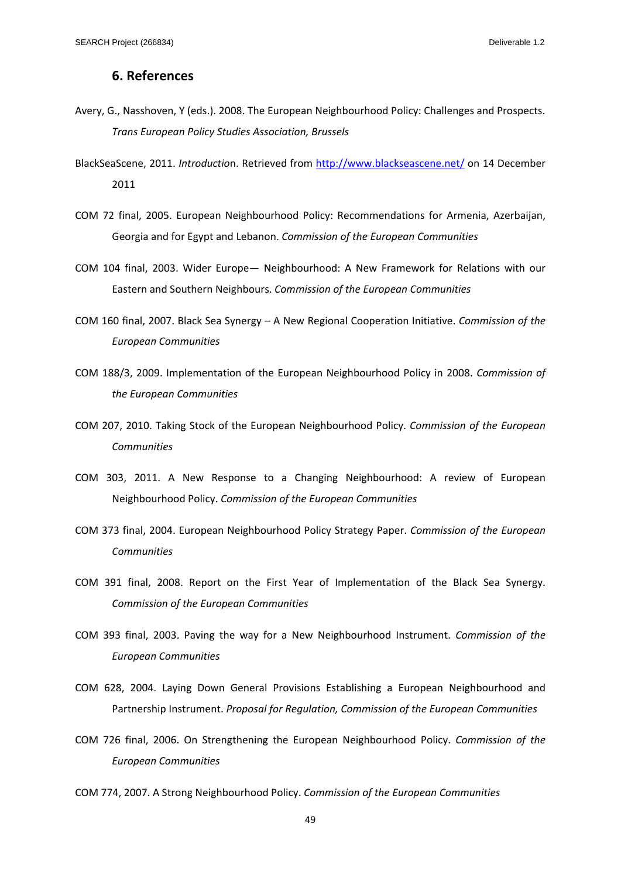## 6. References

Avery, G., Nasshoven, Y (eds.). 2008. The European Neighbourhood Policy: Challenges and Prospects. *Trans European Policy Studies Association, Brussels*

BlackSeaScene, 2011. *Introductio*n. Retrieved from http://www.blackseascene.net/ on 14 December 2011

COM 72 final, 2005. European Neighbourhood Policy: Recommendations for Armenia, Azerbaijan, Georgia and for Egypt and Lebanon. *Commission of the European Communities*

COM 104 final, 2003. Wider Europe— Neighbourhood: A New Framework for Relations with our Eastern and Southern Neighbours. *Commission of the European Communities*

COM 160 final, 2007. Black Sea Synergy – A New Regional Cooperation Initiative. *Commission of the European Communities*

COM 188/3, 2009. Implementation of the European Neighbourhood Policy in 2008. *Commission of the European Communities*

COM 207, 2010. Taking Stock of the European Neighbourhood Policy. *Commission of the European Communities*

COM 303, 2011. A New Response to a Changing Neighbourhood: A review of European Neighbourhood Policy. *Commission of the European Communities*

COM 373 final, 2004. European Neighbourhood Policy Strategy Paper. *Commission of the European Communities*

COM 391 final, 2008. Report on the First Year of Implementation of the Black Sea Synergy. *Commission of the European Communities*

COM 393 final, 2003. Paving the way for a New Neighbourhood Instrument. *Commission of the European Communities*

COM 628, 2004. Laying Down General Provisions Establishing a European Neighbourhood and Partnership Instrument. *Proposal for Regulation, Commission of the European Communities*

COM 726 final, 2006. On Strengthening the European Neighbourhood Policy. *Commission of the European Communities*

COM 774, 2007. A Strong Neighbourhood Policy. *Commission of the European Communities*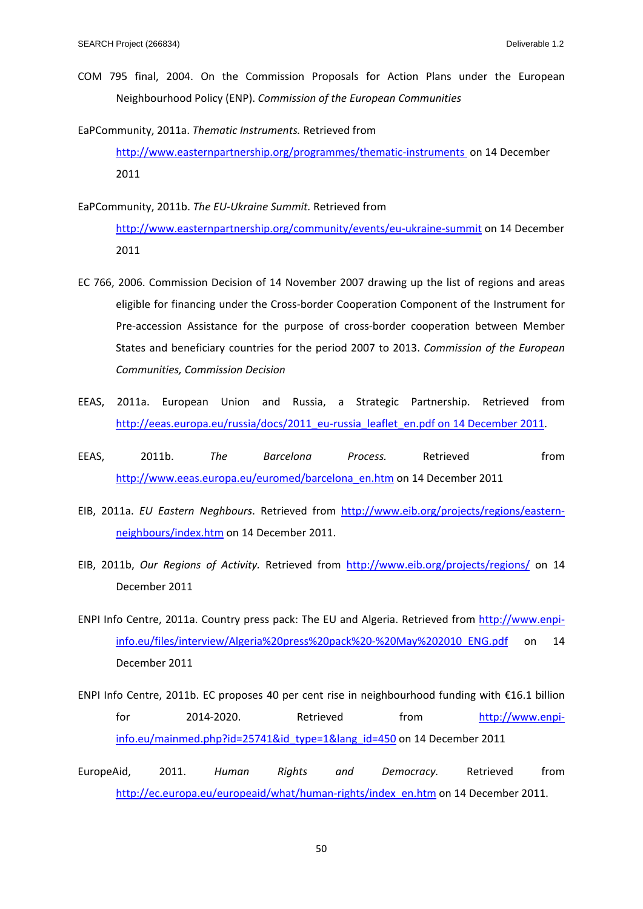COM 795 final, 2004. On the Commission Proposals for Action Plans under the European Neighbourhood Policy (ENP). *Commission of the European Communities*

EaPCommunity, 2011a. *Thematic Instruments.* Retrieved from http://www.easternpartnership.org/programmes/thematic-instruments on 14 December 2011

EaPCommunity, 2011b. *The EU-Ukraine Summit.* Retrieved from http://www.easternpartnership.org/community/events/eu-ukraine-summit on 14 December 2011

EC 766, 2006. Commission Decision of 14 November 2007 drawing up the list of regions and areas eligible for financing under the Cross-border Cooperation Component of the Instrument for Pre-accession Assistance for the purpose of cross-border cooperation between Member States and beneficiary countries for the period 2007 to 2013. *Commission of the European Communities, Commission Decision*

EEAS, 2011a. European Union and Russia, a Strategic Partnership. Retrieved from http://eeas.europa.eu/russia/docs/2011_eu-russia_leaflet_en.pdf on 14 December 2011.

EEAS, 2011b. *The Barcelona Process.* Retrieved from http://www.eeas.europa.eu/euromed/barcelona_en.htm on 14 December 2011

EIB, 2011a. *EU Eastern Neighbours.* Retrieved from http://www.eib.org/projects/regions/eastern-neighbours/index.htm on 14 December 2011.

EIB, 2011b, *Our Regions of Activity.* Retrieved from http://www.eib.org/projects/regions/ on 14 December 2011

ENPI Info Centre, 2011a. Country press pack: The EU and Algeria. Retrieved from http://www.enpi-info.eu/files/interview/Algeria%20press%20pack%20-%20May%202010_ENG.pdf on 14 December 2011

ENPI Info Centre, 2011b. EC proposes 40 per cent rise in neighbourhood funding with €16.1 billion for 2014-2020. Retrieved from http://www.enpi-info.eu/mainmed.php?id=25741&id_type=1&lang_id=450 on 14 December 2011

EuropeAid, 2011. *Human Rights and Democracy.* Retrieved from http://ec.europa.eu/europeaid/what/human-rights/index_en.htm on 14 December 2011.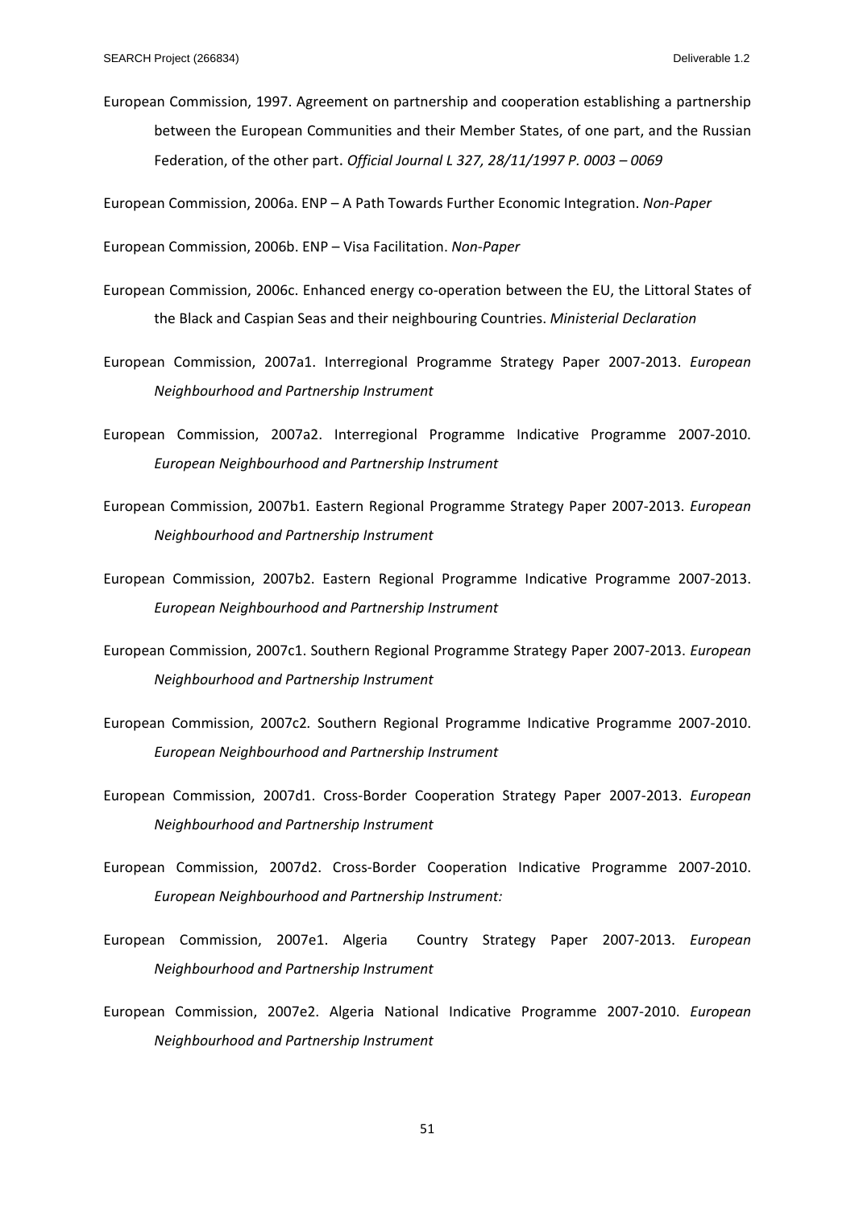European Commission, 1997. Agreement on partnership and cooperation establishing a partnership between the European Communities and their Member States, of one part, and the Russian Federation, of the other part. *Official Journal L 327, 28/11/1997 P. 0003 – 0069*

European Commission, 2006a. ENP – A Path Towards Further Economic Integration. *Non-Paper*

European Commission, 2006b. ENP – Visa Facilitation. *Non-Paper*

European Commission, 2006c. Enhanced energy co-operation between the EU, the Littoral States of the Black and Caspian Seas and their neighbouring Countries. *Ministerial Declaration*

European Commission, 2007a1. Interregional Programme Strategy Paper 2007-2013. *European Neighbourhood and Partnership Instrument*

European Commission, 2007a2. Interregional Programme Indicative Programme 2007-2010. *European Neighbourhood and Partnership Instrument*

European Commission, 2007b1. Eastern Regional Programme Strategy Paper 2007-2013. *European Neighbourhood and Partnership Instrument*

European Commission, 2007b2. Eastern Regional Programme Indicative Programme 2007-2013. *European Neighbourhood and Partnership Instrument*

European Commission, 2007c1. Southern Regional Programme Strategy Paper 2007-2013. *European Neighbourhood and Partnership Instrument*

European Commission, 2007c2. Southern Regional Programme Indicative Programme 2007-2010. *European Neighbourhood and Partnership Instrument*

European Commission, 2007d1. Cross-Border Cooperation Strategy Paper 2007-2013. *European Neighbourhood and Partnership Instrument*

European Commission, 2007d2. Cross-Border Cooperation Indicative Programme 2007-2010. *European Neighbourhood and Partnership Instrument:*

European Commission, 2007e1. Algeria Country Strategy Paper 2007-2013. *European Neighbourhood and Partnership Instrument*

European Commission, 2007e2. Algeria National Indicative Programme 2007-2010. *European Neighbourhood and Partnership Instrument*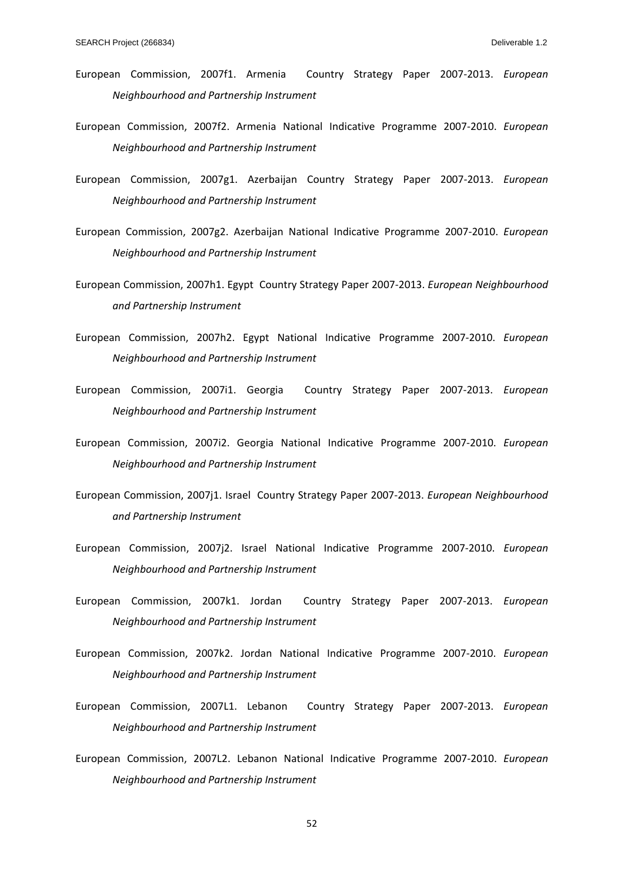European Commission, 2007f1. Armenia Country Strategy Paper 2007-2013. *European Neighbourhood and Partnership Instrument*

European Commission, 2007f2. Armenia National Indicative Programme 2007-2010. *European Neighbourhood and Partnership Instrument*

European Commission, 2007g1. Azerbaijan Country Strategy Paper 2007-2013. *European Neighbourhood and Partnership Instrument*

European Commission, 2007g2. Azerbaijan National Indicative Programme 2007-2010. *European Neighbourhood and Partnership Instrument*

European Commission, 2007h1. Egypt Country Strategy Paper 2007-2013. *European Neighbourhood and Partnership Instrument*

European Commission, 2007h2. Egypt National Indicative Programme 2007-2010. *European Neighbourhood and Partnership Instrument*

European Commission, 2007i1. Georgia Country Strategy Paper 2007-2013. *European Neighbourhood and Partnership Instrument*

European Commission, 2007i2. Georgia National Indicative Programme 2007-2010. *European Neighbourhood and Partnership Instrument*

European Commission, 2007j1. Israel Country Strategy Paper 2007-2013. *European Neighbourhood and Partnership Instrument*

European Commission, 2007j2. Israel National Indicative Programme 2007-2010. *European Neighbourhood and Partnership Instrument*

European Commission, 2007k1. Jordan Country Strategy Paper 2007-2013. *European Neighbourhood and Partnership Instrument*

European Commission, 2007k2. Jordan National Indicative Programme 2007-2010. *European Neighbourhood and Partnership Instrument*

European Commission, 2007L1. Lebanon Country Strategy Paper 2007-2013. *European Neighbourhood and Partnership Instrument*

European Commission, 2007L2. Lebanon National Indicative Programme 2007-2010. *European Neighbourhood and Partnership Instrument*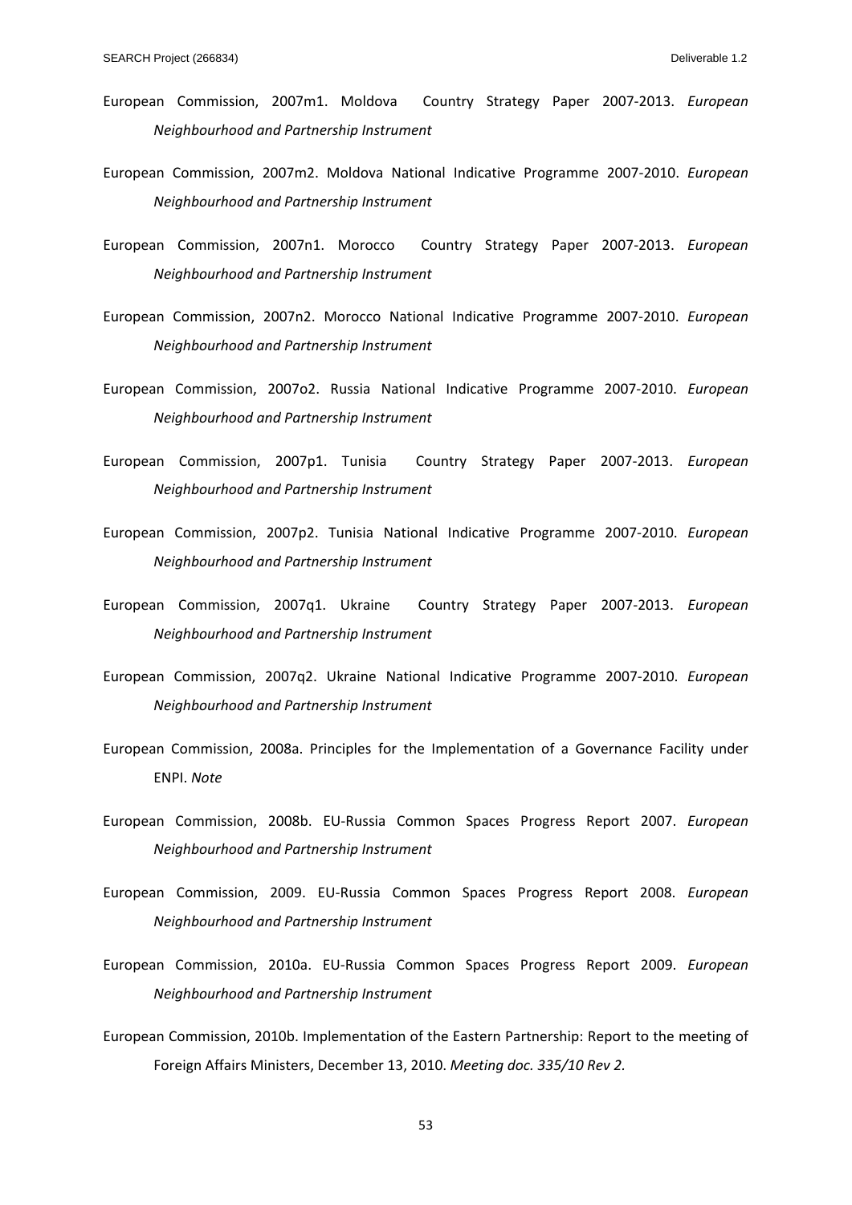European Commission, 2007m1. Moldova Country Strategy Paper 2007-2013. *European Neighbourhood and Partnership Instrument*

European Commission, 2007m2. Moldova National Indicative Programme 2007-2010. *European Neighbourhood and Partnership Instrument*

European Commission, 2007n1. Morocco Country Strategy Paper 2007-2013. *European Neighbourhood and Partnership Instrument*

European Commission, 2007n2. Morocco National Indicative Programme 2007-2010. *European Neighbourhood and Partnership Instrument*

European Commission, 2007o2. Russia National Indicative Programme 2007-2010. *European Neighbourhood and Partnership Instrument*

European Commission, 2007p1. Tunisia Country Strategy Paper 2007-2013. *European Neighbourhood and Partnership Instrument*

European Commission, 2007p2. Tunisia National Indicative Programme 2007-2010. *European Neighbourhood and Partnership Instrument*

European Commission, 2007q1. Ukraine Country Strategy Paper 2007-2013. *European Neighbourhood and Partnership Instrument*

European Commission, 2007q2. Ukraine National Indicative Programme 2007-2010. *European Neighbourhood and Partnership Instrument*

European Commission, 2008a. Principles for the Implementation of a Governance Facility under ENPI. *Note*

European Commission, 2008b. EU-Russia Common Spaces Progress Report 2007. *European Neighbourhood and Partnership Instrument*

European Commission, 2009. EU-Russia Common Spaces Progress Report 2008. *European Neighbourhood and Partnership Instrument*

European Commission, 2010a. EU-Russia Common Spaces Progress Report 2009. *European Neighbourhood and Partnership Instrument*

European Commission, 2010b. Implementation of the Eastern Partnership: Report to the meeting of Foreign Affairs Ministers, December 13, 2010. *Meeting doc. 335/10 Rev 2.*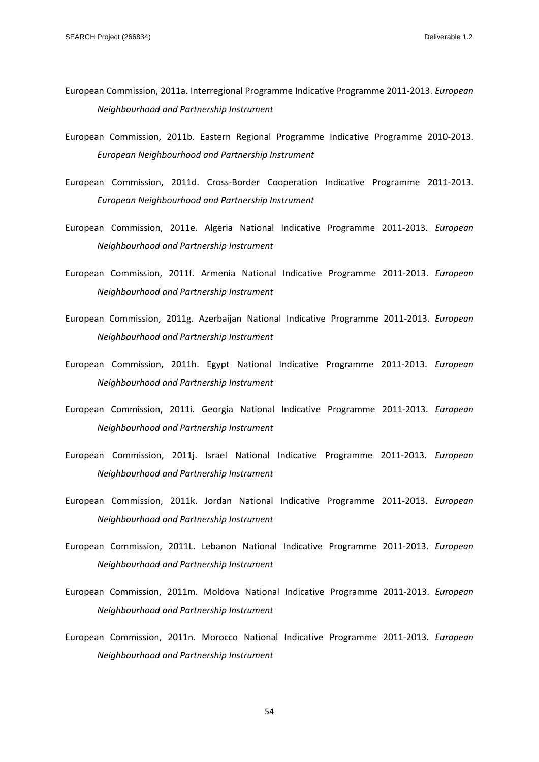European Commission, 2011a. Interregional Programme Indicative Programme 2011-2013. *European Neighbourhood and Partnership Instrument*

European Commission, 2011b. Eastern Regional Programme Indicative Programme 2010-2013. *European Neighbourhood and Partnership Instrument*

European Commission, 2011d. Cross-Border Cooperation Indicative Programme 2011-2013. *European Neighbourhood and Partnership Instrument*

European Commission, 2011e. Algeria National Indicative Programme 2011-2013. *European Neighbourhood and Partnership Instrument*

European Commission, 2011f. Armenia National Indicative Programme 2011-2013. *European Neighbourhood and Partnership Instrument*

European Commission, 2011g. Azerbaijan National Indicative Programme 2011-2013. *European Neighbourhood and Partnership Instrument*

European Commission, 2011h. Egypt National Indicative Programme 2011-2013. *European Neighbourhood and Partnership Instrument*

European Commission, 2011i. Georgia National Indicative Programme 2011-2013. *European Neighbourhood and Partnership Instrument*

European Commission, 2011j. Israel National Indicative Programme 2011-2013. *European Neighbourhood and Partnership Instrument*

European Commission, 2011k. Jordan National Indicative Programme 2011-2013. *European Neighbourhood and Partnership Instrument*

European Commission, 2011L. Lebanon National Indicative Programme 2011-2013. *European Neighbourhood and Partnership Instrument*

European Commission, 2011m. Moldova National Indicative Programme 2011-2013. *European Neighbourhood and Partnership Instrument*

European Commission, 2011n. Morocco National Indicative Programme 2011-2013. *European Neighbourhood and Partnership Instrument*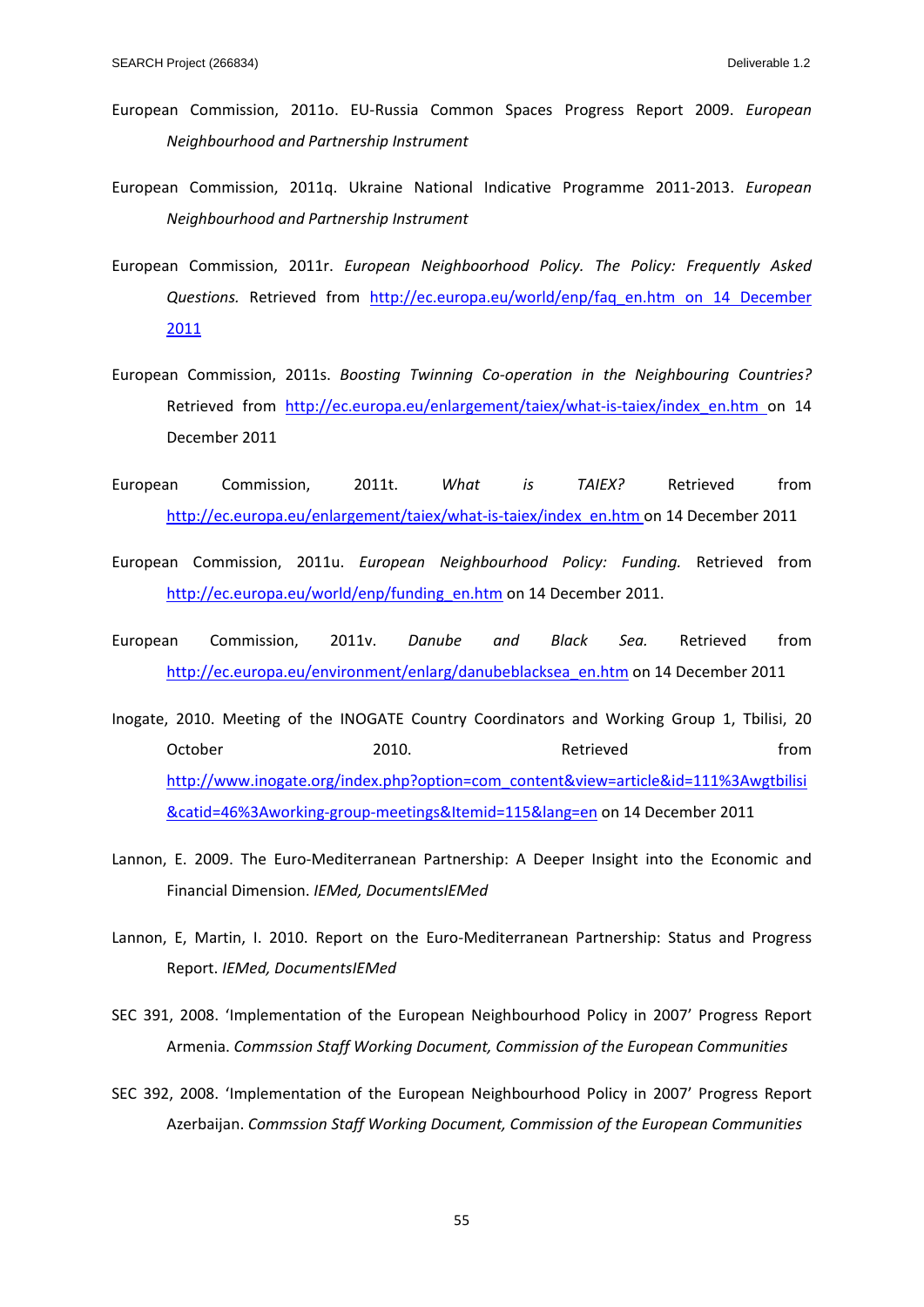European Commission, 2011o. EU-Russia Common Spaces Progress Report 2009. *European Neighbourhood and Partnership Instrument*

European Commission, 2011q. Ukraine National Indicative Programme 2011-2013. *European Neighbourhood and Partnership Instrument*

European Commission, 2011r. *European Neighboorhood Policy. The Policy: Frequently Asked Questions.* Retrieved from http://ec.europa.eu/world/enp/faq_en.htm on 14 December 2011

European Commission, 2011s. *Boosting Twinning Co-operation in the Neighbouring Countries?* Retrieved from http://ec.europa.eu/enlargement/taiex/what-is-taiex/index_en.htm on 14 December 2011

European Commission, 2011t. *What is TAIEX?* Retrieved from http://ec.europa.eu/enlargement/taiex/what-is-taiex/index_en.htm on 14 December 2011

European Commission, 2011u. *European Neighbourhood Policy: Funding.* Retrieved from http://ec.europa.eu/world/enp/funding_en.htm on 14 December 2011.

European Commission, 2011v. *Danube and Black Sea.* Retrieved from http://ec.europa.eu/environment/enlarg/danubeblacksea_en.htm on 14 December 2011

Inogate, 2010. Meeting of the INOGATE Country Coordinators and Working Group 1, Tbilisi, 20 October 2010. Retrieved from http://www.inogate.org/index.php?option=com_content&view=article&id=111%3Awgtbilisi&catid=46%3Aworking-group-meetings&Itemid=115&lang=en on 14 December 2011

Lannon, E. 2009. The Euro-Mediterranean Partnership: A Deeper Insight into the Economic and Financial Dimension. *IEMed, DocumentsIEMed*

Lannon, E, Martin, I. 2010. Report on the Euro-Mediterranean Partnership: Status and Progress Report. *IEMed, DocumentsIEMed*

SEC 391, 2008. 'Implementation of the European Neighbourhood Policy in 2007' Progress Report Armenia. *Commssion Staff Working Document, Commission of the European Communities*

SEC 392, 2008. 'Implementation of the European Neighbourhood Policy in 2007' Progress Report Azerbaijan. *Commssion Staff Working Document, Commission of the European Communities*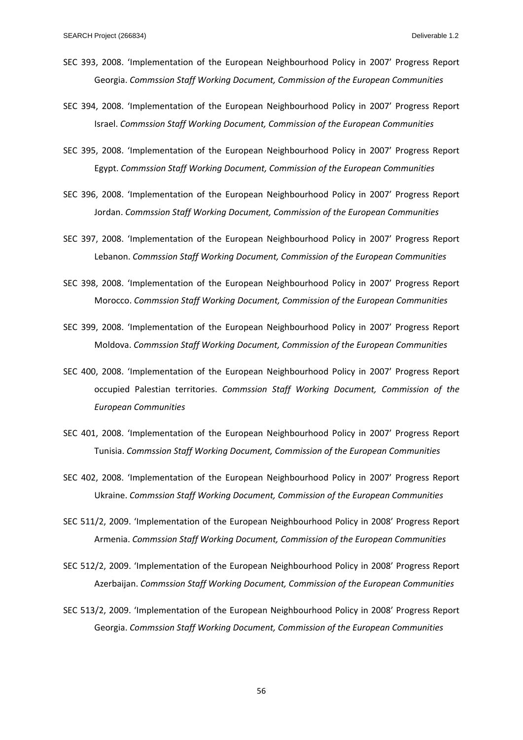SEC 393, 2008. 'Implementation of the European Neighbourhood Policy in 2007' Progress Report Georgia. *Commssion Staff Working Document, Commission of the European Communities*

SEC 394, 2008. 'Implementation of the European Neighbourhood Policy in 2007' Progress Report Israel. *Commssion Staff Working Document, Commission of the European Communities*

SEC 395, 2008. 'Implementation of the European Neighbourhood Policy in 2007' Progress Report Egypt. *Commssion Staff Working Document, Commission of the European Communities*

SEC 396, 2008. 'Implementation of the European Neighbourhood Policy in 2007' Progress Report Jordan. *Commssion Staff Working Document, Commission of the European Communities*

SEC 397, 2008. 'Implementation of the European Neighbourhood Policy in 2007' Progress Report Lebanon. *Commssion Staff Working Document, Commission of the European Communities*

SEC 398, 2008. 'Implementation of the European Neighbourhood Policy in 2007' Progress Report Morocco. *Commssion Staff Working Document, Commission of the European Communities*

SEC 399, 2008. 'Implementation of the European Neighbourhood Policy in 2007' Progress Report Moldova. *Commssion Staff Working Document, Commission of the European Communities*

SEC 400, 2008. 'Implementation of the European Neighbourhood Policy in 2007' Progress Report occupied Palestian territories. *Commssion Staff Working Document, Commission of the European Communities*

SEC 401, 2008. 'Implementation of the European Neighbourhood Policy in 2007' Progress Report Tunisia. *Commssion Staff Working Document, Commission of the European Communities*

SEC 402, 2008. 'Implementation of the European Neighbourhood Policy in 2007' Progress Report Ukraine. *Commssion Staff Working Document, Commission of the European Communities*

SEC 511/2, 2009. 'Implementation of the European Neighbourhood Policy in 2008' Progress Report Armenia. *Commssion Staff Working Document, Commission of the European Communities*

SEC 512/2, 2009. 'Implementation of the European Neighbourhood Policy in 2008' Progress Report Azerbaijan. *Commssion Staff Working Document, Commission of the European Communities*

SEC 513/2, 2009. 'Implementation of the European Neighbourhood Policy in 2008' Progress Report Georgia. *Commssion Staff Working Document, Commission of the European Communities*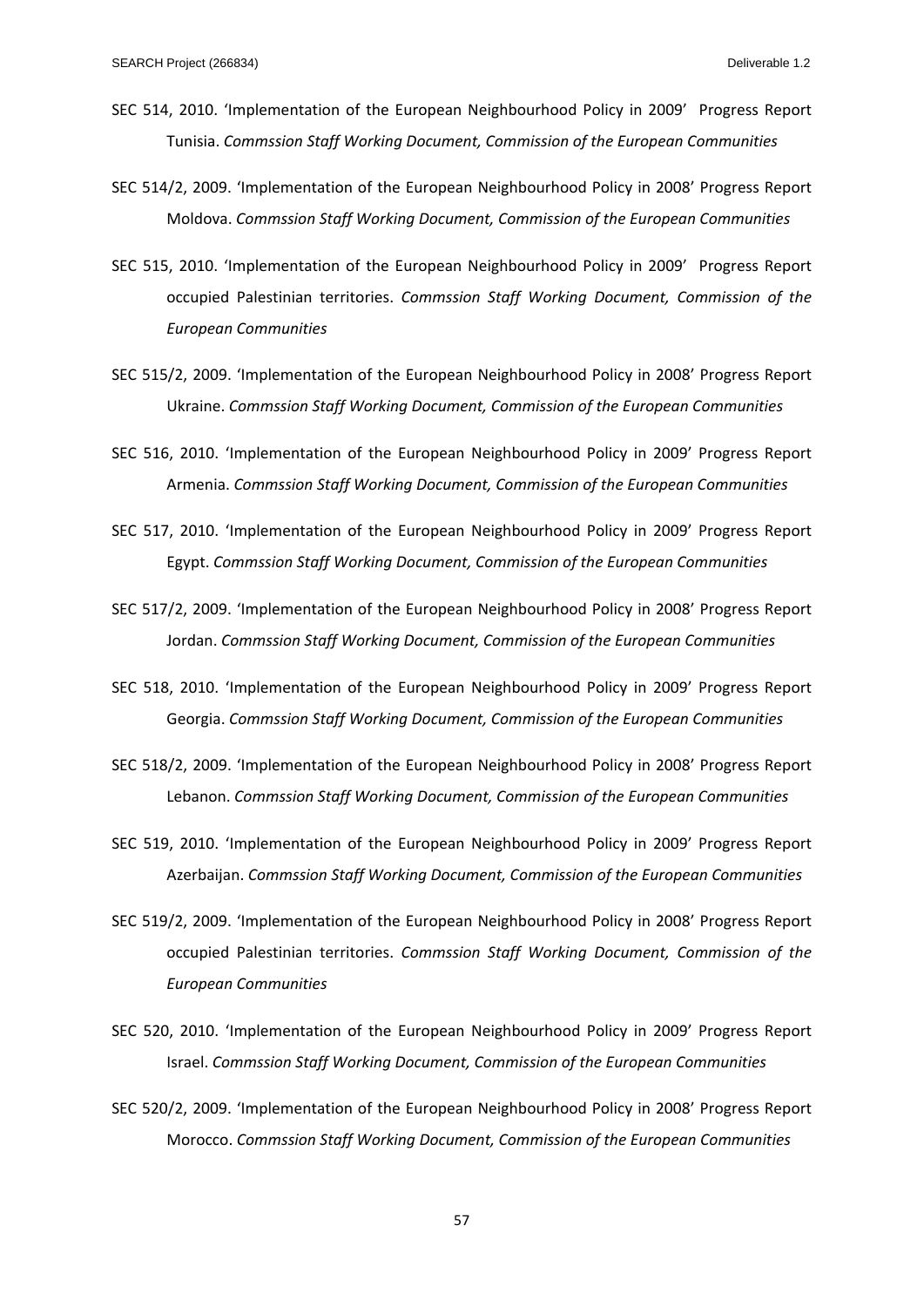SEC 514, 2010. 'Implementation of the European Neighbourhood Policy in 2009' Progress Report Tunisia. *Commssion Staff Working Document, Commission of the European Communities*

SEC 514/2, 2009. 'Implementation of the European Neighbourhood Policy in 2008' Progress Report Moldova. *Commssion Staff Working Document, Commission of the European Communities*

SEC 515, 2010. 'Implementation of the European Neighbourhood Policy in 2009' Progress Report occupied Palestinian territories. *Commssion Staff Working Document, Commission of the European Communities*

SEC 515/2, 2009. 'Implementation of the European Neighbourhood Policy in 2008' Progress Report Ukraine. *Commssion Staff Working Document, Commission of the European Communities*

SEC 516, 2010. 'Implementation of the European Neighbourhood Policy in 2009' Progress Report Armenia. *Commssion Staff Working Document, Commission of the European Communities*

SEC 517, 2010. 'Implementation of the European Neighbourhood Policy in 2009' Progress Report Egypt. *Commssion Staff Working Document, Commission of the European Communities*

SEC 517/2, 2009. 'Implementation of the European Neighbourhood Policy in 2008' Progress Report Jordan. *Commssion Staff Working Document, Commission of the European Communities*

SEC 518, 2010. 'Implementation of the European Neighbourhood Policy in 2009' Progress Report Georgia. *Commssion Staff Working Document, Commission of the European Communities*

SEC 518/2, 2009. 'Implementation of the European Neighbourhood Policy in 2008' Progress Report Lebanon. *Commssion Staff Working Document, Commission of the European Communities*

SEC 519, 2010. 'Implementation of the European Neighbourhood Policy in 2009' Progress Report Azerbaijan. *Commssion Staff Working Document, Commission of the European Communities*

SEC 519/2, 2009. 'Implementation of the European Neighbourhood Policy in 2008' Progress Report occupied Palestinian territories. *Commssion Staff Working Document, Commission of the European Communities*

SEC 520, 2010. 'Implementation of the European Neighbourhood Policy in 2009' Progress Report Israel. *Commssion Staff Working Document, Commission of the European Communities*

SEC 520/2, 2009. 'Implementation of the European Neighbourhood Policy in 2008' Progress Report Morocco. *Commssion Staff Working Document, Commission of the European Communities*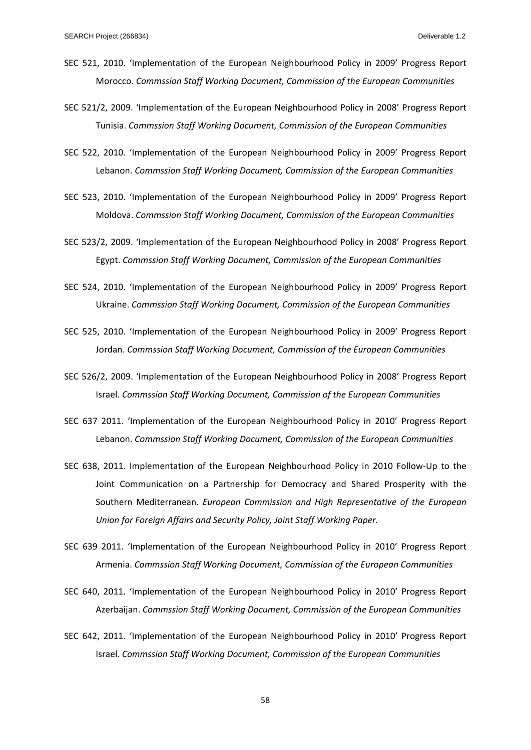SEC 521, 2010. 'Implementation of the European Neighbourhood Policy in 2009' Progress Report Morocco. *Commssion Staff Working Document, Commission of the European Communities*

SEC 521/2, 2009. 'Implementation of the European Neighbourhood Policy in 2008' Progress Report Tunisia. *Commssion Staff Working Document, Commission of the European Communities*

SEC 522, 2010. 'Implementation of the European Neighbourhood Policy in 2009' Progress Report Lebanon. *Commssion Staff Working Document, Commission of the European Communities*

SEC 523, 2010. 'Implementation of the European Neighbourhood Policy in 2009' Progress Report Moldova. *Commssion Staff Working Document, Commission of the European Communities*

SEC 523/2, 2009. 'Implementation of the European Neighbourhood Policy in 2008' Progress Report Egypt. *Commssion Staff Working Document, Commission of the European Communities*

SEC 524, 2010. 'Implementation of the European Neighbourhood Policy in 2009' Progress Report Ukraine. *Commssion Staff Working Document, Commission of the European Communities*

SEC 525, 2010. 'Implementation of the European Neighbourhood Policy in 2009' Progress Report Jordan. *Commssion Staff Working Document, Commission of the European Communities*

SEC 526/2, 2009. 'Implementation of the European Neighbourhood Policy in 2008' Progress Report Israel. *Commssion Staff Working Document, Commission of the European Communities*

SEC 637 2011. 'Implementation of the European Neighbourhood Policy in 2010' Progress Report Lebanon. *Commssion Staff Working Document, Commission of the European Communities*

SEC 638, 2011. Implementation of the European Neighbourhood Policy in 2010 Follow-Up to the Joint Communication on a Partnership for Democracy and Shared Prosperity with the Southern Mediterranean. *European Commission and High Representative of the European Union for Foreign Affairs and Security Policy, Joint Staff Working Paper.*

SEC 639 2011. 'Implementation of the European Neighbourhood Policy in 2010' Progress Report Armenia. *Commssion Staff Working Document, Commission of the European Communities*

SEC 640, 2011. 'Implementation of the European Neighbourhood Policy in 2010' Progress Report Azerbaijan. *Commssion Staff Working Document, Commission of the European Communities*

SEC 642, 2011. 'Implementation of the European Neighbourhood Policy in 2010' Progress Report Israel. *Commssion Staff Working Document, Commission of the European Communities*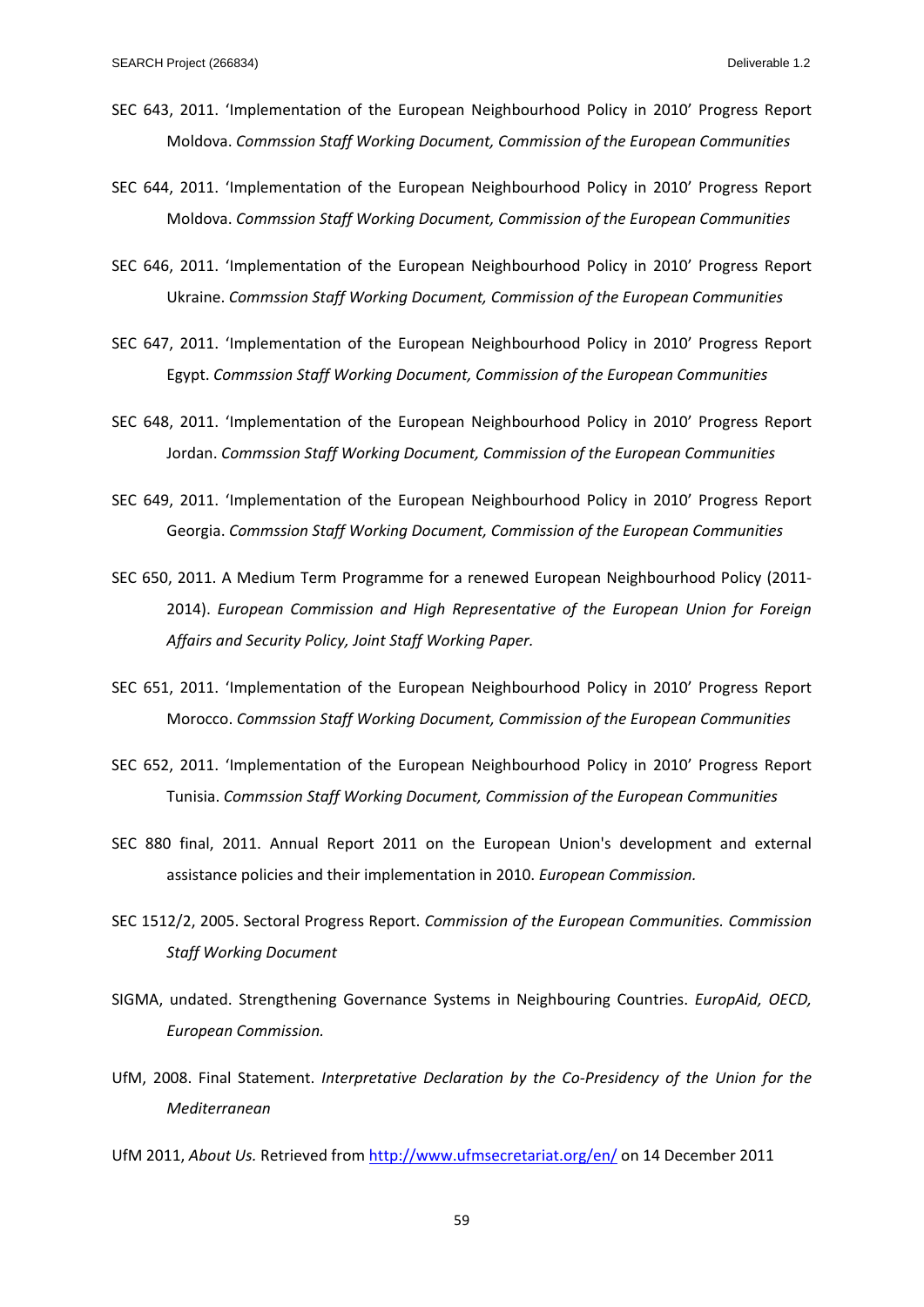SEC 643, 2011. 'Implementation of the European Neighbourhood Policy in 2010' Progress Report Moldova. *Commssion Staff Working Document, Commission of the European Communities*

SEC 644, 2011. 'Implementation of the European Neighbourhood Policy in 2010' Progress Report Moldova. *Commssion Staff Working Document, Commission of the European Communities*

SEC 646, 2011. 'Implementation of the European Neighbourhood Policy in 2010' Progress Report Ukraine. *Commssion Staff Working Document, Commission of the European Communities*

SEC 647, 2011. 'Implementation of the European Neighbourhood Policy in 2010' Progress Report Egypt. *Commssion Staff Working Document, Commission of the European Communities*

SEC 648, 2011. 'Implementation of the European Neighbourhood Policy in 2010' Progress Report Jordan. *Commssion Staff Working Document, Commission of the European Communities*

SEC 649, 2011. 'Implementation of the European Neighbourhood Policy in 2010' Progress Report Georgia. *Commssion Staff Working Document, Commission of the European Communities*

SEC 650, 2011. A Medium Term Programme for a renewed European Neighbourhood Policy (2011-2014). *European Commission and High Representative of the European Union for Foreign Affairs and Security Policy, Joint Staff Working Paper.*

SEC 651, 2011. 'Implementation of the European Neighbourhood Policy in 2010' Progress Report Morocco. *Commssion Staff Working Document, Commission of the European Communities*

SEC 652, 2011. 'Implementation of the European Neighbourhood Policy in 2010' Progress Report Tunisia. *Commssion Staff Working Document, Commission of the European Communities*

SEC 880 final, 2011. Annual Report 2011 on the European Union's development and external assistance policies and their implementation in 2010. *European Commission.*

SEC 1512/2, 2005. Sectoral Progress Report. *Commission of the European Communities. Commission Staff Working Document*

SIGMA, undated. Strengthening Governance Systems in Neighbouring Countries. *EuropAid, OECD, European Commission.*

UfM, 2008. Final Statement. *Interpretative Declaration by the Co-Presidency of the Union for the Mediterranean*

UfM 2011, *About Us.* Retrieved from http://www.ufmsecretariat.org/en/ on 14 December 2011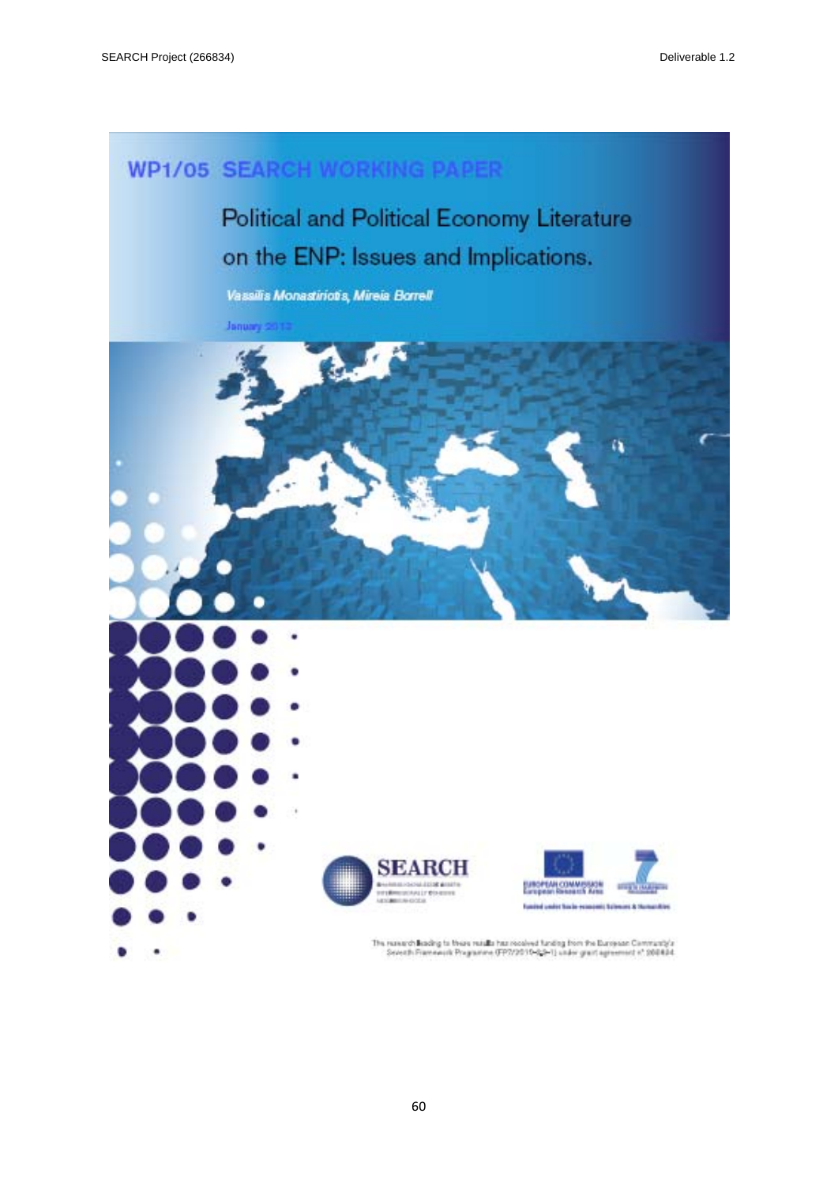# WP1/05 SEARCH WORKING PAPER

## Political and Political Economy Literature on the ENP: Issues and Implications.

*Vassilis Monastiriotis, Mireia Borrell*

January 2012

SEARCH

EUROPEAN COMMISSION
European Research Area

Funded under Socio-economic Sciences & Humanities

The research leading to these results has received funding from the European Community's Seventh Framework Programme (FP7/2010-2013) under grant agreement n° 266834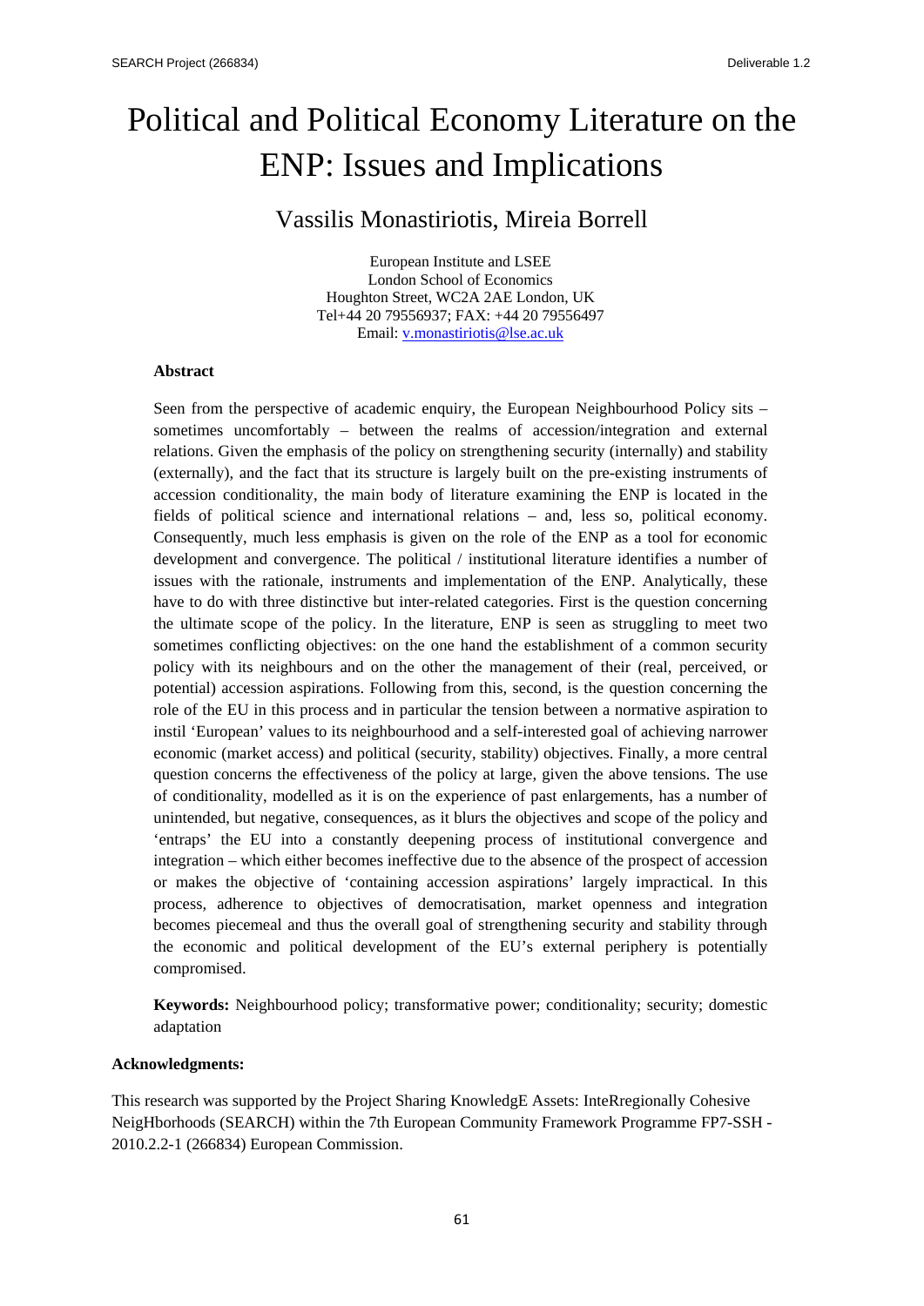# Political and Political Economy Literature on the ENP: Issues and Implications

## Vassilis Monastiriotis, Mireia Borrell

European Institute and LSEE
London School of Economics
Houghton Street, WC2A 2AE London, UK
Tel+44 20 79556937; FAX: +44 20 79556497
Email: v.monastiriotis@lse.ac.uk

**Abstract**

Seen from the perspective of academic enquiry, the European Neighbourhood Policy sits – sometimes uncomfortably – between the realms of accession/integration and external relations. Given the emphasis of the policy on strengthening security (internally) and stability (externally), and the fact that its structure is largely built on the pre-existing instruments of accession conditionality, the main body of literature examining the ENP is located in the fields of political science and international relations – and, less so, political economy. Consequently, much less emphasis is given on the role of the ENP as a tool for economic development and convergence. The political / institutional literature identifies a number of issues with the rationale, instruments and implementation of the ENP. Analytically, these have to do with three distinctive but inter-related categories. First is the question concerning the ultimate scope of the policy. In the literature, ENP is seen as struggling to meet two sometimes conflicting objectives: on the one hand the establishment of a common security policy with its neighbours and on the other the management of their (real, perceived, or potential) accession aspirations. Following from this, second, is the question concerning the role of the EU in this process and in particular the tension between a normative aspiration to instil 'European' values to its neighbourhood and a self-interested goal of achieving narrower economic (market access) and political (security, stability) objectives. Finally, a more central question concerns the effectiveness of the policy at large, given the above tensions. The use of conditionality, modelled as it is on the experience of past enlargements, has a number of unintended, but negative, consequences, as it blurs the objectives and scope of the policy and 'entraps' the EU into a constantly deepening process of institutional convergence and integration – which either becomes ineffective due to the absence of the prospect of accession or makes the objective of 'containing accession aspirations' largely impractical. In this process, adherence to objectives of democratisation, market openness and integration becomes piecemeal and thus the overall goal of strengthening security and stability through the economic and political development of the EU's external periphery is potentially compromised.

**Keywords:** Neighbourhood policy; transformative power; conditionality; security; domestic adaptation

**Acknowledgments:**

This research was supported by the Project Sharing KnowledgE Assets: InteRregionally Cohesive NeigHborhoods (SEARCH) within the 7th European Community Framework Programme FP7-SSH - 2010.2.2-1 (266834) European Commission.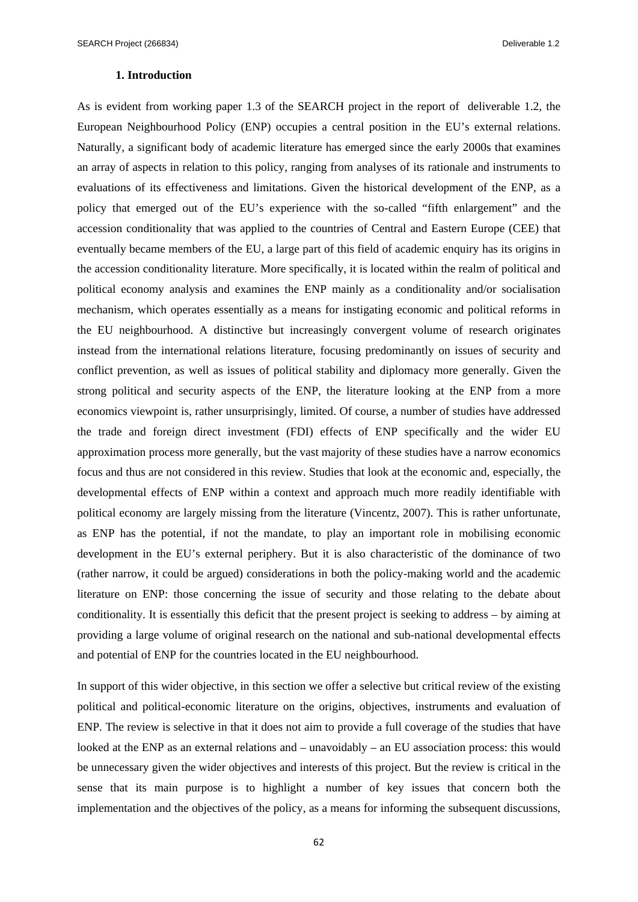## 1. Introduction

As is evident from working paper 1.3 of the SEARCH project in the report of deliverable 1.2, the European Neighbourhood Policy (ENP) occupies a central position in the EU's external relations. Naturally, a significant body of academic literature has emerged since the early 2000s that examines an array of aspects in relation to this policy, ranging from analyses of its rationale and instruments to evaluations of its effectiveness and limitations. Given the historical development of the ENP, as a policy that emerged out of the EU's experience with the so-called "fifth enlargement" and the accession conditionality that was applied to the countries of Central and Eastern Europe (CEE) that eventually became members of the EU, a large part of this field of academic enquiry has its origins in the accession conditionality literature. More specifically, it is located within the realm of political and political economy analysis and examines the ENP mainly as a conditionality and/or socialisation mechanism, which operates essentially as a means for instigating economic and political reforms in the EU neighbourhood. A distinctive but increasingly convergent volume of research originates instead from the international relations literature, focusing predominantly on issues of security and conflict prevention, as well as issues of political stability and diplomacy more generally. Given the strong political and security aspects of the ENP, the literature looking at the ENP from a more economics viewpoint is, rather unsurprisingly, limited. Of course, a number of studies have addressed the trade and foreign direct investment (FDI) effects of ENP specifically and the wider EU approximation process more generally, but the vast majority of these studies have a narrow economics focus and thus are not considered in this review. Studies that look at the economic and, especially, the developmental effects of ENP within a context and approach much more readily identifiable with political economy are largely missing from the literature (Vincentz, 2007). This is rather unfortunate, as ENP has the potential, if not the mandate, to play an important role in mobilising economic development in the EU's external periphery. But it is also characteristic of the dominance of two (rather narrow, it could be argued) considerations in both the policy-making world and the academic literature on ENP: those concerning the issue of security and those relating to the debate about conditionality. It is essentially this deficit that the present project is seeking to address – by aiming at providing a large volume of original research on the national and sub-national developmental effects and potential of ENP for the countries located in the EU neighbourhood.

In support of this wider objective, in this section we offer a selective but critical review of the existing political and political-economic literature on the origins, objectives, instruments and evaluation of ENP. The review is selective in that it does not aim to provide a full coverage of the studies that have looked at the ENP as an external relations and – unavoidably – an EU association process: this would be unnecessary given the wider objectives and interests of this project. But the review is critical in the sense that its main purpose is to highlight a number of key issues that concern both the implementation and the objectives of the policy, as a means for informing the subsequent discussions,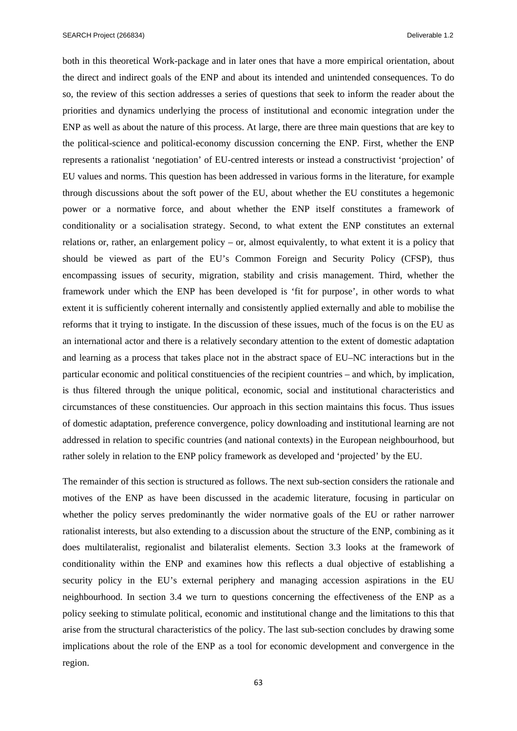both in this theoretical Work-package and in later ones that have a more empirical orientation, about the direct and indirect goals of the ENP and about its intended and unintended consequences. To do so, the review of this section addresses a series of questions that seek to inform the reader about the priorities and dynamics underlying the process of institutional and economic integration under the ENP as well as about the nature of this process. At large, there are three main questions that are key to the political-science and political-economy discussion concerning the ENP. First, whether the ENP represents a rationalist 'negotiation' of EU-centred interests or instead a constructivist 'projection' of EU values and norms. This question has been addressed in various forms in the literature, for example through discussions about the soft power of the EU, about whether the EU constitutes a hegemonic power or a normative force, and about whether the ENP itself constitutes a framework of conditionality or a socialisation strategy. Second, to what extent the ENP constitutes an external relations or, rather, an enlargement policy – or, almost equivalently, to what extent it is a policy that should be viewed as part of the EU's Common Foreign and Security Policy (CFSP), thus encompassing issues of security, migration, stability and crisis management. Third, whether the framework under which the ENP has been developed is 'fit for purpose', in other words to what extent it is sufficiently coherent internally and consistently applied externally and able to mobilise the reforms that it trying to instigate. In the discussion of these issues, much of the focus is on the EU as an international actor and there is a relatively secondary attention to the extent of domestic adaptation and learning as a process that takes place not in the abstract space of EU–NC interactions but in the particular economic and political constituencies of the recipient countries – and which, by implication, is thus filtered through the unique political, economic, social and institutional characteristics and circumstances of these constituencies. Our approach in this section maintains this focus. Thus issues of domestic adaptation, preference convergence, policy downloading and institutional learning are not addressed in relation to specific countries (and national contexts) in the European neighbourhood, but rather solely in relation to the ENP policy framework as developed and 'projected' by the EU.

The remainder of this section is structured as follows. The next sub-section considers the rationale and motives of the ENP as have been discussed in the academic literature, focusing in particular on whether the policy serves predominantly the wider normative goals of the EU or rather narrower rationalist interests, but also extending to a discussion about the structure of the ENP, combining as it does multilateralist, regionalist and bilateralist elements. Section 3.3 looks at the framework of conditionality within the ENP and examines how this reflects a dual objective of establishing a security policy in the EU's external periphery and managing accession aspirations in the EU neighbourhood. In section 3.4 we turn to questions concerning the effectiveness of the ENP as a policy seeking to stimulate political, economic and institutional change and the limitations to this that arise from the structural characteristics of the policy. The last sub-section concludes by drawing some implications about the role of the ENP as a tool for economic development and convergence in the region.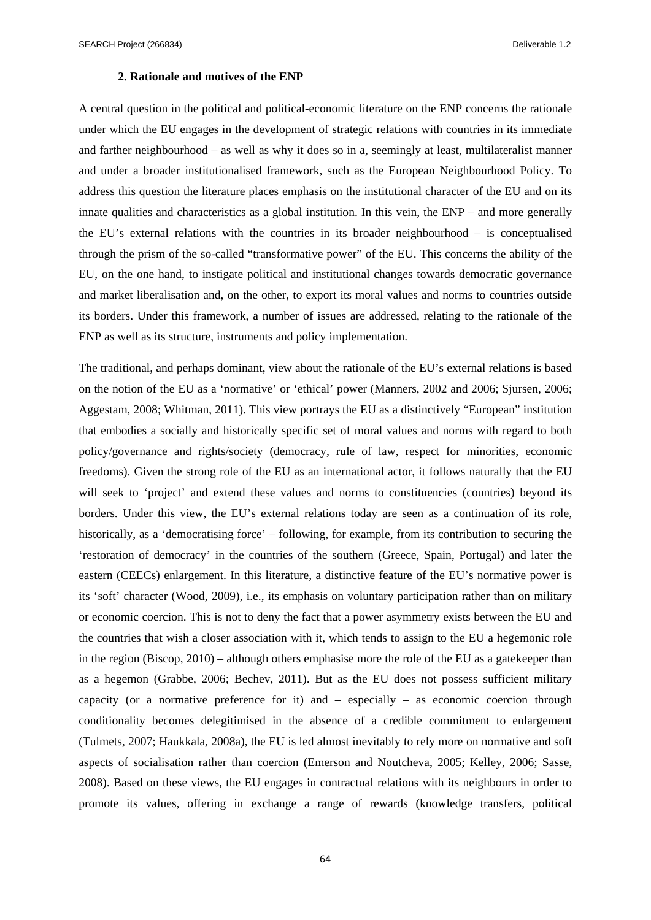## 2. Rationale and motives of the ENP

A central question in the political and political-economic literature on the ENP concerns the rationale under which the EU engages in the development of strategic relations with countries in its immediate and farther neighbourhood – as well as why it does so in a, seemingly at least, multilateralist manner and under a broader institutionalised framework, such as the European Neighbourhood Policy. To address this question the literature places emphasis on the institutional character of the EU and on its innate qualities and characteristics as a global institution. In this vein, the ENP – and more generally the EU's external relations with the countries in its broader neighbourhood – is conceptualised through the prism of the so-called "transformative power" of the EU. This concerns the ability of the EU, on the one hand, to instigate political and institutional changes towards democratic governance and market liberalisation and, on the other, to export its moral values and norms to countries outside its borders. Under this framework, a number of issues are addressed, relating to the rationale of the ENP as well as its structure, instruments and policy implementation.

The traditional, and perhaps dominant, view about the rationale of the EU's external relations is based on the notion of the EU as a 'normative' or 'ethical' power (Manners, 2002 and 2006; Sjursen, 2006; Aggestam, 2008; Whitman, 2011). This view portrays the EU as a distinctively "European" institution that embodies a socially and historically specific set of moral values and norms with regard to both policy/governance and rights/society (democracy, rule of law, respect for minorities, economic freedoms). Given the strong role of the EU as an international actor, it follows naturally that the EU will seek to 'project' and extend these values and norms to constituencies (countries) beyond its borders. Under this view, the EU's external relations today are seen as a continuation of its role, historically, as a 'democratising force' – following, for example, from its contribution to securing the 'restoration of democracy' in the countries of the southern (Greece, Spain, Portugal) and later the eastern (CEECs) enlargement. In this literature, a distinctive feature of the EU's normative power is its 'soft' character (Wood, 2009), i.e., its emphasis on voluntary participation rather than on military or economic coercion. This is not to deny the fact that a power asymmetry exists between the EU and the countries that wish a closer association with it, which tends to assign to the EU a hegemonic role in the region (Biscop, 2010) – although others emphasise more the role of the EU as a gatekeeper than as a hegemon (Grabbe, 2006; Bechev, 2011). But as the EU does not possess sufficient military capacity (or a normative preference for it) and – especially – as economic coercion through conditionality becomes delegitimised in the absence of a credible commitment to enlargement (Tulmets, 2007; Haukkala, 2008a), the EU is led almost inevitably to rely more on normative and soft aspects of socialisation rather than coercion (Emerson and Noutcheva, 2005; Kelley, 2006; Sasse, 2008). Based on these views, the EU engages in contractual relations with its neighbours in order to promote its values, offering in exchange a range of rewards (knowledge transfers, political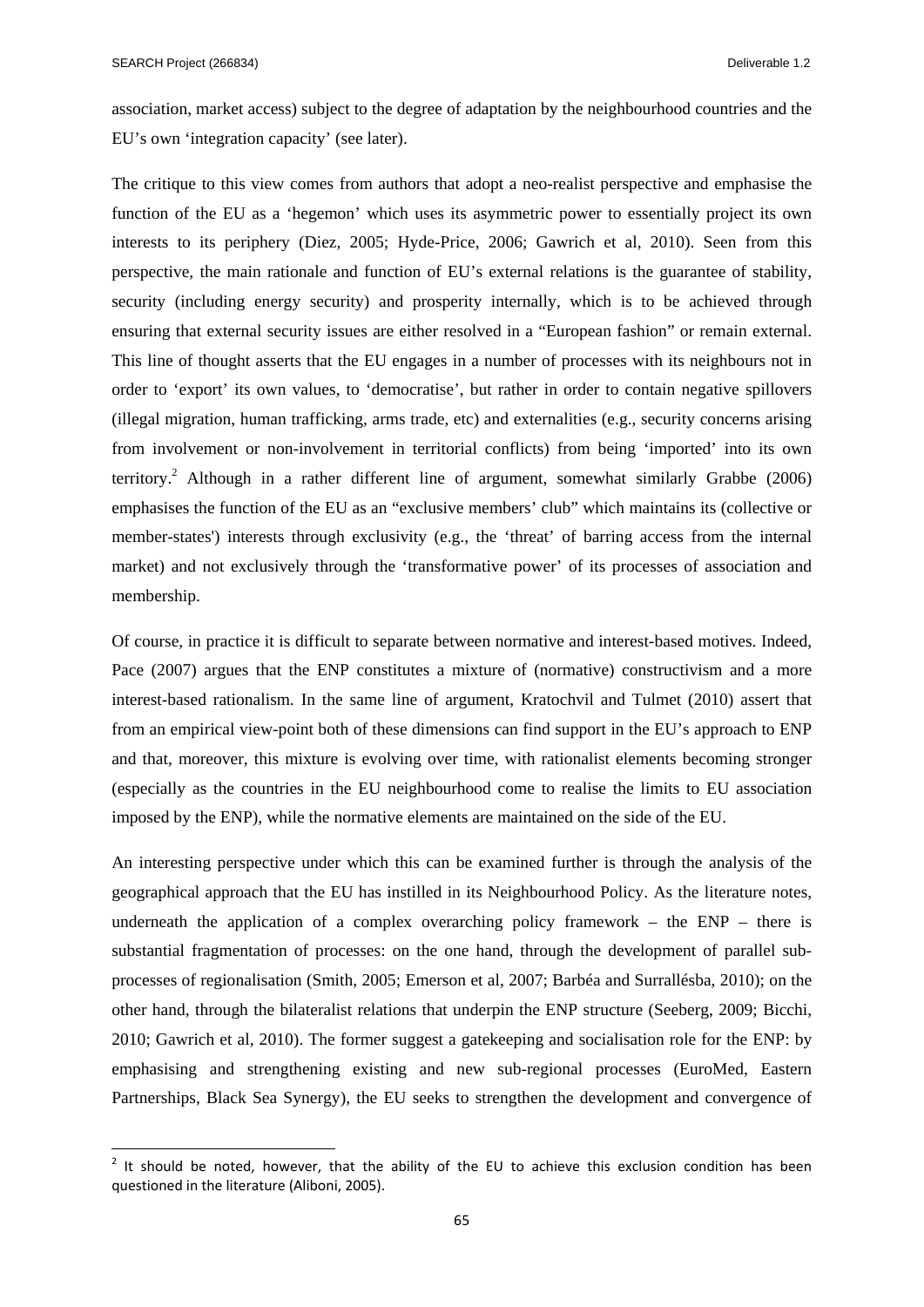association, market access) subject to the degree of adaptation by the neighbourhood countries and the EU's own 'integration capacity' (see later).

The critique to this view comes from authors that adopt a neo-realist perspective and emphasise the function of the EU as a 'hegemon' which uses its asymmetric power to essentially project its own interests to its periphery (Diez, 2005; Hyde-Price, 2006; Gawrich et al, 2010). Seen from this perspective, the main rationale and function of EU's external relations is the guarantee of stability, security (including energy security) and prosperity internally, which is to be achieved through ensuring that external security issues are either resolved in a "European fashion" or remain external. This line of thought asserts that the EU engages in a number of processes with its neighbours not in order to 'export' its own values, to 'democratise', but rather in order to contain negative spillovers (illegal migration, human trafficking, arms trade, etc) and externalities (e.g., security concerns arising from involvement or non-involvement in territorial conflicts) from being 'imported' into its own territory.[2] Although in a rather different line of argument, somewhat similarly Grabbe (2006) emphasises the function of the EU as an "exclusive members' club" which maintains its (collective or member-states') interests through exclusivity (e.g., the 'threat' of barring access from the internal market) and not exclusively through the 'transformative power' of its processes of association and membership.

Of course, in practice it is difficult to separate between normative and interest-based motives. Indeed, Pace (2007) argues that the ENP constitutes a mixture of (normative) constructivism and a more interest-based rationalism. In the same line of argument, Kratochvil and Tulmet (2010) assert that from an empirical view-point both of these dimensions can find support in the EU's approach to ENP and that, moreover, this mixture is evolving over time, with rationalist elements becoming stronger (especially as the countries in the EU neighbourhood come to realise the limits to EU association imposed by the ENP), while the normative elements are maintained on the side of the EU.

An interesting perspective under which this can be examined further is through the analysis of the geographical approach that the EU has instilled in its Neighbourhood Policy. As the literature notes, underneath the application of a complex overarching policy framework – the ENP – there is substantial fragmentation of processes: on the one hand, through the development of parallel sub-processes of regionalisation (Smith, 2005; Emerson et al, 2007; Barbéa and Surrallésba, 2010); on the other hand, through the bilateralist relations that underpin the ENP structure (Seeberg, 2009; Bicchi, 2010; Gawrich et al, 2010). The former suggest a gatekeeping and socialisation role for the ENP: by emphasising and strengthening existing and new sub-regional processes (EuroMed, Eastern Partnerships, Black Sea Synergy), the EU seeks to strengthen the development and convergence of

---

[2] It should be noted, however, that the ability of the EU to achieve this exclusion condition has been questioned in the literature (Aliboni, 2005).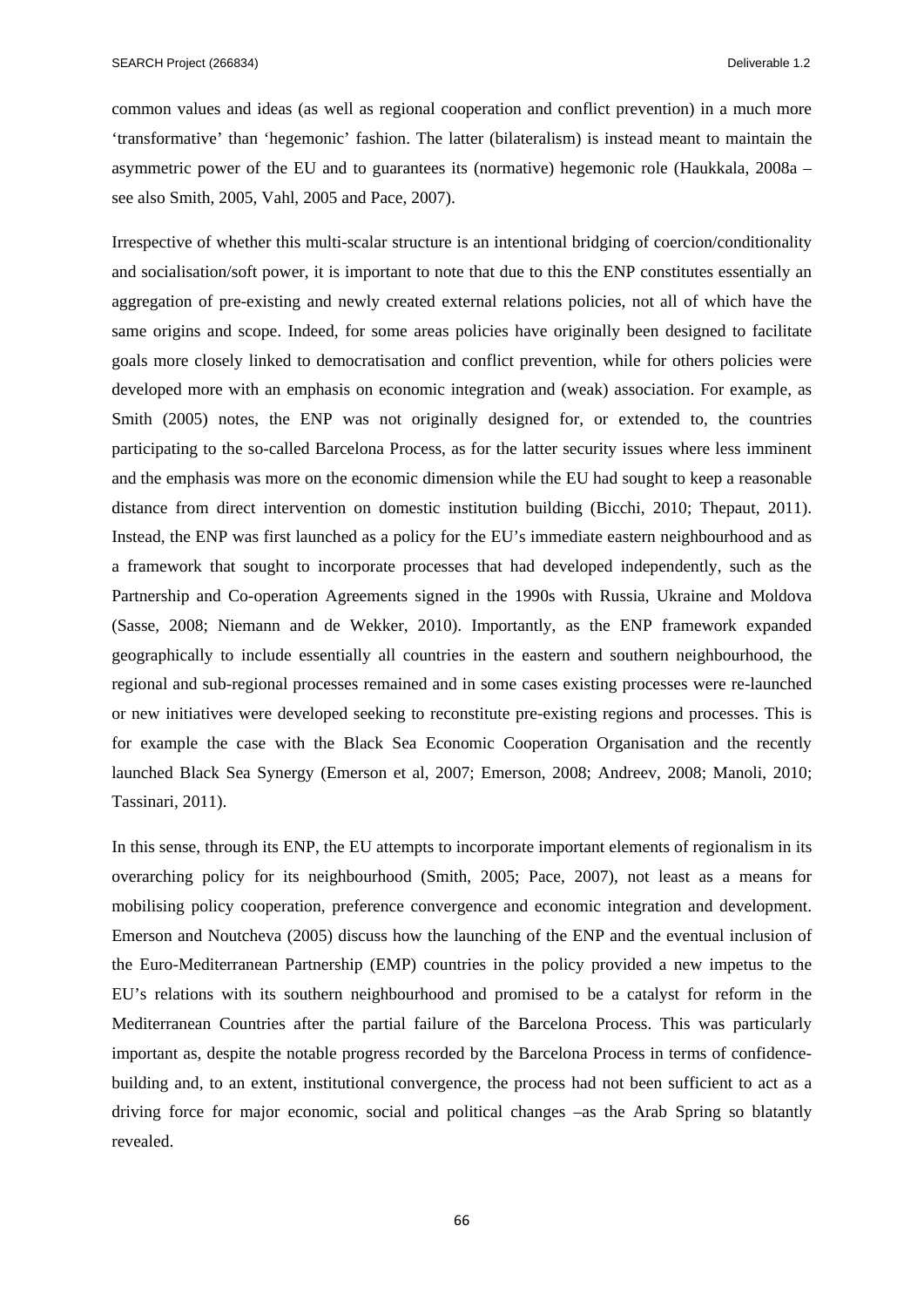common values and ideas (as well as regional cooperation and conflict prevention) in a much more 'transformative' than 'hegemonic' fashion. The latter (bilateralism) is instead meant to maintain the asymmetric power of the EU and to guarantees its (normative) hegemonic role (Haukkala, 2008a – see also Smith, 2005, Vahl, 2005 and Pace, 2007).

Irrespective of whether this multi-scalar structure is an intentional bridging of coercion/conditionality and socialisation/soft power, it is important to note that due to this the ENP constitutes essentially an aggregation of pre-existing and newly created external relations policies, not all of which have the same origins and scope. Indeed, for some areas policies have originally been designed to facilitate goals more closely linked to democratisation and conflict prevention, while for others policies were developed more with an emphasis on economic integration and (weak) association. For example, as Smith (2005) notes, the ENP was not originally designed for, or extended to, the countries participating to the so-called Barcelona Process, as for the latter security issues where less imminent and the emphasis was more on the economic dimension while the EU had sought to keep a reasonable distance from direct intervention on domestic institution building (Bicchi, 2010; Thepaut, 2011). Instead, the ENP was first launched as a policy for the EU's immediate eastern neighbourhood and as a framework that sought to incorporate processes that had developed independently, such as the Partnership and Co-operation Agreements signed in the 1990s with Russia, Ukraine and Moldova (Sasse, 2008; Niemann and de Wekker, 2010). Importantly, as the ENP framework expanded geographically to include essentially all countries in the eastern and southern neighbourhood, the regional and sub-regional processes remained and in some cases existing processes were re-launched or new initiatives were developed seeking to reconstitute pre-existing regions and processes. This is for example the case with the Black Sea Economic Cooperation Organisation and the recently launched Black Sea Synergy (Emerson et al, 2007; Emerson, 2008; Andreev, 2008; Manoli, 2010; Tassinari, 2011).

In this sense, through its ENP, the EU attempts to incorporate important elements of regionalism in its overarching policy for its neighbourhood (Smith, 2005; Pace, 2007), not least as a means for mobilising policy cooperation, preference convergence and economic integration and development. Emerson and Noutcheva (2005) discuss how the launching of the ENP and the eventual inclusion of the Euro-Mediterranean Partnership (EMP) countries in the policy provided a new impetus to the EU's relations with its southern neighbourhood and promised to be a catalyst for reform in the Mediterranean Countries after the partial failure of the Barcelona Process. This was particularly important as, despite the notable progress recorded by the Barcelona Process in terms of confidence-building and, to an extent, institutional convergence, the process had not been sufficient to act as a driving force for major economic, social and political changes –as the Arab Spring so blatantly revealed.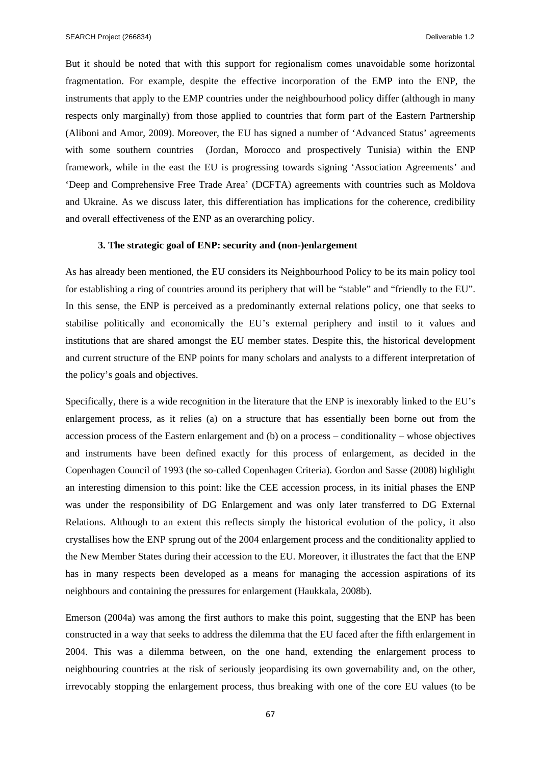But it should be noted that with this support for regionalism comes unavoidable some horizontal fragmentation. For example, despite the effective incorporation of the EMP into the ENP, the instruments that apply to the EMP countries under the neighbourhood policy differ (although in many respects only marginally) from those applied to countries that form part of the Eastern Partnership (Aliboni and Amor, 2009). Moreover, the EU has signed a number of 'Advanced Status' agreements with some southern countries (Jordan, Morocco and prospectively Tunisia) within the ENP framework, while in the east the EU is progressing towards signing 'Association Agreements' and 'Deep and Comprehensive Free Trade Area' (DCFTA) agreements with countries such as Moldova and Ukraine. As we discuss later, this differentiation has implications for the coherence, credibility and overall effectiveness of the ENP as an overarching policy.

### 3. The strategic goal of ENP: security and (non-)enlargement

As has already been mentioned, the EU considers its Neighbourhood Policy to be its main policy tool for establishing a ring of countries around its periphery that will be "stable" and "friendly to the EU". In this sense, the ENP is perceived as a predominantly external relations policy, one that seeks to stabilise politically and economically the EU's external periphery and instil to it values and institutions that are shared amongst the EU member states. Despite this, the historical development and current structure of the ENP points for many scholars and analysts to a different interpretation of the policy's goals and objectives.

Specifically, there is a wide recognition in the literature that the ENP is inexorably linked to the EU's enlargement process, as it relies (a) on a structure that has essentially been borne out from the accession process of the Eastern enlargement and (b) on a process – conditionality – whose objectives and instruments have been defined exactly for this process of enlargement, as decided in the Copenhagen Council of 1993 (the so-called Copenhagen Criteria). Gordon and Sasse (2008) highlight an interesting dimension to this point: like the CEE accession process, in its initial phases the ENP was under the responsibility of DG Enlargement and was only later transferred to DG External Relations. Although to an extent this reflects simply the historical evolution of the policy, it also crystallises how the ENP sprung out of the 2004 enlargement process and the conditionality applied to the New Member States during their accession to the EU. Moreover, it illustrates the fact that the ENP has in many respects been developed as a means for managing the accession aspirations of its neighbours and containing the pressures for enlargement (Haukkala, 2008b).

Emerson (2004a) was among the first authors to make this point, suggesting that the ENP has been constructed in a way that seeks to address the dilemma that the EU faced after the fifth enlargement in 2004. This was a dilemma between, on the one hand, extending the enlargement process to neighbouring countries at the risk of seriously jeopardising its own governability and, on the other, irrevocably stopping the enlargement process, thus breaking with one of the core EU values (to be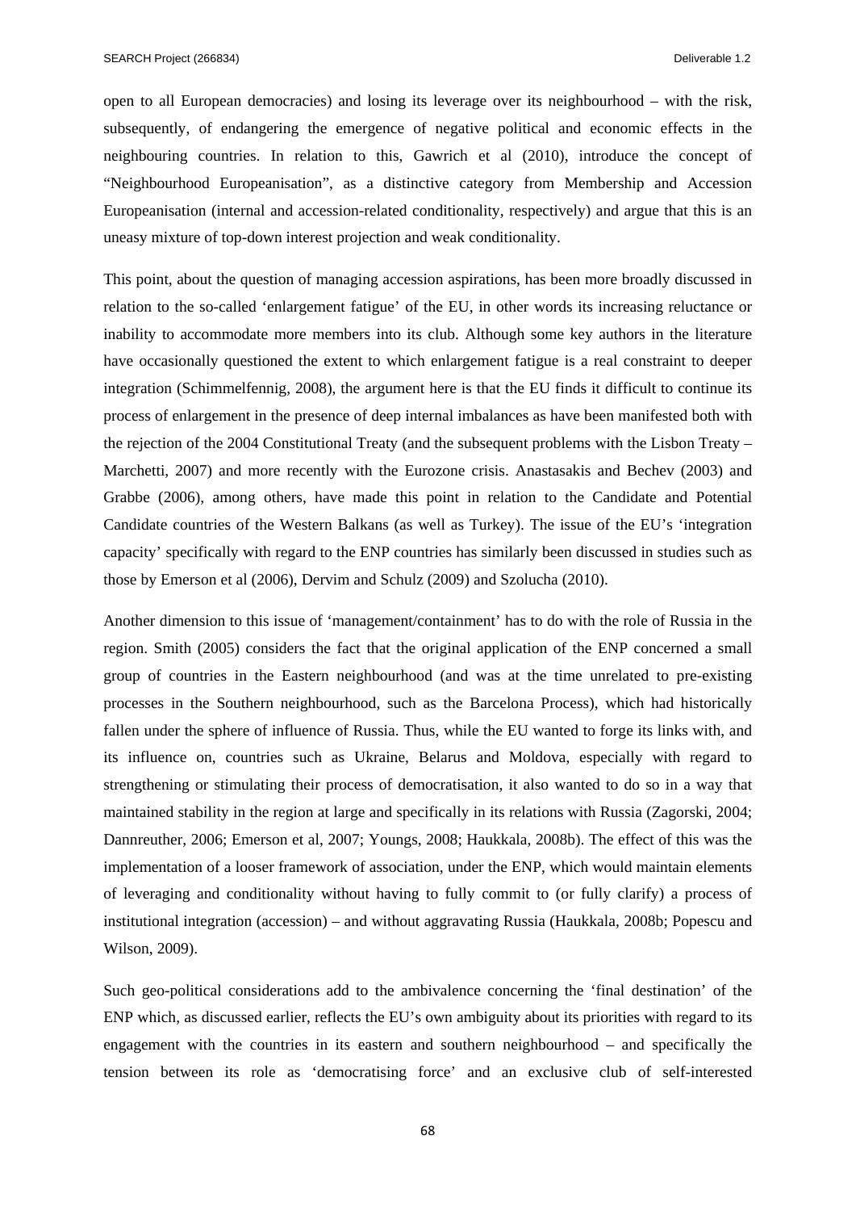open to all European democracies) and losing its leverage over its neighbourhood – with the risk, subsequently, of endangering the emergence of negative political and economic effects in the neighbouring countries. In relation to this, Gawrich et al (2010), introduce the concept of "Neighbourhood Europeanisation", as a distinctive category from Membership and Accession Europeanisation (internal and accession-related conditionality, respectively) and argue that this is an uneasy mixture of top-down interest projection and weak conditionality.

This point, about the question of managing accession aspirations, has been more broadly discussed in relation to the so-called 'enlargement fatigue' of the EU, in other words its increasing reluctance or inability to accommodate more members into its club. Although some key authors in the literature have occasionally questioned the extent to which enlargement fatigue is a real constraint to deeper integration (Schimmelfennig, 2008), the argument here is that the EU finds it difficult to continue its process of enlargement in the presence of deep internal imbalances as have been manifested both with the rejection of the 2004 Constitutional Treaty (and the subsequent problems with the Lisbon Treaty – Marchetti, 2007) and more recently with the Eurozone crisis. Anastasakis and Bechev (2003) and Grabbe (2006), among others, have made this point in relation to the Candidate and Potential Candidate countries of the Western Balkans (as well as Turkey). The issue of the EU's 'integration capacity' specifically with regard to the ENP countries has similarly been discussed in studies such as those by Emerson et al (2006), Dervim and Schulz (2009) and Szolucha (2010).

Another dimension to this issue of 'management/containment' has to do with the role of Russia in the region. Smith (2005) considers the fact that the original application of the ENP concerned a small group of countries in the Eastern neighbourhood (and was at the time unrelated to pre-existing processes in the Southern neighbourhood, such as the Barcelona Process), which had historically fallen under the sphere of influence of Russia. Thus, while the EU wanted to forge its links with, and its influence on, countries such as Ukraine, Belarus and Moldova, especially with regard to strengthening or stimulating their process of democratisation, it also wanted to do so in a way that maintained stability in the region at large and specifically in its relations with Russia (Zagorski, 2004; Dannreuther, 2006; Emerson et al, 2007; Youngs, 2008; Haukkala, 2008b). The effect of this was the implementation of a looser framework of association, under the ENP, which would maintain elements of leveraging and conditionality without having to fully commit to (or fully clarify) a process of institutional integration (accession) – and without aggravating Russia (Haukkala, 2008b; Popescu and Wilson, 2009).

Such geo-political considerations add to the ambivalence concerning the 'final destination' of the ENP which, as discussed earlier, reflects the EU's own ambiguity about its priorities with regard to its engagement with the countries in its eastern and southern neighbourhood – and specifically the tension between its role as 'democratising force' and an exclusive club of self-interested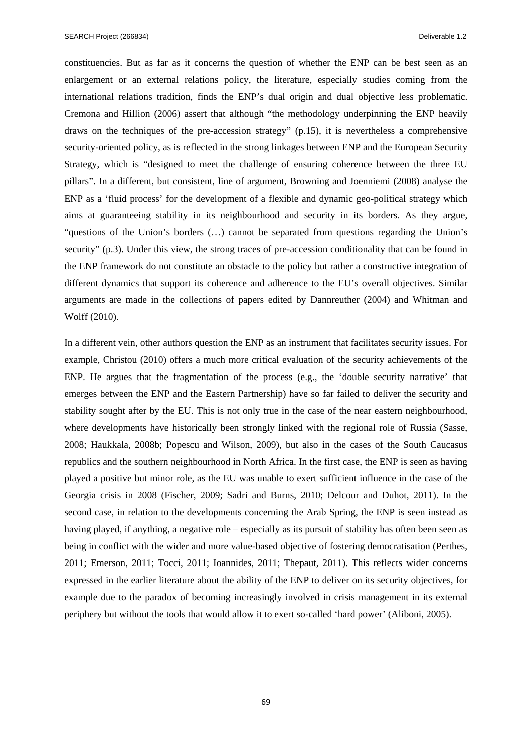constituencies. But as far as it concerns the question of whether the ENP can be best seen as an enlargement or an external relations policy, the literature, especially studies coming from the international relations tradition, finds the ENP's dual origin and dual objective less problematic. Cremona and Hillion (2006) assert that although "the methodology underpinning the ENP heavily draws on the techniques of the pre-accession strategy" (p.15), it is nevertheless a comprehensive security-oriented policy, as is reflected in the strong linkages between ENP and the European Security Strategy, which is "designed to meet the challenge of ensuring coherence between the three EU pillars". In a different, but consistent, line of argument, Browning and Joenniemi (2008) analyse the ENP as a 'fluid process' for the development of a flexible and dynamic geo-political strategy which aims at guaranteeing stability in its neighbourhood and security in its borders. As they argue, "questions of the Union's borders (…) cannot be separated from questions regarding the Union's security" (p.3). Under this view, the strong traces of pre-accession conditionality that can be found in the ENP framework do not constitute an obstacle to the policy but rather a constructive integration of different dynamics that support its coherence and adherence to the EU's overall objectives. Similar arguments are made in the collections of papers edited by Dannreuther (2004) and Whitman and Wolff (2010).

In a different vein, other authors question the ENP as an instrument that facilitates security issues. For example, Christou (2010) offers a much more critical evaluation of the security achievements of the ENP. He argues that the fragmentation of the process (e.g., the 'double security narrative' that emerges between the ENP and the Eastern Partnership) have so far failed to deliver the security and stability sought after by the EU. This is not only true in the case of the near eastern neighbourhood, where developments have historically been strongly linked with the regional role of Russia (Sasse, 2008; Haukkala, 2008b; Popescu and Wilson, 2009), but also in the cases of the South Caucasus republics and the southern neighbourhood in North Africa. In the first case, the ENP is seen as having played a positive but minor role, as the EU was unable to exert sufficient influence in the case of the Georgia crisis in 2008 (Fischer, 2009; Sadri and Burns, 2010; Delcour and Duhot, 2011). In the second case, in relation to the developments concerning the Arab Spring, the ENP is seen instead as having played, if anything, a negative role – especially as its pursuit of stability has often been seen as being in conflict with the wider and more value-based objective of fostering democratisation (Perthes, 2011; Emerson, 2011; Tocci, 2011; Ioannides, 2011; Thepaut, 2011). This reflects wider concerns expressed in the earlier literature about the ability of the ENP to deliver on its security objectives, for example due to the paradox of becoming increasingly involved in crisis management in its external periphery but without the tools that would allow it to exert so-called 'hard power' (Aliboni, 2005).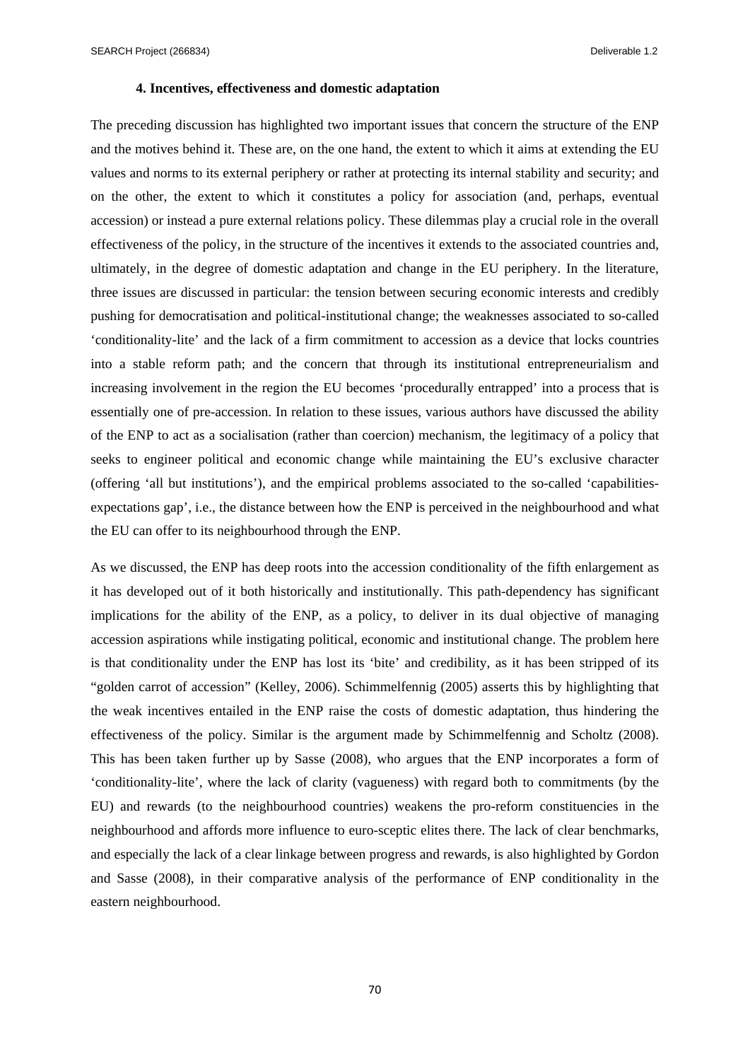### 4. Incentives, effectiveness and domestic adaptation

The preceding discussion has highlighted two important issues that concern the structure of the ENP and the motives behind it. These are, on the one hand, the extent to which it aims at extending the EU values and norms to its external periphery or rather at protecting its internal stability and security; and on the other, the extent to which it constitutes a policy for association (and, perhaps, eventual accession) or instead a pure external relations policy. These dilemmas play a crucial role in the overall effectiveness of the policy, in the structure of the incentives it extends to the associated countries and, ultimately, in the degree of domestic adaptation and change in the EU periphery. In the literature, three issues are discussed in particular: the tension between securing economic interests and credibly pushing for democratisation and political-institutional change; the weaknesses associated to so-called 'conditionality-lite' and the lack of a firm commitment to accession as a device that locks countries into a stable reform path; and the concern that through its institutional entrepreneurialism and increasing involvement in the region the EU becomes 'procedurally entrapped' into a process that is essentially one of pre-accession. In relation to these issues, various authors have discussed the ability of the ENP to act as a socialisation (rather than coercion) mechanism, the legitimacy of a policy that seeks to engineer political and economic change while maintaining the EU's exclusive character (offering 'all but institutions'), and the empirical problems associated to the so-called 'capabilities-expectations gap', i.e., the distance between how the ENP is perceived in the neighbourhood and what the EU can offer to its neighbourhood through the ENP.

As we discussed, the ENP has deep roots into the accession conditionality of the fifth enlargement as it has developed out of it both historically and institutionally. This path-dependency has significant implications for the ability of the ENP, as a policy, to deliver in its dual objective of managing accession aspirations while instigating political, economic and institutional change. The problem here is that conditionality under the ENP has lost its 'bite' and credibility, as it has been stripped of its "golden carrot of accession" (Kelley, 2006). Schimmelfennig (2005) asserts this by highlighting that the weak incentives entailed in the ENP raise the costs of domestic adaptation, thus hindering the effectiveness of the policy. Similar is the argument made by Schimmelfennig and Scholtz (2008). This has been taken further up by Sasse (2008), who argues that the ENP incorporates a form of 'conditionality-lite', where the lack of clarity (vagueness) with regard both to commitments (by the EU) and rewards (to the neighbourhood countries) weakens the pro-reform constituencies in the neighbourhood and affords more influence to euro-sceptic elites there. The lack of clear benchmarks, and especially the lack of a clear linkage between progress and rewards, is also highlighted by Gordon and Sasse (2008), in their comparative analysis of the performance of ENP conditionality in the eastern neighbourhood.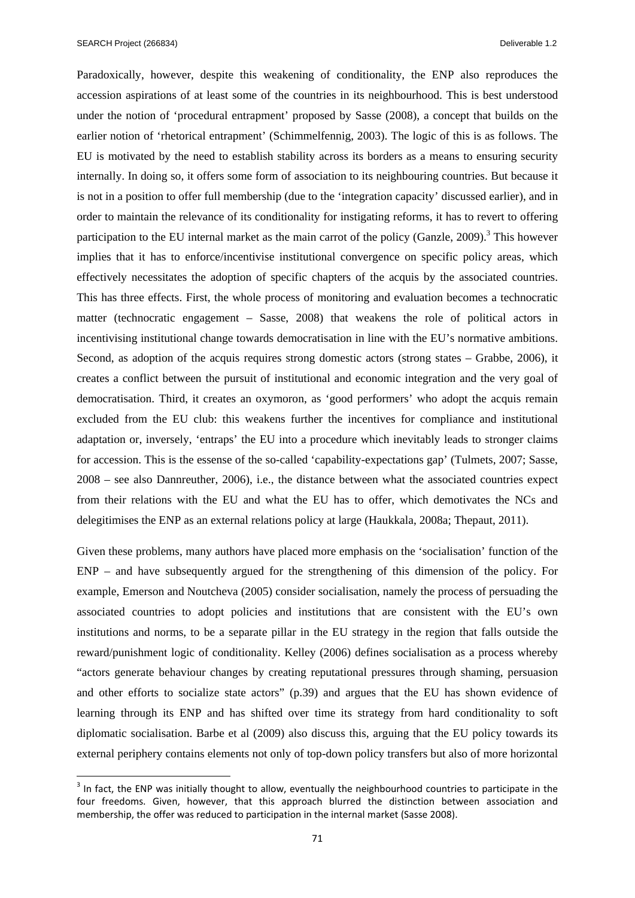Paradoxically, however, despite this weakening of conditionality, the ENP also reproduces the accession aspirations of at least some of the countries in its neighbourhood. This is best understood under the notion of 'procedural entrapment' proposed by Sasse (2008), a concept that builds on the earlier notion of 'rhetorical entrapment' (Schimmelfennig, 2003). The logic of this is as follows. The EU is motivated by the need to establish stability across its borders as a means to ensuring security internally. In doing so, it offers some form of association to its neighbouring countries. But because it is not in a position to offer full membership (due to the 'integration capacity' discussed earlier), and in order to maintain the relevance of its conditionality for instigating reforms, it has to revert to offering participation to the EU internal market as the main carrot of the policy (Ganzle, 2009).[3] This however implies that it has to enforce/incentivise institutional convergence on specific policy areas, which effectively necessitates the adoption of specific chapters of the acquis by the associated countries. This has three effects. First, the whole process of monitoring and evaluation becomes a technocratic matter (technocratic engagement – Sasse, 2008) that weakens the role of political actors in incentivising institutional change towards democratisation in line with the EU's normative ambitions. Second, as adoption of the acquis requires strong domestic actors (strong states – Grabbe, 2006), it creates a conflict between the pursuit of institutional and economic integration and the very goal of democratisation. Third, it creates an oxymoron, as 'good performers' who adopt the acquis remain excluded from the EU club: this weakens further the incentives for compliance and institutional adaptation or, inversely, 'entraps' the EU into a procedure which inevitably leads to stronger claims for accession. This is the essense of the so-called 'capability-expectations gap' (Tulmets, 2007; Sasse, 2008 – see also Dannreuther, 2006), i.e., the distance between what the associated countries expect from their relations with the EU and what the EU has to offer, which demotivates the NCs and delegitimises the ENP as an external relations policy at large (Haukkala, 2008a; Thepaut, 2011).

Given these problems, many authors have placed more emphasis on the 'socialisation' function of the ENP – and have subsequently argued for the strengthening of this dimension of the policy. For example, Emerson and Noutcheva (2005) consider socialisation, namely the process of persuading the associated countries to adopt policies and institutions that are consistent with the EU's own institutions and norms, to be a separate pillar in the EU strategy in the region that falls outside the reward/punishment logic of conditionality. Kelley (2006) defines socialisation as a process whereby "actors generate behaviour changes by creating reputational pressures through shaming, persuasion and other efforts to socialize state actors" (p.39) and argues that the EU has shown evidence of learning through its ENP and has shifted over time its strategy from hard conditionality to soft diplomatic socialisation. Barbe et al (2009) also discuss this, arguing that the EU policy towards its external periphery contains elements not only of top-down policy transfers but also of more horizontal

[3] In fact, the ENP was initially thought to allow, eventually the neighbourhood countries to participate in the four freedoms. Given, however, that this approach blurred the distinction between association and membership, the offer was reduced to participation in the internal market (Sasse 2008).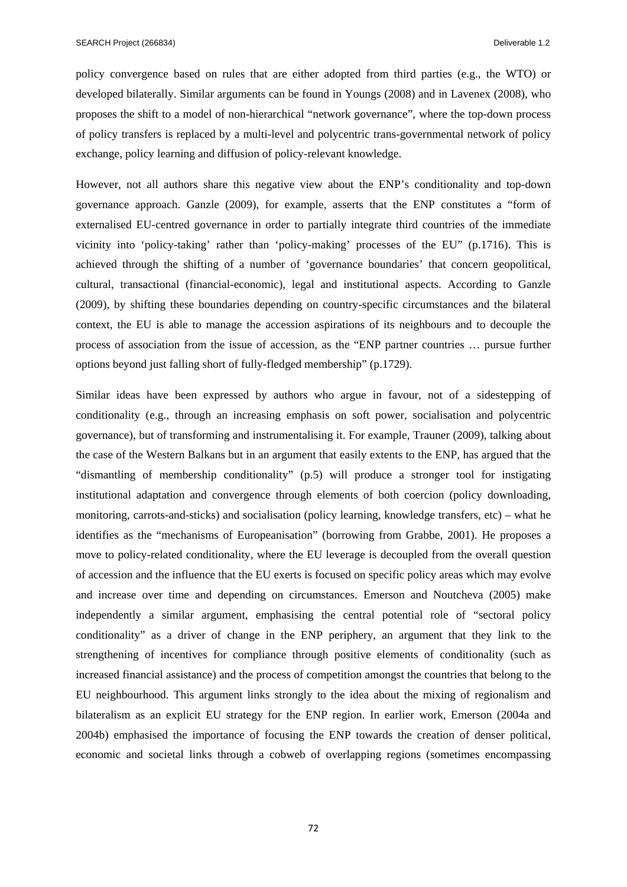policy convergence based on rules that are either adopted from third parties (e.g., the WTO) or developed bilaterally. Similar arguments can be found in Youngs (2008) and in Lavenex (2008), who proposes the shift to a model of non-hierarchical "network governance", where the top-down process of policy transfers is replaced by a multi-level and polycentric trans-governmental network of policy exchange, policy learning and diffusion of policy-relevant knowledge.

However, not all authors share this negative view about the ENP's conditionality and top-down governance approach. Ganzle (2009), for example, asserts that the ENP constitutes a "form of externalised EU-centred governance in order to partially integrate third countries of the immediate vicinity into 'policy-taking' rather than 'policy-making' processes of the EU" (p.1716). This is achieved through the shifting of a number of 'governance boundaries' that concern geopolitical, cultural, transactional (financial-economic), legal and institutional aspects. According to Ganzle (2009), by shifting these boundaries depending on country-specific circumstances and the bilateral context, the EU is able to manage the accession aspirations of its neighbours and to decouple the process of association from the issue of accession, as the "ENP partner countries … pursue further options beyond just falling short of fully-fledged membership" (p.1729).

Similar ideas have been expressed by authors who argue in favour, not of a sidestepping of conditionality (e.g., through an increasing emphasis on soft power, socialisation and polycentric governance), but of transforming and instrumentalising it. For example, Trauner (2009), talking about the case of the Western Balkans but in an argument that easily extents to the ENP, has argued that the "dismantling of membership conditionality" (p.5) will produce a stronger tool for instigating institutional adaptation and convergence through elements of both coercion (policy downloading, monitoring, carrots-and-sticks) and socialisation (policy learning, knowledge transfers, etc) – what he identifies as the "mechanisms of Europeanisation" (borrowing from Grabbe, 2001). He proposes a move to policy-related conditionality, where the EU leverage is decoupled from the overall question of accession and the influence that the EU exerts is focused on specific policy areas which may evolve and increase over time and depending on circumstances. Emerson and Noutcheva (2005) make independently a similar argument, emphasising the central potential role of "sectoral policy conditionality" as a driver of change in the ENP periphery, an argument that they link to the strengthening of incentives for compliance through positive elements of conditionality (such as increased financial assistance) and the process of competition amongst the countries that belong to the EU neighbourhood. This argument links strongly to the idea about the mixing of regionalism and bilateralism as an explicit EU strategy for the ENP region. In earlier work, Emerson (2004a and 2004b) emphasised the importance of focusing the ENP towards the creation of denser political, economic and societal links through a cobweb of overlapping regions (sometimes encompassing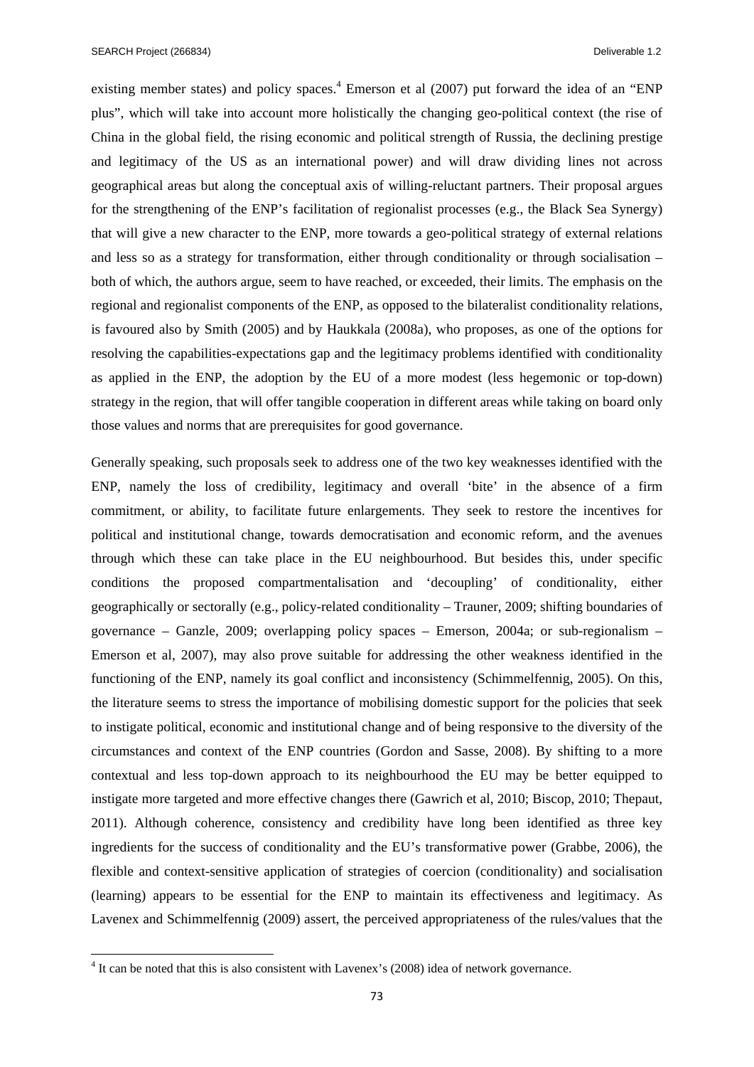existing member states) and policy spaces.[4] Emerson et al (2007) put forward the idea of an "ENP plus", which will take into account more holistically the changing geo-political context (the rise of China in the global field, the rising economic and political strength of Russia, the declining prestige and legitimacy of the US as an international power) and will draw dividing lines not across geographical areas but along the conceptual axis of willing-reluctant partners. Their proposal argues for the strengthening of the ENP's facilitation of regionalist processes (e.g., the Black Sea Synergy) that will give a new character to the ENP, more towards a geo-political strategy of external relations and less so as a strategy for transformation, either through conditionality or through socialisation – both of which, the authors argue, seem to have reached, or exceeded, their limits. The emphasis on the regional and regionalist components of the ENP, as opposed to the bilateralist conditionality relations, is favoured also by Smith (2005) and by Haukkala (2008a), who proposes, as one of the options for resolving the capabilities-expectations gap and the legitimacy problems identified with conditionality as applied in the ENP, the adoption by the EU of a more modest (less hegemonic or top-down) strategy in the region, that will offer tangible cooperation in different areas while taking on board only those values and norms that are prerequisites for good governance.

Generally speaking, such proposals seek to address one of the two key weaknesses identified with the ENP, namely the loss of credibility, legitimacy and overall 'bite' in the absence of a firm commitment, or ability, to facilitate future enlargements. They seek to restore the incentives for political and institutional change, towards democratisation and economic reform, and the avenues through which these can take place in the EU neighbourhood. But besides this, under specific conditions the proposed compartmentalisation and 'decoupling' of conditionality, either geographically or sectorally (e.g., policy-related conditionality – Trauner, 2009; shifting boundaries of governance – Ganzle, 2009; overlapping policy spaces – Emerson, 2004a; or sub-regionalism – Emerson et al, 2007), may also prove suitable for addressing the other weakness identified in the functioning of the ENP, namely its goal conflict and inconsistency (Schimmelfennig, 2005). On this, the literature seems to stress the importance of mobilising domestic support for the policies that seek to instigate political, economic and institutional change and of being responsive to the diversity of the circumstances and context of the ENP countries (Gordon and Sasse, 2008). By shifting to a more contextual and less top-down approach to its neighbourhood the EU may be better equipped to instigate more targeted and more effective changes there (Gawrich et al, 2010; Biscop, 2010; Thepaut, 2011). Although coherence, consistency and credibility have long been identified as three key ingredients for the success of conditionality and the EU's transformative power (Grabbe, 2006), the flexible and context-sensitive application of strategies of coercion (conditionality) and socialisation (learning) appears to be essential for the ENP to maintain its effectiveness and legitimacy. As Lavenex and Schimmelfennig (2009) assert, the perceived appropriateness of the rules/values that the

[4] It can be noted that this is also consistent with Lavenex's (2008) idea of network governance.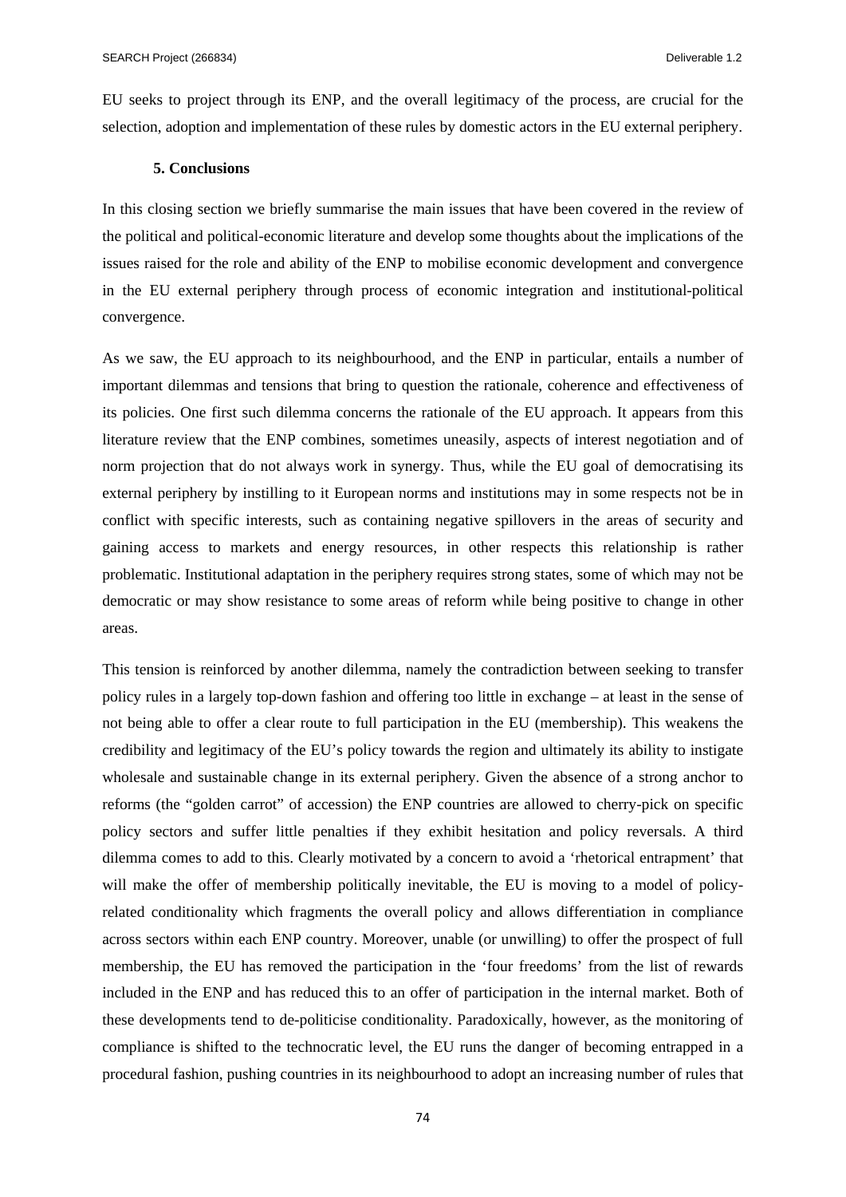EU seeks to project through its ENP, and the overall legitimacy of the process, are crucial for the selection, adoption and implementation of these rules by domestic actors in the EU external periphery.

## 5. Conclusions

In this closing section we briefly summarise the main issues that have been covered in the review of the political and political-economic literature and develop some thoughts about the implications of the issues raised for the role and ability of the ENP to mobilise economic development and convergence in the EU external periphery through process of economic integration and institutional-political convergence.

As we saw, the EU approach to its neighbourhood, and the ENP in particular, entails a number of important dilemmas and tensions that bring to question the rationale, coherence and effectiveness of its policies. One first such dilemma concerns the rationale of the EU approach. It appears from this literature review that the ENP combines, sometimes uneasily, aspects of interest negotiation and of norm projection that do not always work in synergy. Thus, while the EU goal of democratising its external periphery by instilling to it European norms and institutions may in some respects not be in conflict with specific interests, such as containing negative spillovers in the areas of security and gaining access to markets and energy resources, in other respects this relationship is rather problematic. Institutional adaptation in the periphery requires strong states, some of which may not be democratic or may show resistance to some areas of reform while being positive to change in other areas.

This tension is reinforced by another dilemma, namely the contradiction between seeking to transfer policy rules in a largely top-down fashion and offering too little in exchange – at least in the sense of not being able to offer a clear route to full participation in the EU (membership). This weakens the credibility and legitimacy of the EU's policy towards the region and ultimately its ability to instigate wholesale and sustainable change in its external periphery. Given the absence of a strong anchor to reforms (the "golden carrot" of accession) the ENP countries are allowed to cherry-pick on specific policy sectors and suffer little penalties if they exhibit hesitation and policy reversals. A third dilemma comes to add to this. Clearly motivated by a concern to avoid a 'rhetorical entrapment' that will make the offer of membership politically inevitable, the EU is moving to a model of policy-related conditionality which fragments the overall policy and allows differentiation in compliance across sectors within each ENP country. Moreover, unable (or unwilling) to offer the prospect of full membership, the EU has removed the participation in the 'four freedoms' from the list of rewards included in the ENP and has reduced this to an offer of participation in the internal market. Both of these developments tend to de-politicise conditionality. Paradoxically, however, as the monitoring of compliance is shifted to the technocratic level, the EU runs the danger of becoming entrapped in a procedural fashion, pushing countries in its neighbourhood to adopt an increasing number of rules that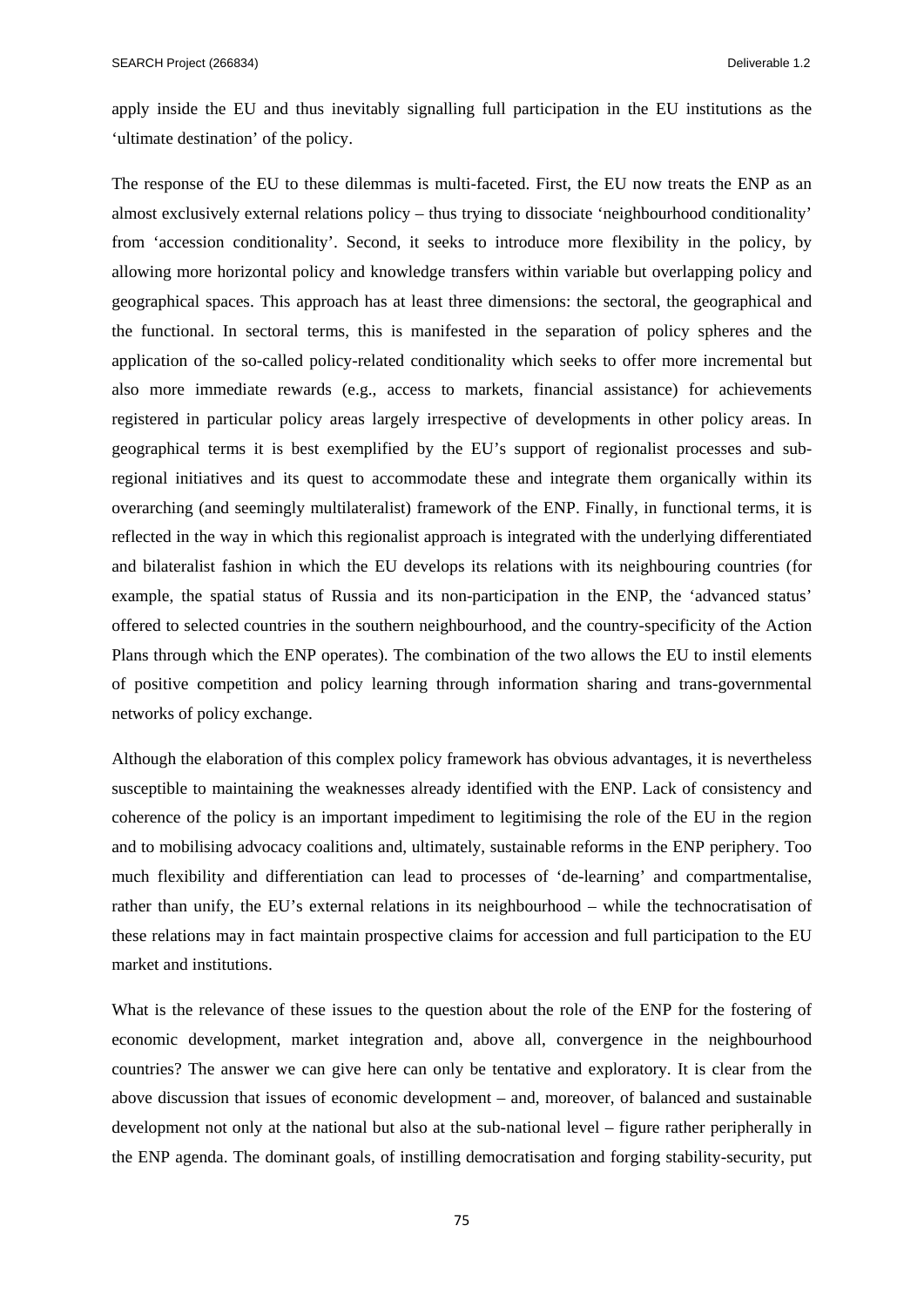apply inside the EU and thus inevitably signalling full participation in the EU institutions as the 'ultimate destination' of the policy.

The response of the EU to these dilemmas is multi-faceted. First, the EU now treats the ENP as an almost exclusively external relations policy – thus trying to dissociate 'neighbourhood conditionality' from 'accession conditionality'. Second, it seeks to introduce more flexibility in the policy, by allowing more horizontal policy and knowledge transfers within variable but overlapping policy and geographical spaces. This approach has at least three dimensions: the sectoral, the geographical and the functional. In sectoral terms, this is manifested in the separation of policy spheres and the application of the so-called policy-related conditionality which seeks to offer more incremental but also more immediate rewards (e.g., access to markets, financial assistance) for achievements registered in particular policy areas largely irrespective of developments in other policy areas. In geographical terms it is best exemplified by the EU's support of regionalist processes and sub-regional initiatives and its quest to accommodate these and integrate them organically within its overarching (and seemingly multilateralist) framework of the ENP. Finally, in functional terms, it is reflected in the way in which this regionalist approach is integrated with the underlying differentiated and bilateralist fashion in which the EU develops its relations with its neighbouring countries (for example, the spatial status of Russia and its non-participation in the ENP, the 'advanced status' offered to selected countries in the southern neighbourhood, and the country-specificity of the Action Plans through which the ENP operates). The combination of the two allows the EU to instil elements of positive competition and policy learning through information sharing and trans-governmental networks of policy exchange.

Although the elaboration of this complex policy framework has obvious advantages, it is nevertheless susceptible to maintaining the weaknesses already identified with the ENP. Lack of consistency and coherence of the policy is an important impediment to legitimising the role of the EU in the region and to mobilising advocacy coalitions and, ultimately, sustainable reforms in the ENP periphery. Too much flexibility and differentiation can lead to processes of 'de-learning' and compartmentalise, rather than unify, the EU's external relations in its neighbourhood – while the technocratisation of these relations may in fact maintain prospective claims for accession and full participation to the EU market and institutions.

What is the relevance of these issues to the question about the role of the ENP for the fostering of economic development, market integration and, above all, convergence in the neighbourhood countries? The answer we can give here can only be tentative and exploratory. It is clear from the above discussion that issues of economic development – and, moreover, of balanced and sustainable development not only at the national but also at the sub-national level – figure rather peripherally in the ENP agenda. The dominant goals, of instilling democratisation and forging stability-security, put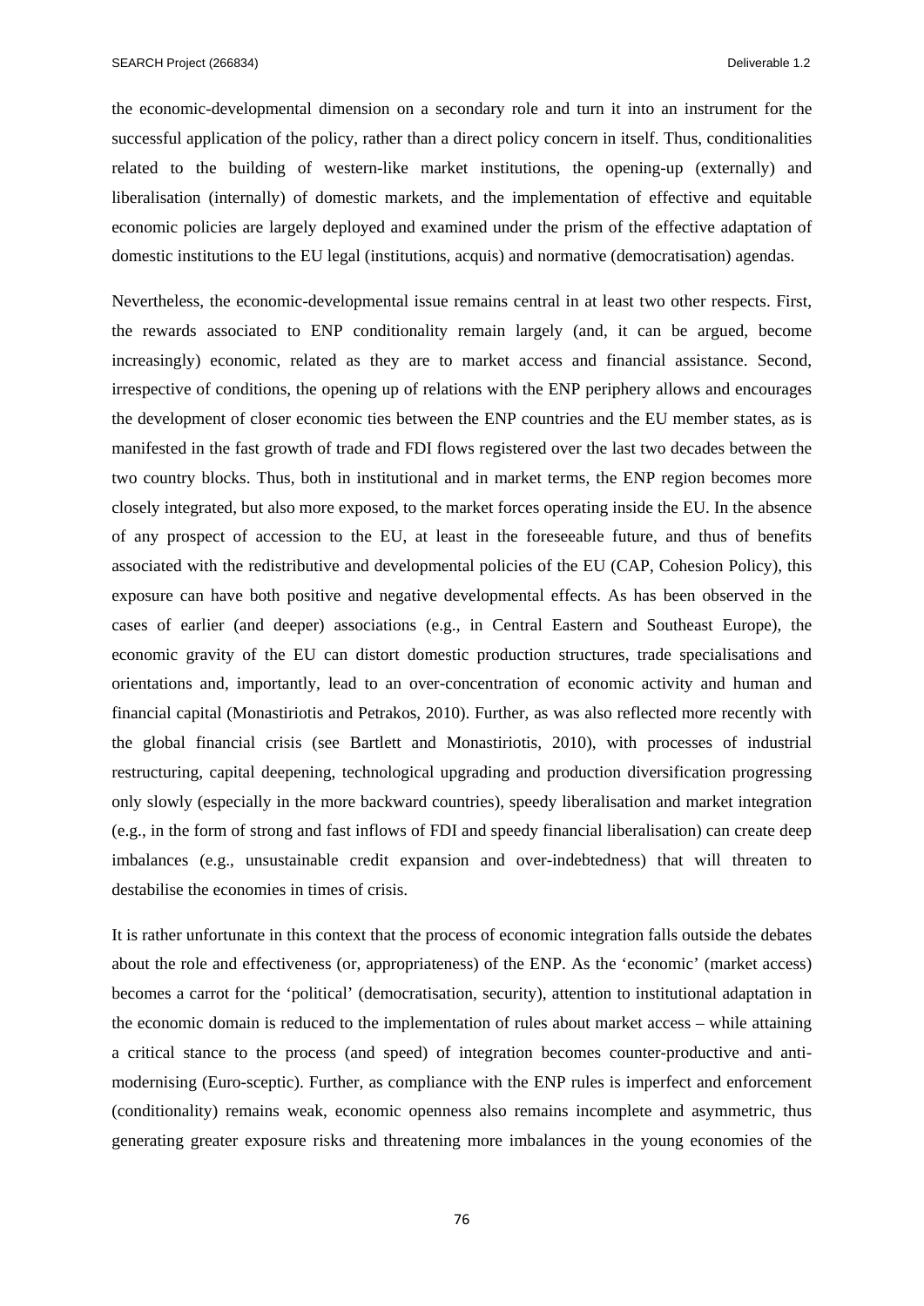the economic-developmental dimension on a secondary role and turn it into an instrument for the successful application of the policy, rather than a direct policy concern in itself. Thus, conditionalities related to the building of western-like market institutions, the opening-up (externally) and liberalisation (internally) of domestic markets, and the implementation of effective and equitable economic policies are largely deployed and examined under the prism of the effective adaptation of domestic institutions to the EU legal (institutions, acquis) and normative (democratisation) agendas.

Nevertheless, the economic-developmental issue remains central in at least two other respects. First, the rewards associated to ENP conditionality remain largely (and, it can be argued, become increasingly) economic, related as they are to market access and financial assistance. Second, irrespective of conditions, the opening up of relations with the ENP periphery allows and encourages the development of closer economic ties between the ENP countries and the EU member states, as is manifested in the fast growth of trade and FDI flows registered over the last two decades between the two country blocks. Thus, both in institutional and in market terms, the ENP region becomes more closely integrated, but also more exposed, to the market forces operating inside the EU. In the absence of any prospect of accession to the EU, at least in the foreseeable future, and thus of benefits associated with the redistributive and developmental policies of the EU (CAP, Cohesion Policy), this exposure can have both positive and negative developmental effects. As has been observed in the cases of earlier (and deeper) associations (e.g., in Central Eastern and Southeast Europe), the economic gravity of the EU can distort domestic production structures, trade specialisations and orientations and, importantly, lead to an over-concentration of economic activity and human and financial capital (Monastiriotis and Petrakos, 2010). Further, as was also reflected more recently with the global financial crisis (see Bartlett and Monastiriotis, 2010), with processes of industrial restructuring, capital deepening, technological upgrading and production diversification progressing only slowly (especially in the more backward countries), speedy liberalisation and market integration (e.g., in the form of strong and fast inflows of FDI and speedy financial liberalisation) can create deep imbalances (e.g., unsustainable credit expansion and over-indebtedness) that will threaten to destabilise the economies in times of crisis.

It is rather unfortunate in this context that the process of economic integration falls outside the debates about the role and effectiveness (or, appropriateness) of the ENP. As the 'economic' (market access) becomes a carrot for the 'political' (democratisation, security), attention to institutional adaptation in the economic domain is reduced to the implementation of rules about market access – while attaining a critical stance to the process (and speed) of integration becomes counter-productive and anti-modernising (Euro-sceptic). Further, as compliance with the ENP rules is imperfect and enforcement (conditionality) remains weak, economic openness also remains incomplete and asymmetric, thus generating greater exposure risks and threatening more imbalances in the young economies of the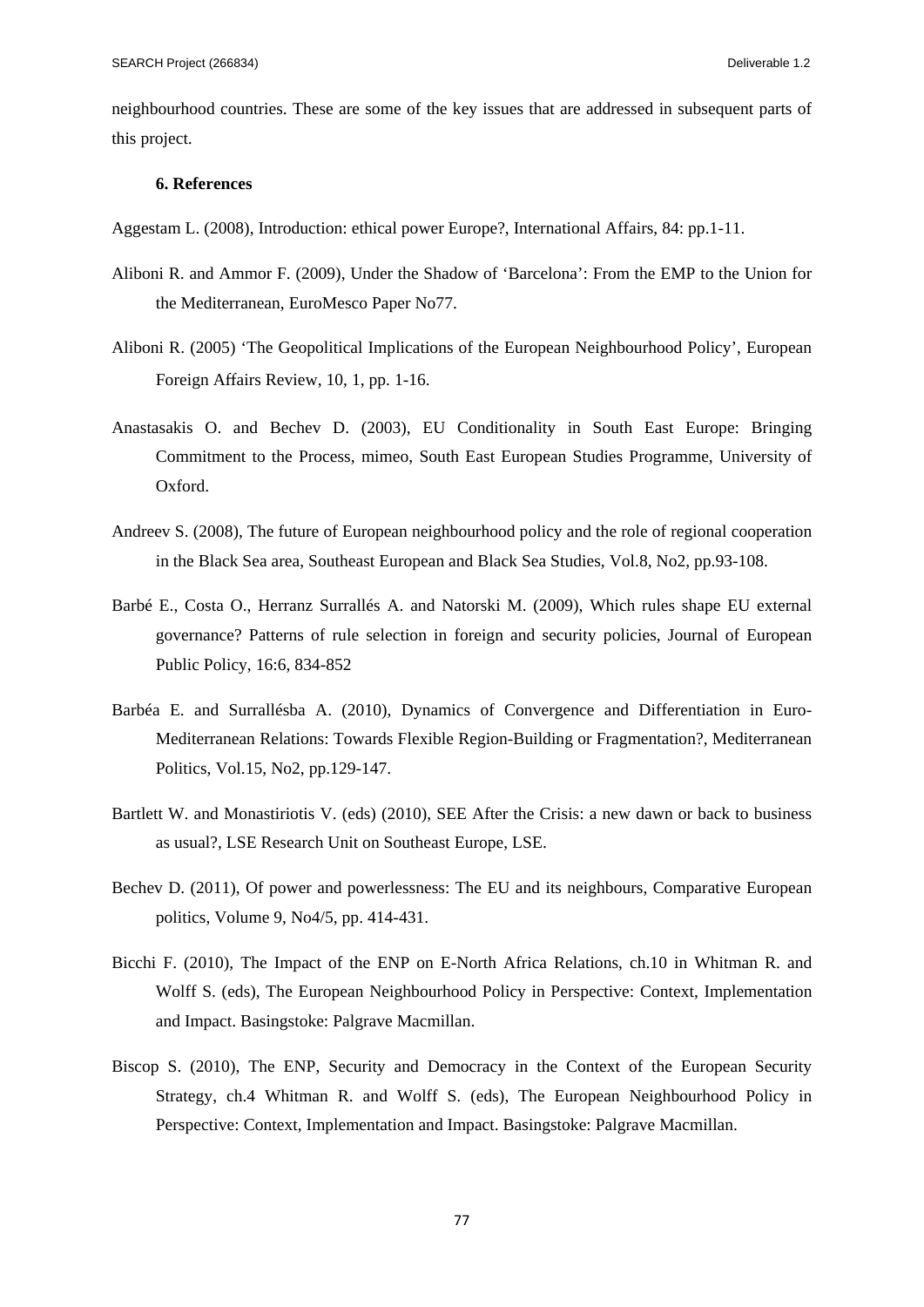neighbourhood countries. These are some of the key issues that are addressed in subsequent parts of this project.

## 6. References

Aggestam L. (2008), Introduction: ethical power Europe?, International Affairs, 84: pp.1-11.

Aliboni R. and Ammor F. (2009), Under the Shadow of 'Barcelona': From the EMP to the Union for the Mediterranean, EuroMesco Paper No77.

Aliboni R. (2005) 'The Geopolitical Implications of the European Neighbourhood Policy', European Foreign Affairs Review, 10, 1, pp. 1-16.

Anastasakis O. and Bechev D. (2003), EU Conditionality in South East Europe: Bringing Commitment to the Process, mimeo, South East European Studies Programme, University of Oxford.

Andreev S. (2008), The future of European neighbourhood policy and the role of regional cooperation in the Black Sea area, Southeast European and Black Sea Studies, Vol.8, No2, pp.93-108.

Barbé E., Costa O., Herranz Surrallés A. and Natorski M. (2009), Which rules shape EU external governance? Patterns of rule selection in foreign and security policies, Journal of European Public Policy, 16:6, 834-852

Barbéa E. and Surrallésba A. (2010), Dynamics of Convergence and Differentiation in Euro-Mediterranean Relations: Towards Flexible Region-Building or Fragmentation?, Mediterranean Politics, Vol.15, No2, pp.129-147.

Bartlett W. and Monastiriotis V. (eds) (2010), SEE After the Crisis: a new dawn or back to business as usual?, LSE Research Unit on Southeast Europe, LSE.

Bechev D. (2011), Of power and powerlessness: The EU and its neighbours, Comparative European politics, Volume 9, No4/5, pp. 414-431.

Bicchi F. (2010), The Impact of the ENP on E-North Africa Relations, ch.10 in Whitman R. and Wolff S. (eds), The European Neighbourhood Policy in Perspective: Context, Implementation and Impact. Basingstoke: Palgrave Macmillan.

Biscop S. (2010), The ENP, Security and Democracy in the Context of the European Security Strategy, ch.4 Whitman R. and Wolff S. (eds), The European Neighbourhood Policy in Perspective: Context, Implementation and Impact. Basingstoke: Palgrave Macmillan.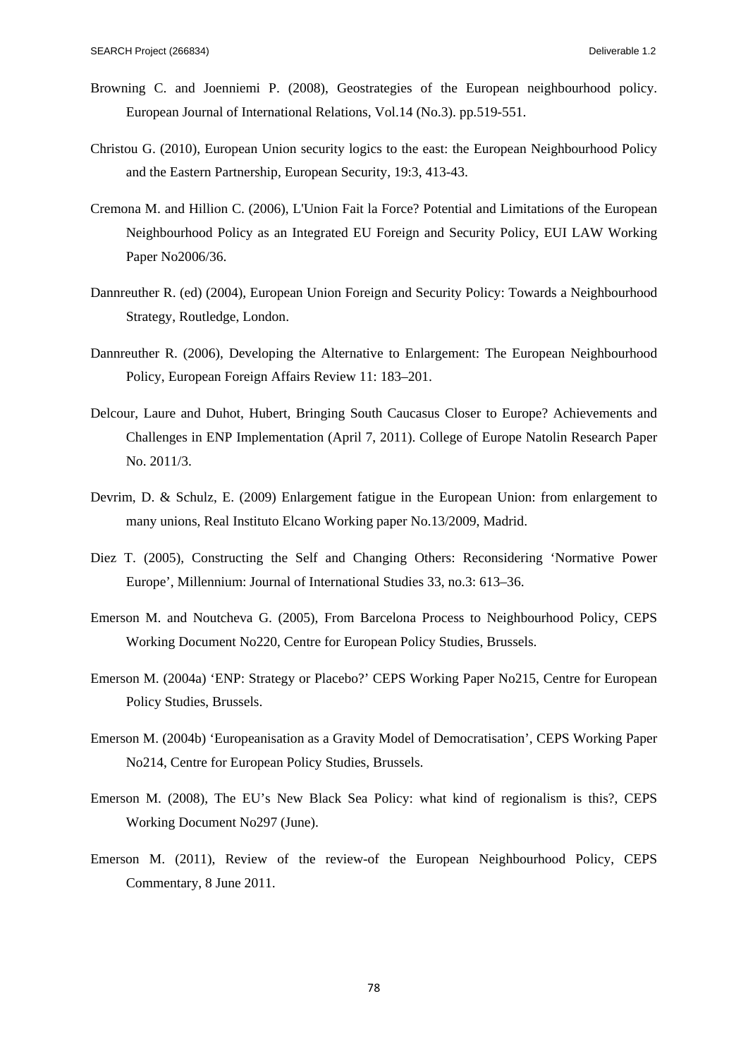Browning C. and Joenniemi P. (2008), Geostrategies of the European neighbourhood policy. European Journal of International Relations, Vol.14 (No.3). pp.519-551.

Christou G. (2010), European Union security logics to the east: the European Neighbourhood Policy and the Eastern Partnership, European Security, 19:3, 413-43.

Cremona M. and Hillion C. (2006), L'Union Fait la Force? Potential and Limitations of the European Neighbourhood Policy as an Integrated EU Foreign and Security Policy, EUI LAW Working Paper No2006/36.

Dannreuther R. (ed) (2004), European Union Foreign and Security Policy: Towards a Neighbourhood Strategy, Routledge, London.

Dannreuther R. (2006), Developing the Alternative to Enlargement: The European Neighbourhood Policy, European Foreign Affairs Review 11: 183–201.

Delcour, Laure and Duhot, Hubert, Bringing South Caucasus Closer to Europe? Achievements and Challenges in ENP Implementation (April 7, 2011). College of Europe Natolin Research Paper No. 2011/3.

Devrim, D. & Schulz, E. (2009) Enlargement fatigue in the European Union: from enlargement to many unions, Real Instituto Elcano Working paper No.13/2009, Madrid.

Diez T. (2005), Constructing the Self and Changing Others: Reconsidering 'Normative Power Europe', Millennium: Journal of International Studies 33, no.3: 613–36.

Emerson M. and Noutcheva G. (2005), From Barcelona Process to Neighbourhood Policy, CEPS Working Document No220, Centre for European Policy Studies, Brussels.

Emerson M. (2004a) 'ENP: Strategy or Placebo?' CEPS Working Paper No215, Centre for European Policy Studies, Brussels.

Emerson M. (2004b) 'Europeanisation as a Gravity Model of Democratisation', CEPS Working Paper No214, Centre for European Policy Studies, Brussels.

Emerson M. (2008), The EU's New Black Sea Policy: what kind of regionalism is this?, CEPS Working Document No297 (June).

Emerson M. (2011), Review of the review-of the European Neighbourhood Policy, CEPS Commentary, 8 June 2011.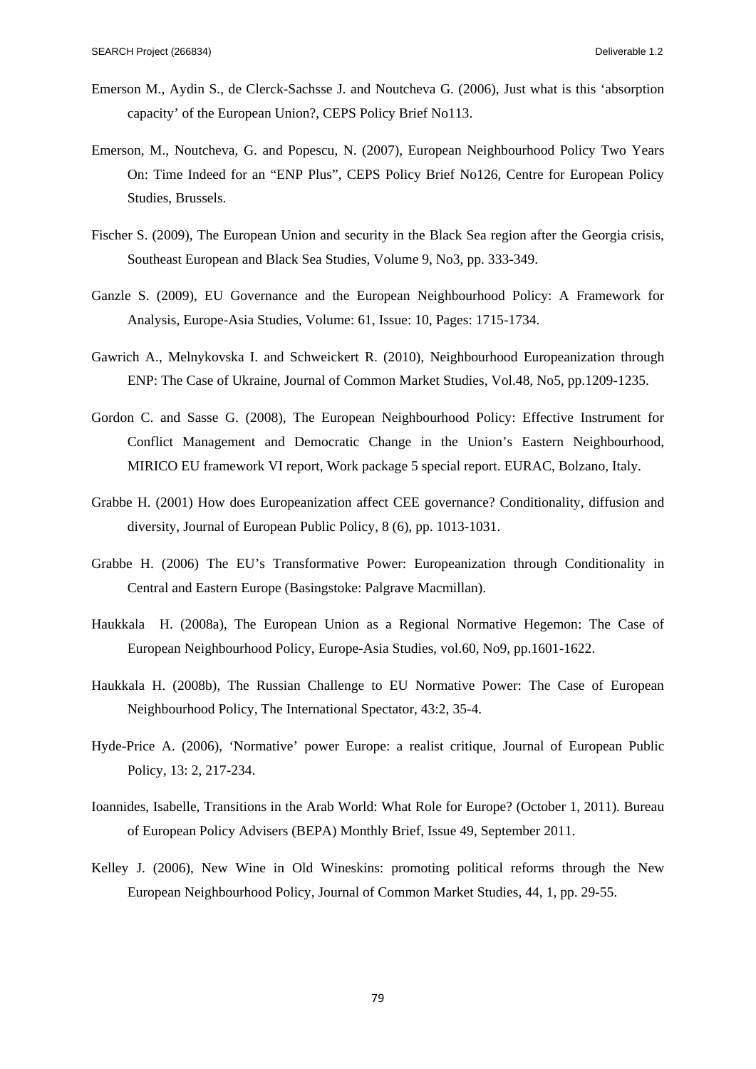Emerson M., Aydin S., de Clerck-Sachsse J. and Noutcheva G. (2006), Just what is this 'absorption capacity' of the European Union?, CEPS Policy Brief No113.

Emerson, M., Noutcheva, G. and Popescu, N. (2007), European Neighbourhood Policy Two Years On: Time Indeed for an "ENP Plus", CEPS Policy Brief No126, Centre for European Policy Studies, Brussels.

Fischer S. (2009), The European Union and security in the Black Sea region after the Georgia crisis, Southeast European and Black Sea Studies, Volume 9, No3, pp. 333-349.

Ganzle S. (2009), EU Governance and the European Neighbourhood Policy: A Framework for Analysis, Europe-Asia Studies, Volume: 61, Issue: 10, Pages: 1715-1734.

Gawrich A., Melnykovska I. and Schweickert R. (2010), Neighbourhood Europeanization through ENP: The Case of Ukraine, Journal of Common Market Studies, Vol.48, No5, pp.1209-1235.

Gordon C. and Sasse G. (2008), The European Neighbourhood Policy: Effective Instrument for Conflict Management and Democratic Change in the Union's Eastern Neighbourhood, MIRICO EU framework VI report, Work package 5 special report. EURAC, Bolzano, Italy.

Grabbe H. (2001) How does Europeanization affect CEE governance? Conditionality, diffusion and diversity, Journal of European Public Policy, 8 (6), pp. 1013-1031.

Grabbe H. (2006) The EU's Transformative Power: Europeanization through Conditionality in Central and Eastern Europe (Basingstoke: Palgrave Macmillan).

Haukkala H. (2008a), The European Union as a Regional Normative Hegemon: The Case of European Neighbourhood Policy, Europe-Asia Studies, vol.60, No9, pp.1601-1622.

Haukkala H. (2008b), The Russian Challenge to EU Normative Power: The Case of European Neighbourhood Policy, The International Spectator, 43:2, 35-4.

Hyde-Price A. (2006), 'Normative' power Europe: a realist critique, Journal of European Public Policy, 13: 2, 217-234.

Ioannides, Isabelle, Transitions in the Arab World: What Role for Europe? (October 1, 2011). Bureau of European Policy Advisers (BEPA) Monthly Brief, Issue 49, September 2011.

Kelley J. (2006), New Wine in Old Wineskins: promoting political reforms through the New European Neighbourhood Policy, Journal of Common Market Studies, 44, 1, pp. 29-55.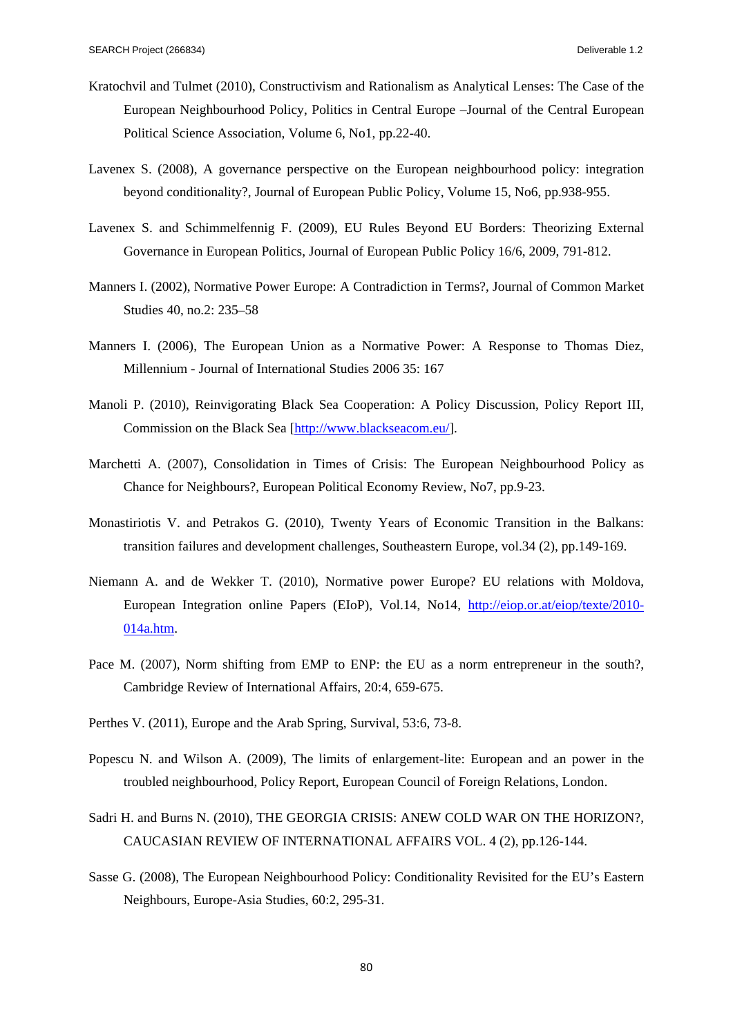Kratochvil and Tulmet (2010), Constructivism and Rationalism as Analytical Lenses: The Case of the European Neighbourhood Policy, Politics in Central Europe –Journal of the Central European Political Science Association, Volume 6, No1, pp.22-40.

Lavenex S. (2008), A governance perspective on the European neighbourhood policy: integration beyond conditionality?, Journal of European Public Policy, Volume 15, No6, pp.938-955.

Lavenex S. and Schimmelfennig F. (2009), EU Rules Beyond EU Borders: Theorizing External Governance in European Politics, Journal of European Public Policy 16/6, 2009, 791-812.

Manners I. (2002), Normative Power Europe: A Contradiction in Terms?, Journal of Common Market Studies 40, no.2: 235–58

Manners I. (2006), The European Union as a Normative Power: A Response to Thomas Diez, Millennium - Journal of International Studies 2006 35: 167

Manoli P. (2010), Reinvigorating Black Sea Cooperation: A Policy Discussion, Policy Report III, Commission on the Black Sea [http://www.blackseacom.eu/].

Marchetti A. (2007), Consolidation in Times of Crisis: The European Neighbourhood Policy as Chance for Neighbours?, European Political Economy Review, No7, pp.9-23.

Monastiriotis V. and Petrakos G. (2010), Twenty Years of Economic Transition in the Balkans: transition failures and development challenges, Southeastern Europe, vol.34 (2), pp.149-169.

Niemann A. and de Wekker T. (2010), Normative power Europe? EU relations with Moldova, European Integration online Papers (EIoP), Vol.14, No14, http://eiop.or.at/eiop/texte/2010-014a.htm.

Pace M. (2007), Norm shifting from EMP to ENP: the EU as a norm entrepreneur in the south?, Cambridge Review of International Affairs, 20:4, 659-675.

Perthes V. (2011), Europe and the Arab Spring, Survival, 53:6, 73-8.

Popescu N. and Wilson A. (2009), The limits of enlargement-lite: European and an power in the troubled neighbourhood, Policy Report, European Council of Foreign Relations, London.

Sadri H. and Burns N. (2010), THE GEORGIA CRISIS: ANEW COLD WAR ON THE HORIZON?, CAUCASIAN REVIEW OF INTERNATIONAL AFFAIRS VOL. 4 (2), pp.126-144.

Sasse G. (2008), The European Neighbourhood Policy: Conditionality Revisited for the EU's Eastern Neighbours, Europe-Asia Studies, 60:2, 295-31.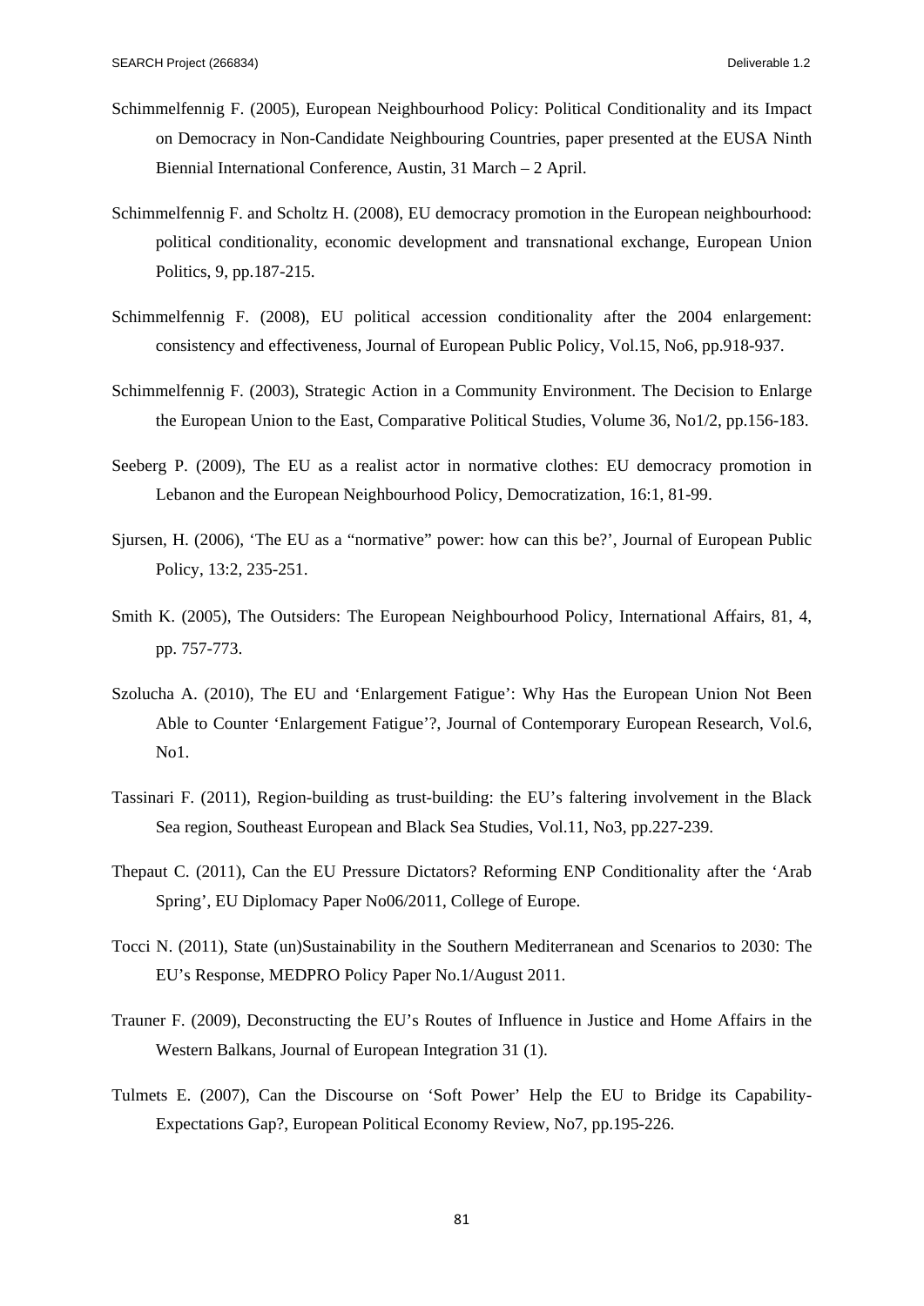Schimmelfennig F. (2005), European Neighbourhood Policy: Political Conditionality and its Impact on Democracy in Non-Candidate Neighbouring Countries, paper presented at the EUSA Ninth Biennial International Conference, Austin, 31 March – 2 April.

Schimmelfennig F. and Scholtz H. (2008), EU democracy promotion in the European neighbourhood: political conditionality, economic development and transnational exchange, European Union Politics, 9, pp.187-215.

Schimmelfennig F. (2008), EU political accession conditionality after the 2004 enlargement: consistency and effectiveness, Journal of European Public Policy, Vol.15, No6, pp.918-937.

Schimmelfennig F. (2003), Strategic Action in a Community Environment. The Decision to Enlarge the European Union to the East, Comparative Political Studies, Volume 36, No1/2, pp.156-183.

Seeberg P. (2009), The EU as a realist actor in normative clothes: EU democracy promotion in Lebanon and the European Neighbourhood Policy, Democratization, 16:1, 81-99.

Sjursen, H. (2006), 'The EU as a "normative" power: how can this be?', Journal of European Public Policy, 13:2, 235-251.

Smith K. (2005), The Outsiders: The European Neighbourhood Policy, International Affairs, 81, 4, pp. 757-773.

Szolucha A. (2010), The EU and 'Enlargement Fatigue': Why Has the European Union Not Been Able to Counter 'Enlargement Fatigue'?, Journal of Contemporary European Research, Vol.6, No1.

Tassinari F. (2011), Region-building as trust-building: the EU's faltering involvement in the Black Sea region, Southeast European and Black Sea Studies, Vol.11, No3, pp.227-239.

Thepaut C. (2011), Can the EU Pressure Dictators? Reforming ENP Conditionality after the 'Arab Spring', EU Diplomacy Paper No06/2011, College of Europe.

Tocci N. (2011), State (un)Sustainability in the Southern Mediterranean and Scenarios to 2030: The EU's Response, MEDPRO Policy Paper No.1/August 2011.

Trauner F. (2009), Deconstructing the EU's Routes of Influence in Justice and Home Affairs in the Western Balkans, Journal of European Integration 31 (1).

Tulmets E. (2007), Can the Discourse on 'Soft Power' Help the EU to Bridge its Capability-Expectations Gap?, European Political Economy Review, No7, pp.195-226.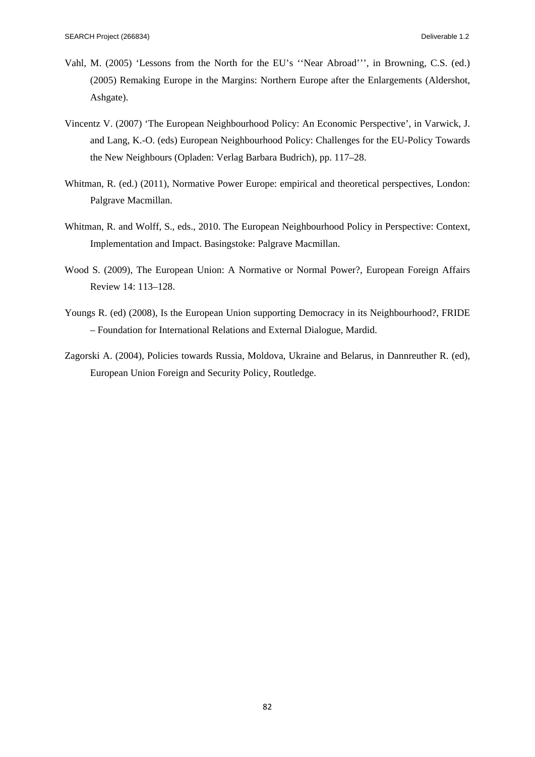Vahl, M. (2005) 'Lessons from the North for the EU's ''Near Abroad''', in Browning, C.S. (ed.) (2005) Remaking Europe in the Margins: Northern Europe after the Enlargements (Aldershot, Ashgate).

Vincentz V. (2007) 'The European Neighbourhood Policy: An Economic Perspective', in Varwick, J. and Lang, K.-O. (eds) European Neighbourhood Policy: Challenges for the EU-Policy Towards the New Neighbours (Opladen: Verlag Barbara Budrich), pp. 117–28.

Whitman, R. (ed.) (2011), Normative Power Europe: empirical and theoretical perspectives, London: Palgrave Macmillan.

Whitman, R. and Wolff, S., eds., 2010. The European Neighbourhood Policy in Perspective: Context, Implementation and Impact. Basingstoke: Palgrave Macmillan.

Wood S. (2009), The European Union: A Normative or Normal Power?, European Foreign Affairs Review 14: 113–128.

Youngs R. (ed) (2008), Is the European Union supporting Democracy in its Neighbourhood?, FRIDE – Foundation for International Relations and External Dialogue, Mardid.

Zagorski A. (2004), Policies towards Russia, Moldova, Ukraine and Belarus, in Dannreuther R. (ed), European Union Foreign and Security Policy, Routledge.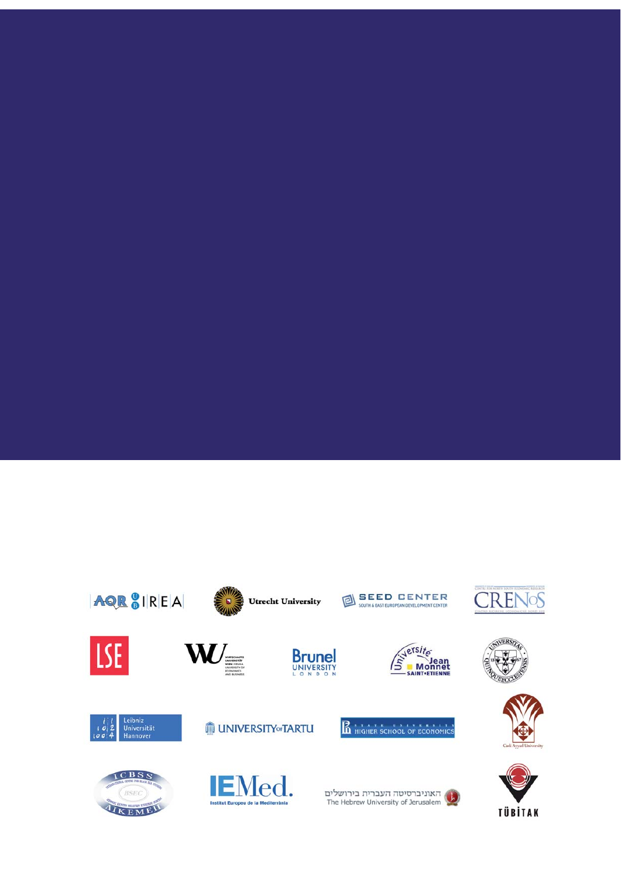AQR UB IREA

Utrecht University

SEED CENTER
SOUTH & EAST EUROPEAN DEVELOPMENT CENTER

CRENoS

LSE

WU

Brunel
UNIVERSITY
LONDON

Université Jean Monnet
SAINT-ETIENNE

Leibniz
Universität
Hannover

UNIVERSITY of TARTU

HIGHER SCHOOL OF ECONOMICS

Cadi Ayyad University

ICBSS

IEMed.
Institut Europeu de la Mediterrània

האוניברסיטה העברית בירושלים
The Hebrew University of Jerusalem

TÜBİTAK